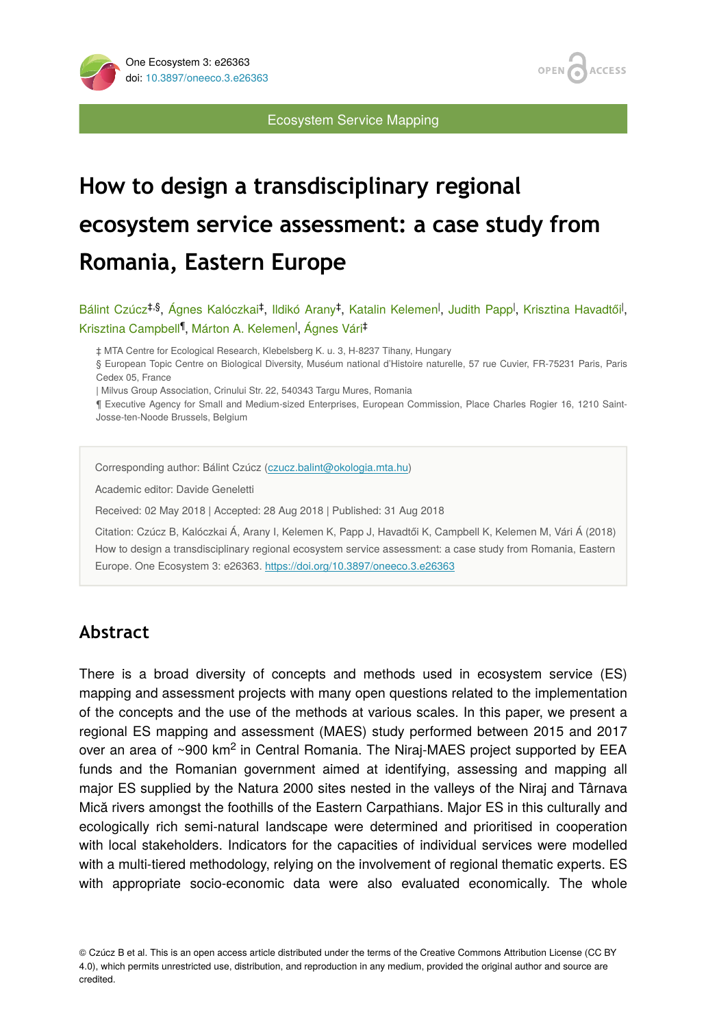Ecosystem Service Mapping

# How to design a transdisciplinary regional ecosystem service assessment: a case study from Romania, Eastern Europe

Bálint Czúcz[‡,§], Ágnes Kalóczkai[‡], Ildikó Arany[‡], Katalin Kelemen[|], Judith Papp[|], Krisztina Havadtői[|], Krisztina Campbell[¶], Márton A. Kelemen[|], Ágnes Vári[‡]

‡ MTA Centre for Ecological Research, Klebelsberg K. u. 3, H-8237 Tihany, Hungary
§ European Topic Centre on Biological Diversity, Muséum national d'Histoire naturelle, 57 rue Cuvier, FR-75231 Paris, Paris Cedex 05, France
| Milvus Group Association, Crinului Str. 22, 540343 Targu Mures, Romania
¶ Executive Agency for Small and Medium-sized Enterprises, European Commission, Place Charles Rogier 16, 1210 Saint-Josse-ten-Noode Brussels, Belgium

Corresponding author: Bálint Czúcz (czucz.balint@okologia.mta.hu)

Academic editor: Davide Geneletti

Received: 02 May 2018 | Accepted: 28 Aug 2018 | Published: 31 Aug 2018

Citation: Czúcz B, Kalóczkai Á, Arany I, Kelemen K, Papp J, Havadtői K, Campbell K, Kelemen M, Vári Á (2018) How to design a transdisciplinary regional ecosystem service assessment: a case study from Romania, Eastern Europe. One Ecosystem 3: e26363. https://doi.org/10.3897/oneeco.3.e26363

## Abstract

There is a broad diversity of concepts and methods used in ecosystem service (ES) mapping and assessment projects with many open questions related to the implementation of the concepts and the use of the methods at various scales. In this paper, we present a regional ES mapping and assessment (MAES) study performed between 2015 and 2017 over an area of ~900 km$^2$ in Central Romania. The Niraj-MAES project supported by EEA funds and the Romanian government aimed at identifying, assessing and mapping all major ES supplied by the Natura 2000 sites nested in the valleys of the Niraj and Târnava Mică rivers amongst the foothills of the Eastern Carpathians. Major ES in this culturally and ecologically rich semi-natural landscape were determined and prioritised in cooperation with local stakeholders. Indicators for the capacities of individual services were modelled with a multi-tiered methodology, relying on the involvement of regional thematic experts. ES with appropriate socio-economic data were also evaluated economically. The whole

© Czúcz B et al. This is an open access article distributed under the terms of the Creative Commons Attribution License (CC BY 4.0), which permits unrestricted use, distribution, and reproduction in any medium, provided the original author and source are credited.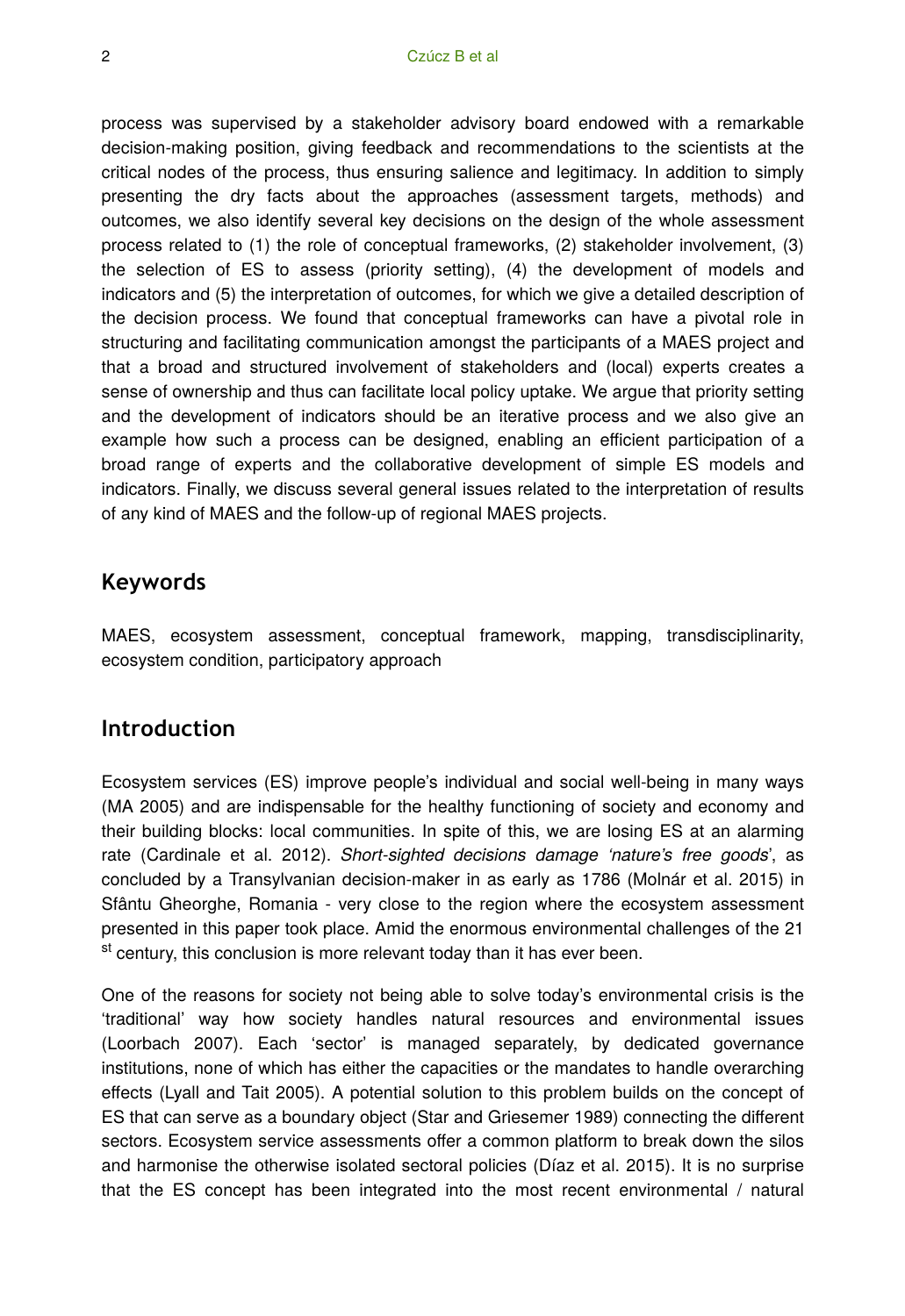process was supervised by a stakeholder advisory board endowed with a remarkable decision-making position, giving feedback and recommendations to the scientists at the critical nodes of the process, thus ensuring salience and legitimacy. In addition to simply presenting the dry facts about the approaches (assessment targets, methods) and outcomes, we also identify several key decisions on the design of the whole assessment process related to (1) the role of conceptual frameworks, (2) stakeholder involvement, (3) the selection of ES to assess (priority setting), (4) the development of models and indicators and (5) the interpretation of outcomes, for which we give a detailed description of the decision process. We found that conceptual frameworks can have a pivotal role in structuring and facilitating communication amongst the participants of a MAES project and that a broad and structured involvement of stakeholders and (local) experts creates a sense of ownership and thus can facilitate local policy uptake. We argue that priority setting and the development of indicators should be an iterative process and we also give an example how such a process can be designed, enabling an efficient participation of a broad range of experts and the collaborative development of simple ES models and indicators. Finally, we discuss several general issues related to the interpretation of results of any kind of MAES and the follow-up of regional MAES projects.

## Keywords

MAES, ecosystem assessment, conceptual framework, mapping, transdisciplinarity, ecosystem condition, participatory approach

## Introduction

Ecosystem services (ES) improve people's individual and social well-being in many ways (MA 2005) and are indispensable for the healthy functioning of society and economy and their building blocks: local communities. In spite of this, we are losing ES at an alarming rate (Cardinale et al. 2012). *Short-sighted decisions damage 'nature's free goods'*, as concluded by a Transylvanian decision-maker in as early as 1786 (Molnár et al. 2015) in Sfântu Gheorghe, Romania - very close to the region where the ecosystem assessment presented in this paper took place. Amid the enormous environmental challenges of the 21st century, this conclusion is more relevant today than it has ever been.

One of the reasons for society not being able to solve today's environmental crisis is the 'traditional' way how society handles natural resources and environmental issues (Loorbach 2007). Each 'sector' is managed separately, by dedicated governance institutions, none of which has either the capacities or the mandates to handle overarching effects (Lyall and Tait 2005). A potential solution to this problem builds on the concept of ES that can serve as a boundary object (Star and Griesemer 1989) connecting the different sectors. Ecosystem service assessments offer a common platform to break down the silos and harmonise the otherwise isolated sectoral policies (Díaz et al. 2015). It is no surprise that the ES concept has been integrated into the most recent environmental / natural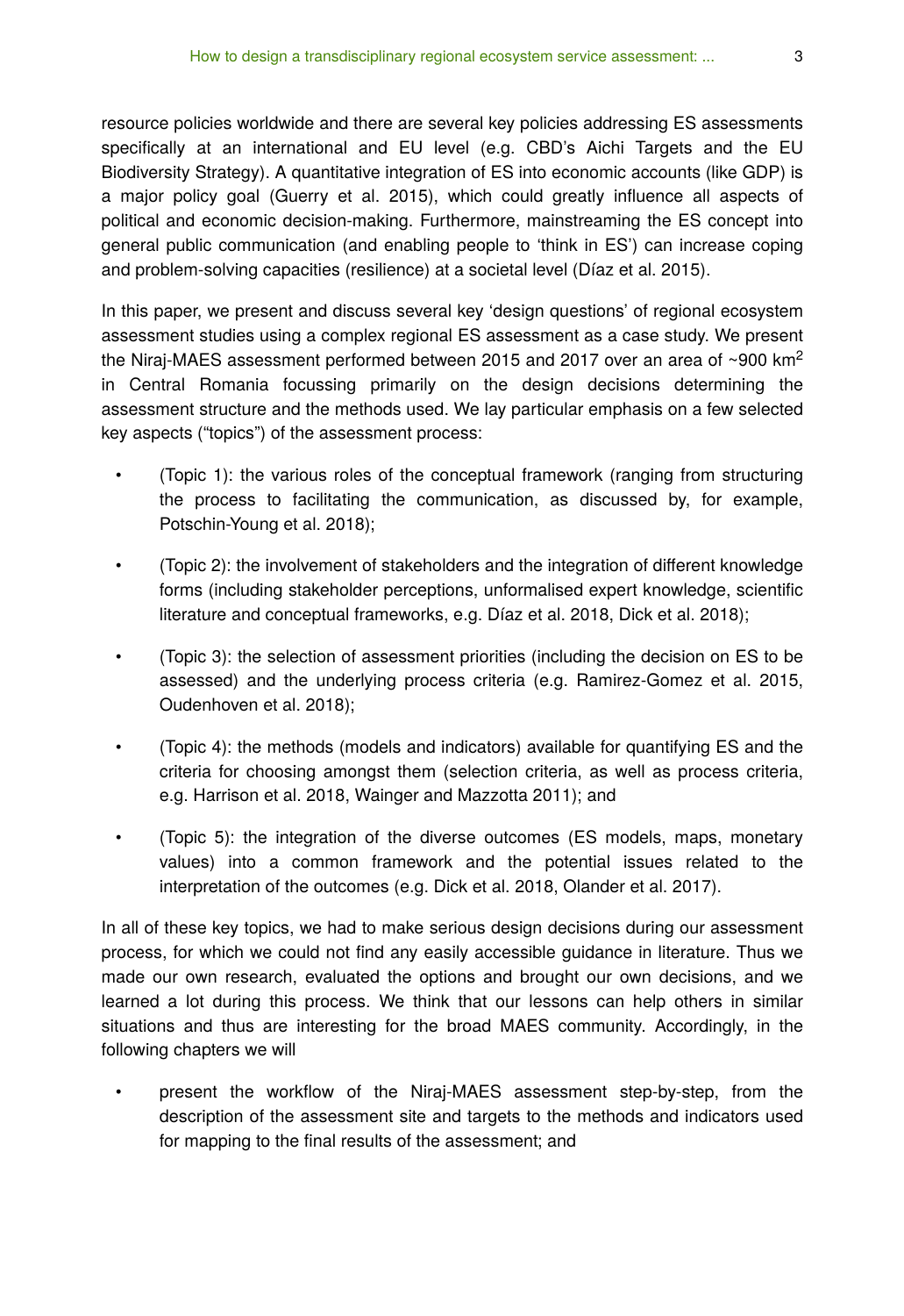resource policies worldwide and there are several key policies addressing ES assessments specifically at an international and EU level (e.g. CBD's Aichi Targets and the EU Biodiversity Strategy). A quantitative integration of ES into economic accounts (like GDP) is a major policy goal (Guerry et al. 2015), which could greatly influence all aspects of political and economic decision-making. Furthermore, mainstreaming the ES concept into general public communication (and enabling people to 'think in ES') can increase coping and problem-solving capacities (resilience) at a societal level (Díaz et al. 2015).

In this paper, we present and discuss several key 'design questions' of regional ecosystem assessment studies using a complex regional ES assessment as a case study. We present the Niraj-MAES assessment performed between 2015 and 2017 over an area of ~900 km$^2$ in Central Romania focussing primarily on the design decisions determining the assessment structure and the methods used. We lay particular emphasis on a few selected key aspects ("topics") of the assessment process:

- (Topic 1): the various roles of the conceptual framework (ranging from structuring the process to facilitating the communication, as discussed by, for example, Potschin-Young et al. 2018);
- (Topic 2): the involvement of stakeholders and the integration of different knowledge forms (including stakeholder perceptions, unformalised expert knowledge, scientific literature and conceptual frameworks, e.g. Díaz et al. 2018, Dick et al. 2018);
- (Topic 3): the selection of assessment priorities (including the decision on ES to be assessed) and the underlying process criteria (e.g. Ramirez-Gomez et al. 2015, Oudenhoven et al. 2018);
- (Topic 4): the methods (models and indicators) available for quantifying ES and the criteria for choosing amongst them (selection criteria, as well as process criteria, e.g. Harrison et al. 2018, Wainger and Mazzotta 2011); and
- (Topic 5): the integration of the diverse outcomes (ES models, maps, monetary values) into a common framework and the potential issues related to the interpretation of the outcomes (e.g. Dick et al. 2018, Olander et al. 2017).

In all of these key topics, we had to make serious design decisions during our assessment process, for which we could not find any easily accessible guidance in literature. Thus we made our own research, evaluated the options and brought our own decisions, and we learned a lot during this process. We think that our lessons can help others in similar situations and thus are interesting for the broad MAES community. Accordingly, in the following chapters we will

- present the workflow of the Niraj-MAES assessment step-by-step, from the description of the assessment site and targets to the methods and indicators used for mapping to the final results of the assessment; and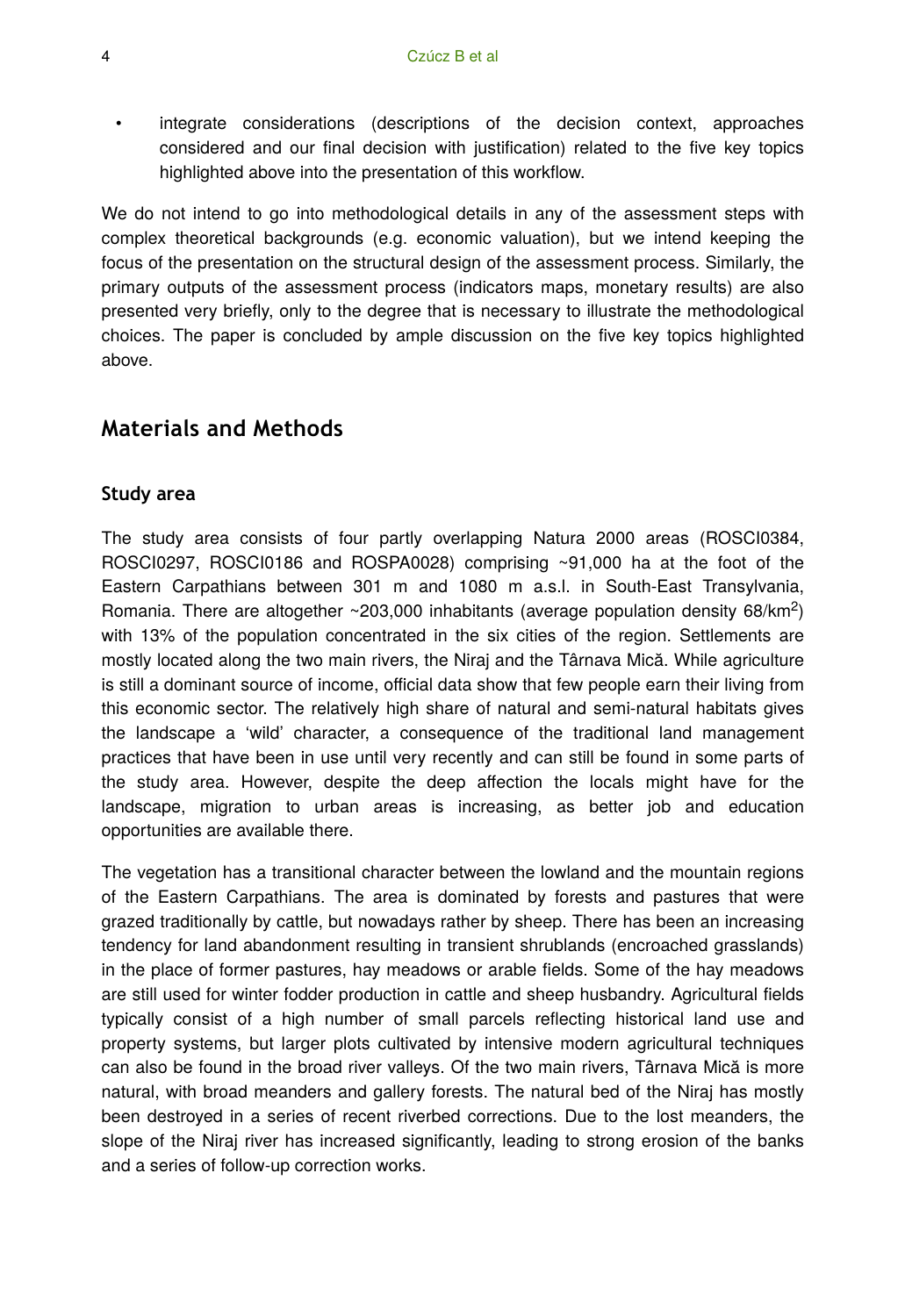- integrate considerations (descriptions of the decision context, approaches considered and our final decision with justification) related to the five key topics highlighted above into the presentation of this workflow.

We do not intend to go into methodological details in any of the assessment steps with complex theoretical backgrounds (e.g. economic valuation), but we intend keeping the focus of the presentation on the structural design of the assessment process. Similarly, the primary outputs of the assessment process (indicators maps, monetary results) are also presented very briefly, only to the degree that is necessary to illustrate the methodological choices. The paper is concluded by ample discussion on the five key topics highlighted above.

## Materials and Methods

### Study area

The study area consists of four partly overlapping Natura 2000 areas (ROSCI0384, ROSCI0297, ROSCI0186 and ROSPA0028) comprising ~91,000 ha at the foot of the Eastern Carpathians between 301 m and 1080 m a.s.l. in South-East Transylvania, Romania. There are altogether ~203,000 inhabitants (average population density 68/km$^2$) with 13% of the population concentrated in the six cities of the region. Settlements are mostly located along the two main rivers, the Niraj and the Târnava Mică. While agriculture is still a dominant source of income, official data show that few people earn their living from this economic sector. The relatively high share of natural and semi-natural habitats gives the landscape a 'wild' character, a consequence of the traditional land management practices that have been in use until very recently and can still be found in some parts of the study area. However, despite the deep affection the locals might have for the landscape, migration to urban areas is increasing, as better job and education opportunities are available there.

The vegetation has a transitional character between the lowland and the mountain regions of the Eastern Carpathians. The area is dominated by forests and pastures that were grazed traditionally by cattle, but nowadays rather by sheep. There has been an increasing tendency for land abandonment resulting in transient shrublands (encroached grasslands) in the place of former pastures, hay meadows or arable fields. Some of the hay meadows are still used for winter fodder production in cattle and sheep husbandry. Agricultural fields typically consist of a high number of small parcels reflecting historical land use and property systems, but larger plots cultivated by intensive modern agricultural techniques can also be found in the broad river valleys. Of the two main rivers, Târnava Mică is more natural, with broad meanders and gallery forests. The natural bed of the Niraj has mostly been destroyed in a series of recent riverbed corrections. Due to the lost meanders, the slope of the Niraj river has increased significantly, leading to strong erosion of the banks and a series of follow-up correction works.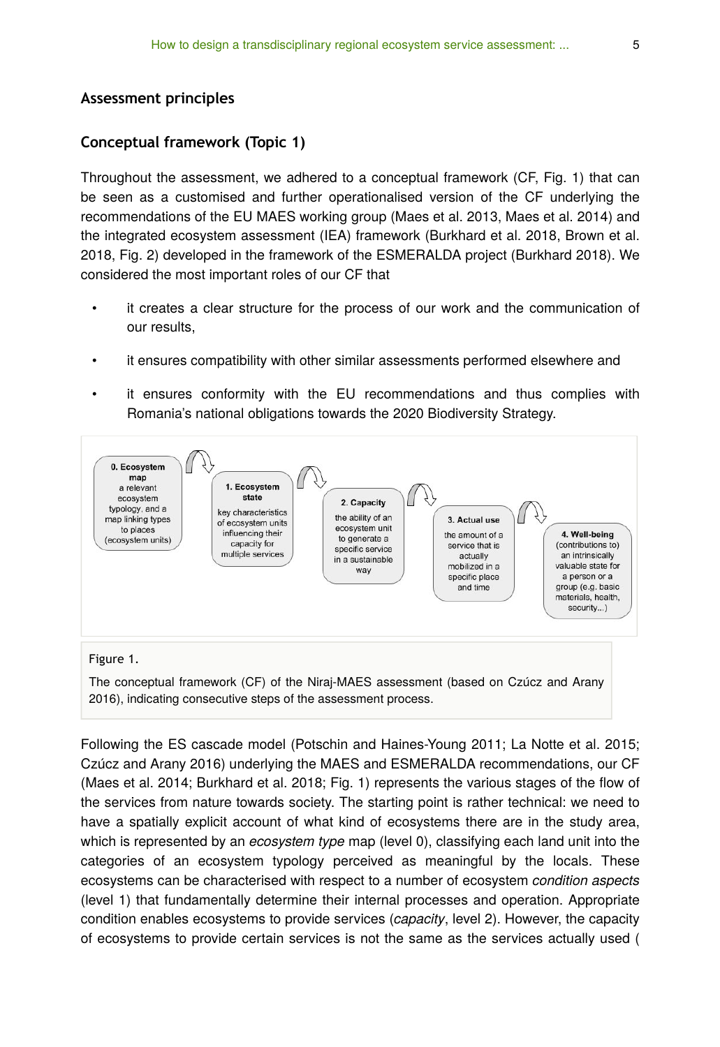## Assessment principles

### Conceptual framework (Topic 1)

Throughout the assessment, we adhered to a conceptual framework (CF, Fig. 1) that can be seen as a customised and further operationalised version of the CF underlying the recommendations of the EU MAES working group (Maes et al. 2013, Maes et al. 2014) and the integrated ecosystem assessment (IEA) framework (Burkhard et al. 2018, Brown et al. 2018, Fig. 2) developed in the framework of the ESMERALDA project (Burkhard 2018). We considered the most important roles of our CF that

- it creates a clear structure for the process of our work and the communication of our results,
- it ensures compatibility with other similar assessments performed elsewhere and
- it ensures conformity with the EU recommendations and thus complies with Romania's national obligations towards the 2020 Biodiversity Strategy.

**0. Ecosystem map**: a relevant ecosystem typology, and a map linking types to places (ecosystem units) → **1. Ecosystem state**: key characteristics of ecosystem units influencing their capacity for multiple services → **2. Capacity**: the ability of an ecosystem unit to generate a specific service in a sustainable way → **3. Actual use**: the amount of a service that is actually mobilized in a specific place and time → **4. Well-being**: (contributions to) an intrinsically valuable state for a person or a group (e.g. basic materials, health, security...)

Figure 1.

The conceptual framework (CF) of the Niraj-MAES assessment (based on Czúcz and Arany 2016), indicating consecutive steps of the assessment process.

Following the ES cascade model (Potschin and Haines-Young 2011; La Notte et al. 2015; Czúcz and Arany 2016) underlying the MAES and ESMERALDA recommendations, our CF (Maes et al. 2014; Burkhard et al. 2018; Fig. 1) represents the various stages of the flow of the services from nature towards society. The starting point is rather technical: we need to have a spatially explicit account of what kind of ecosystems there are in the study area, which is represented by an *ecosystem type* map (level 0), classifying each land unit into the categories of an ecosystem typology perceived as meaningful by the locals. These ecosystems can be characterised with respect to a number of ecosystem *condition aspects* (level 1) that fundamentally determine their internal processes and operation. Appropriate condition enables ecosystems to provide services (*capacity*, level 2). However, the capacity of ecosystems to provide certain services is not the same as the services actually used (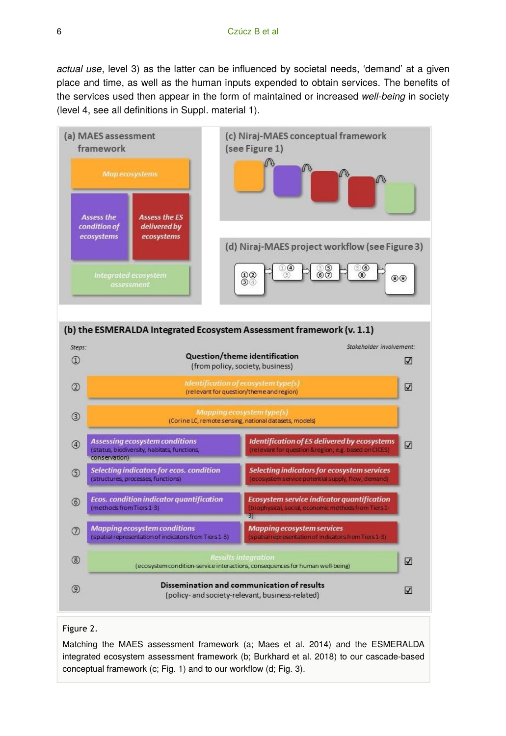*actual use*, level 3) as the latter can be influenced by societal needs, 'demand' at a given place and time, as well as the human inputs expended to obtain services. The benefits of the services used then appear in the form of maintained or increased *well-being* in society (level 4, see all definitions in Suppl. material 1).

**(a) MAES assessment framework**

- Map ecosystems
- Assess the condition of ecosystems
- Assess the ES delivered by ecosystems
- Integrated ecosystem assessment

**(c) Niraj-MAES conceptual framework (see Figure 1)**

**(d) Niraj-MAES project workflow (see Figure 3)**

①② ③④ → ①④ ⑤ → ③⑤ ⑥⑦ → ⑤⑥ ⑧ → ⑧⑨

**(b) the ESMERALDA Integrated Ecosystem Assessment framework (v. 1.1)**

| Steps: | | | Stakeholder involvement: |
|---|---|---|---|
| ① | Question/theme identification (from policy, society, business) | | ☑ |
| ② | Identification of ecosystem type(s) (relevant for question/theme and region) | | ☑ |
| ③ | Mapping ecosystem type(s) (Corine LC, remote sensing, national datasets, models) | | |
| ④ | Assessing ecosystem conditions (status, biodiversity, habitats, functions, conservation) | Identification of ES delivered by ecosystems (relevant for question&region; e.g. based on CICES) | ☑ |
| ⑤ | Selecting indicators for ecos. condition (structures, processes, functions) | Selecting indicators for ecosystem services (ecosystem service potential supply, flow, demand) | |
| ⑥ | Ecos. condition indicator quantification (methods from Tiers 1-3) | Ecosystem service indicator quantification (biophysical, social, economic methods from Tiers 1-3) | |
| ⑦ | Mapping ecosystem conditions (spatial representation of indicators from Tiers 1-3) | Mapping ecosystem services (spatial representation of indicators from Tiers 1-3) | |
| ⑧ | Results integration (ecosystem condition-service interactions, consequences for human well-being) | | ☑ |
| ⑨ | Dissemination and communication of results (policy- and society-relevant, business-related) | | ☑ |

Figure 2.

Matching the MAES assessment framework (a; Maes et al. 2014) and the ESMERALDA integrated ecosystem assessment framework (b; Burkhard et al. 2018) to our cascade-based conceptual framework (c; Fig. 1) and to our workflow (d; Fig. 3).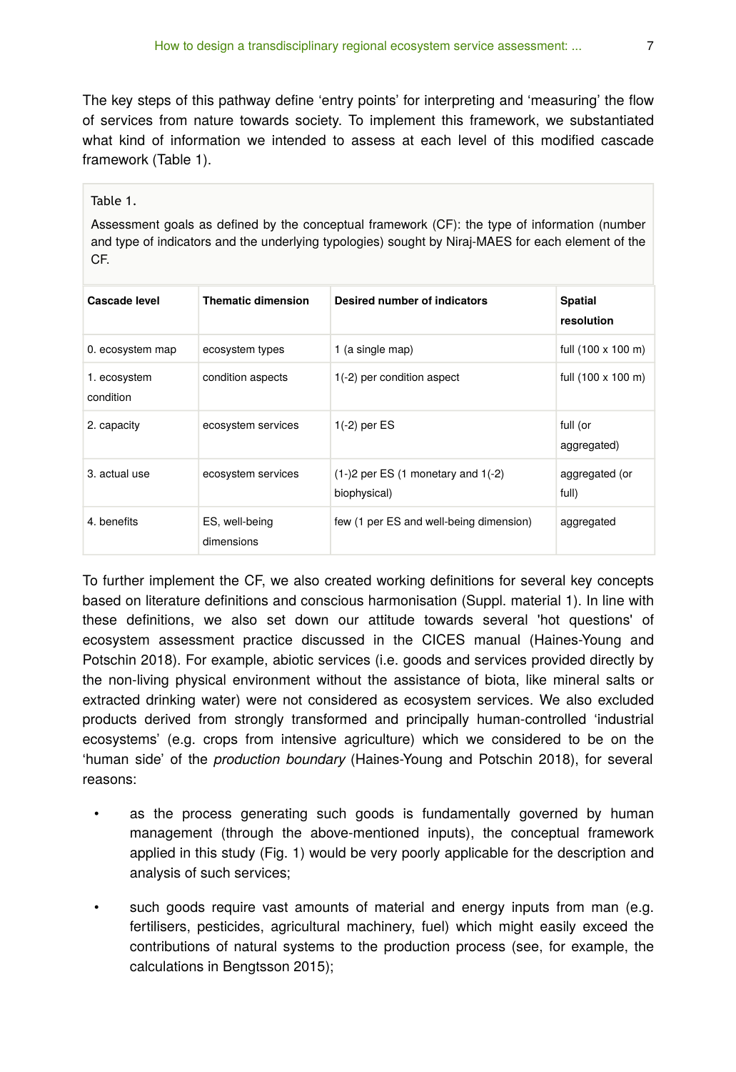The key steps of this pathway define 'entry points' for interpreting and 'measuring' the flow of services from nature towards society. To implement this framework, we substantiated what kind of information we intended to assess at each level of this modified cascade framework (Table 1).

Table 1.

Assessment goals as defined by the conceptual framework (CF): the type of information (number and type of indicators and the underlying typologies) sought by Niraj-MAES for each element of the CF.

| Cascade level | Thematic dimension | Desired number of indicators | Spatial resolution |
|---|---|---|---|
| 0. ecosystem map | ecosystem types | 1 (a single map) | full (100 x 100 m) |
| 1. ecosystem condition | condition aspects | 1(-2) per condition aspect | full (100 x 100 m) |
| 2. capacity | ecosystem services | 1(-2) per ES | full (or aggregated) |
| 3. actual use | ecosystem services | (1-)2 per ES (1 monetary and 1(-2) biophysical) | aggregated (or full) |
| 4. benefits | ES, well-being dimensions | few (1 per ES and well-being dimension) | aggregated |

To further implement the CF, we also created working definitions for several key concepts based on literature definitions and conscious harmonisation (Suppl. material 1). In line with these definitions, we also set down our attitude towards several 'hot questions' of ecosystem assessment practice discussed in the CICES manual (Haines-Young and Potschin 2018). For example, abiotic services (i.e. goods and services provided directly by the non-living physical environment without the assistance of biota, like mineral salts or extracted drinking water) were not considered as ecosystem services. We also excluded products derived from strongly transformed and principally human-controlled 'industrial ecosystems' (e.g. crops from intensive agriculture) which we considered to be on the 'human side' of the *production boundary* (Haines-Young and Potschin 2018), for several reasons:

- as the process generating such goods is fundamentally governed by human management (through the above-mentioned inputs), the conceptual framework applied in this study (Fig. 1) would be very poorly applicable for the description and analysis of such services;
- such goods require vast amounts of material and energy inputs from man (e.g. fertilisers, pesticides, agricultural machinery, fuel) which might easily exceed the contributions of natural systems to the production process (see, for example, the calculations in Bengtsson 2015);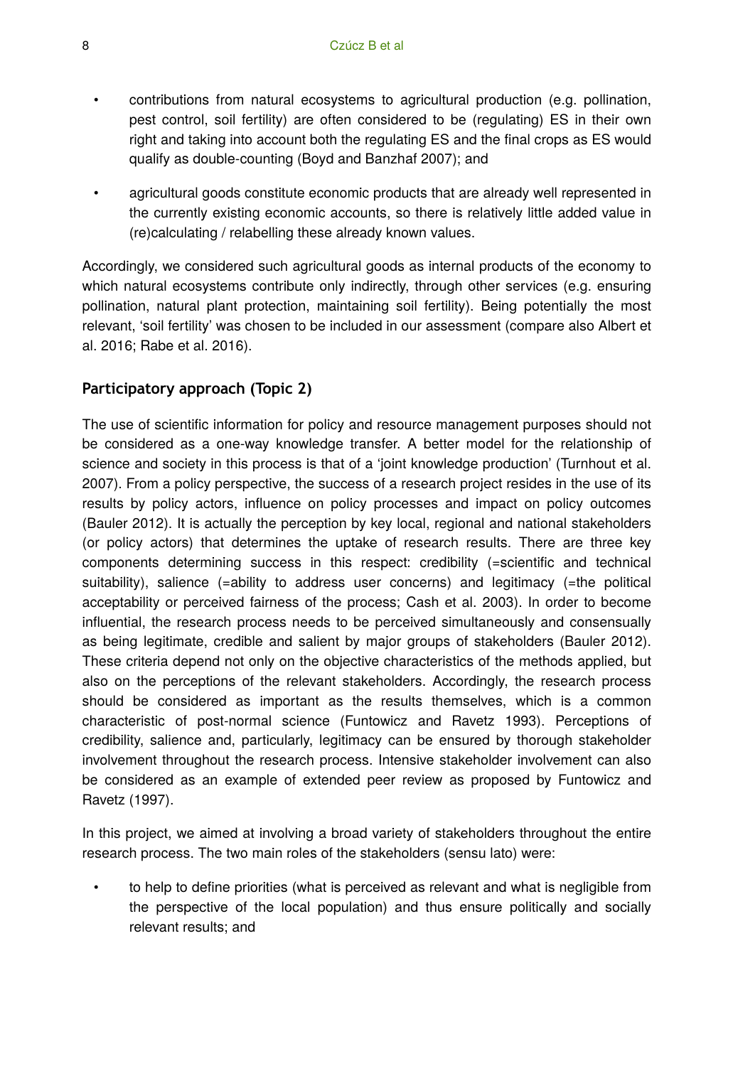- contributions from natural ecosystems to agricultural production (e.g. pollination, pest control, soil fertility) are often considered to be (regulating) ES in their own right and taking into account both the regulating ES and the final crops as ES would qualify as double-counting (Boyd and Banzhaf 2007); and
- agricultural goods constitute economic products that are already well represented in the currently existing economic accounts, so there is relatively little added value in (re)calculating / relabelling these already known values.

Accordingly, we considered such agricultural goods as internal products of the economy to which natural ecosystems contribute only indirectly, through other services (e.g. ensuring pollination, natural plant protection, maintaining soil fertility). Being potentially the most relevant, 'soil fertility' was chosen to be included in our assessment (compare also Albert et al. 2016; Rabe et al. 2016).

## Participatory approach (Topic 2)

The use of scientific information for policy and resource management purposes should not be considered as a one-way knowledge transfer. A better model for the relationship of science and society in this process is that of a 'joint knowledge production' (Turnhout et al. 2007). From a policy perspective, the success of a research project resides in the use of its results by policy actors, influence on policy processes and impact on policy outcomes (Bauler 2012). It is actually the perception by key local, regional and national stakeholders (or policy actors) that determines the uptake of research results. There are three key components determining success in this respect: credibility (=scientific and technical suitability), salience (=ability to address user concerns) and legitimacy (=the political acceptability or perceived fairness of the process; Cash et al. 2003). In order to become influential, the research process needs to be perceived simultaneously and consensually as being legitimate, credible and salient by major groups of stakeholders (Bauler 2012). These criteria depend not only on the objective characteristics of the methods applied, but also on the perceptions of the relevant stakeholders. Accordingly, the research process should be considered as important as the results themselves, which is a common characteristic of post-normal science (Funtowicz and Ravetz 1993). Perceptions of credibility, salience and, particularly, legitimacy can be ensured by thorough stakeholder involvement throughout the research process. Intensive stakeholder involvement can also be considered as an example of extended peer review as proposed by Funtowicz and Ravetz (1997).

In this project, we aimed at involving a broad variety of stakeholders throughout the entire research process. The two main roles of the stakeholders (sensu lato) were:

- to help to define priorities (what is perceived as relevant and what is negligible from the perspective of the local population) and thus ensure politically and socially relevant results; and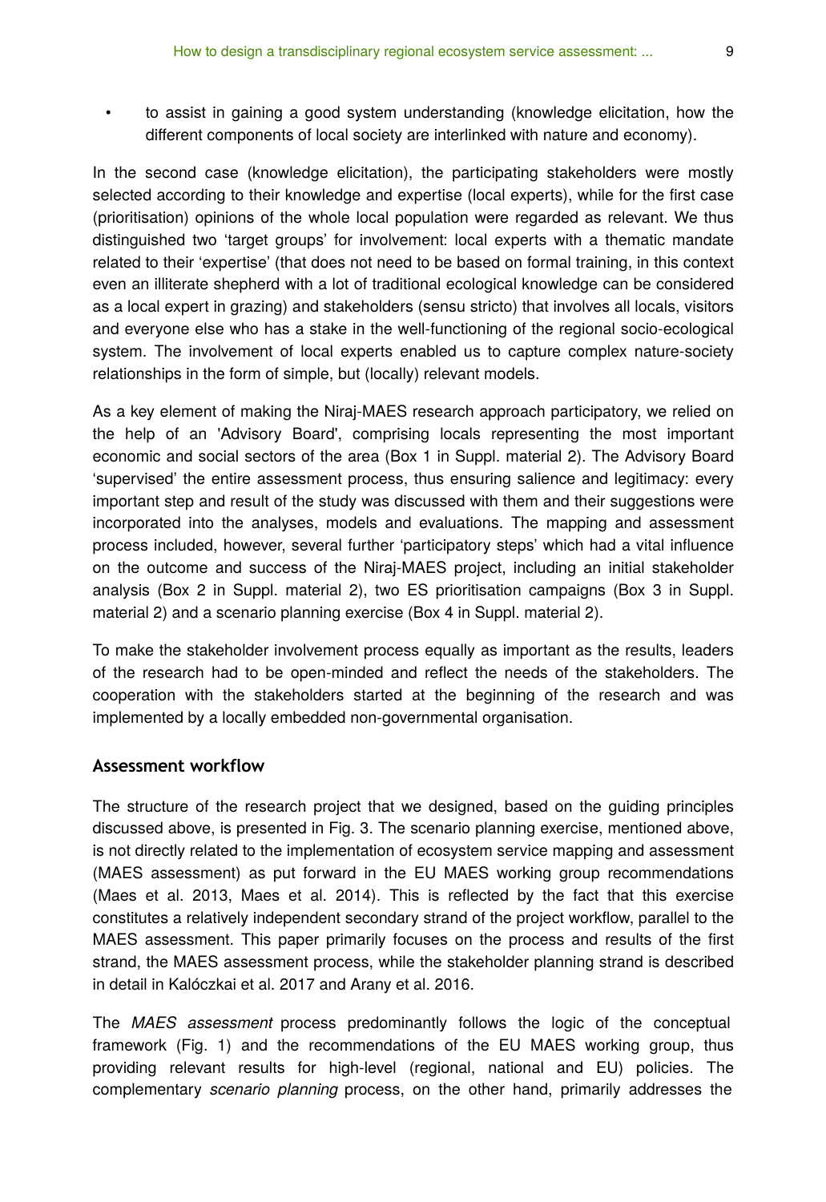- to assist in gaining a good system understanding (knowledge elicitation, how the different components of local society are interlinked with nature and economy).

In the second case (knowledge elicitation), the participating stakeholders were mostly selected according to their knowledge and expertise (local experts), while for the first case (prioritisation) opinions of the whole local population were regarded as relevant. We thus distinguished two 'target groups' for involvement: local experts with a thematic mandate related to their 'expertise' (that does not need to be based on formal training, in this context even an illiterate shepherd with a lot of traditional ecological knowledge can be considered as a local expert in grazing) and stakeholders (sensu stricto) that involves all locals, visitors and everyone else who has a stake in the well-functioning of the regional socio-ecological system. The involvement of local experts enabled us to capture complex nature-society relationships in the form of simple, but (locally) relevant models.

As a key element of making the Niraj-MAES research approach participatory, we relied on the help of an 'Advisory Board', comprising locals representing the most important economic and social sectors of the area (Box 1 in Suppl. material 2). The Advisory Board 'supervised' the entire assessment process, thus ensuring salience and legitimacy: every important step and result of the study was discussed with them and their suggestions were incorporated into the analyses, models and evaluations. The mapping and assessment process included, however, several further 'participatory steps' which had a vital influence on the outcome and success of the Niraj-MAES project, including an initial stakeholder analysis (Box 2 in Suppl. material 2), two ES prioritisation campaigns (Box 3 in Suppl. material 2) and a scenario planning exercise (Box 4 in Suppl. material 2).

To make the stakeholder involvement process equally as important as the results, leaders of the research had to be open-minded and reflect the needs of the stakeholders. The cooperation with the stakeholders started at the beginning of the research and was implemented by a locally embedded non-governmental organisation.

### Assessment workflow

The structure of the research project that we designed, based on the guiding principles discussed above, is presented in Fig. 3. The scenario planning exercise, mentioned above, is not directly related to the implementation of ecosystem service mapping and assessment (MAES assessment) as put forward in the EU MAES working group recommendations (Maes et al. 2013, Maes et al. 2014). This is reflected by the fact that this exercise constitutes a relatively independent secondary strand of the project workflow, parallel to the MAES assessment. This paper primarily focuses on the process and results of the first strand, the MAES assessment process, while the stakeholder planning strand is described in detail in Kalóczkai et al. 2017 and Arany et al. 2016.

The *MAES assessment* process predominantly follows the logic of the conceptual framework (Fig. 1) and the recommendations of the EU MAES working group, thus providing relevant results for high-level (regional, national and EU) policies. The complementary *scenario planning* process, on the other hand, primarily addresses the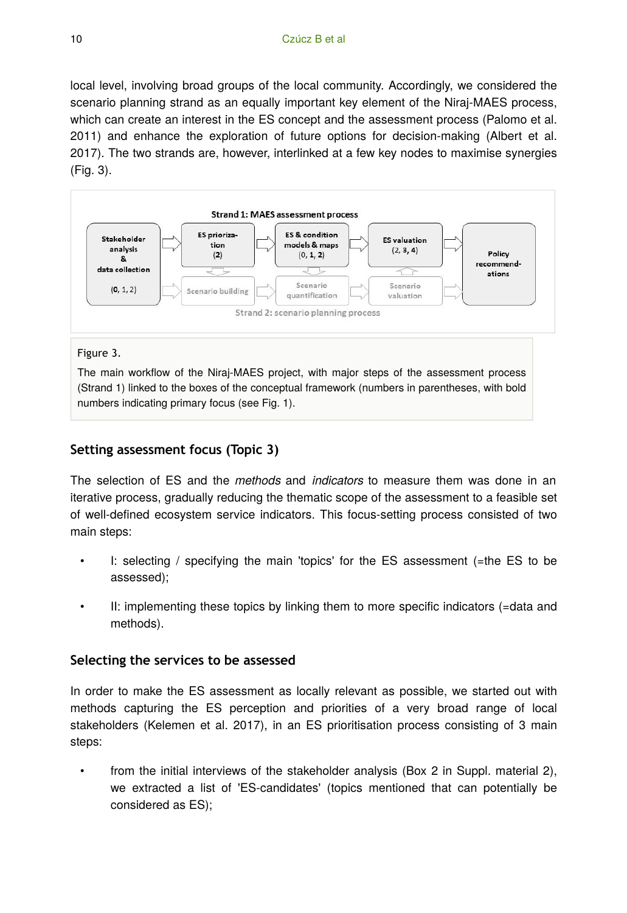local level, involving broad groups of the local community. Accordingly, we considered the scenario planning strand as an equally important key element of the Niraj-MAES process, which can create an interest in the ES concept and the assessment process (Palomo et al. 2011) and enhance the exploration of future options for decision-making (Albert et al. 2017). The two strands are, however, interlinked at a few key nodes to maximise synergies (Fig. 3).

Strand 1: MAES assessment process

Stakeholder analysis & data collection (**0**, 1, 2) → ES prioriza-tion (**2**) → ES & condition models & maps (0, **1**, **2**) → ES valuation (**2**, **3**, **4**) → Policy recommend-ations

Scenario building → Scenario quantification → Scenario valuation

Strand 2: scenario planning process

Figure 3.

The main workflow of the Niraj-MAES project, with major steps of the assessment process (Strand 1) linked to the boxes of the conceptual framework (numbers in parentheses, with bold numbers indicating primary focus (see Fig. 1).

## Setting assessment focus (Topic 3)

The selection of ES and the *methods* and *indicators* to measure them was done in an iterative process, gradually reducing the thematic scope of the assessment to a feasible set of well-defined ecosystem service indicators. This focus-setting process consisted of two main steps:

- I: selecting / specifying the main 'topics' for the ES assessment (=the ES to be assessed);
- II: implementing these topics by linking them to more specific indicators (=data and methods).

### Selecting the services to be assessed

In order to make the ES assessment as locally relevant as possible, we started out with methods capturing the ES perception and priorities of a very broad range of local stakeholders (Kelemen et al. 2017), in an ES prioritisation process consisting of 3 main steps:

- from the initial interviews of the stakeholder analysis (Box 2 in Suppl. material 2), we extracted a list of 'ES-candidates' (topics mentioned that can potentially be considered as ES);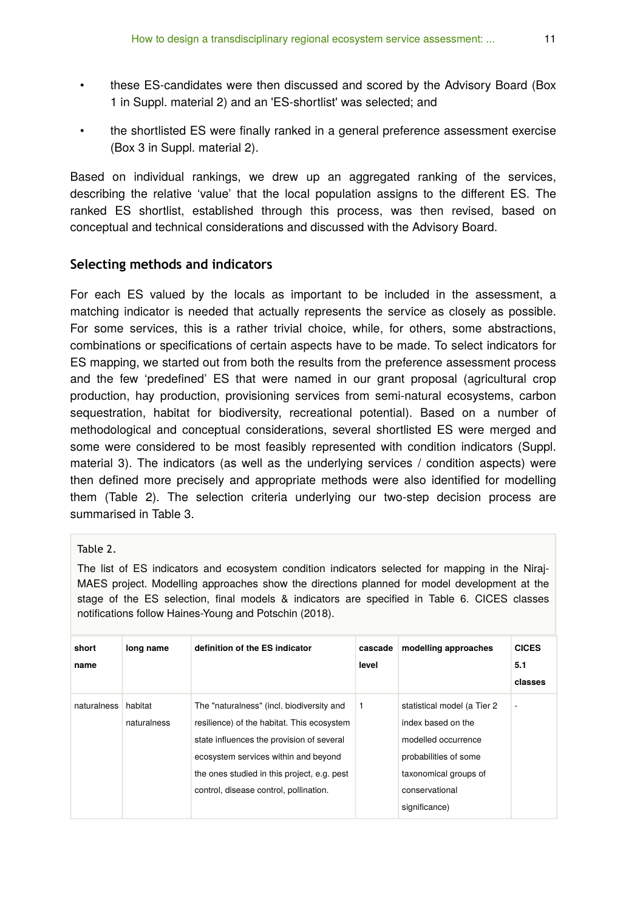- these ES-candidates were then discussed and scored by the Advisory Board (Box 1 in Suppl. material 2) and an 'ES-shortlist' was selected; and
- the shortlisted ES were finally ranked in a general preference assessment exercise (Box 3 in Suppl. material 2).

Based on individual rankings, we drew up an aggregated ranking of the services, describing the relative 'value' that the local population assigns to the different ES. The ranked ES shortlist, established through this process, was then revised, based on conceptual and technical considerations and discussed with the Advisory Board.

### Selecting methods and indicators

For each ES valued by the locals as important to be included in the assessment, a matching indicator is needed that actually represents the service as closely as possible. For some services, this is a rather trivial choice, while, for others, some abstractions, combinations or specifications of certain aspects have to be made. To select indicators for ES mapping, we started out from both the results from the preference assessment process and the few 'predefined' ES that were named in our grant proposal (agricultural crop production, hay production, provisioning services from semi-natural ecosystems, carbon sequestration, habitat for biodiversity, recreational potential). Based on a number of methodological and conceptual considerations, several shortlisted ES were merged and some were considered to be most feasibly represented with condition indicators (Suppl. material 3). The indicators (as well as the underlying services / condition aspects) were then defined more precisely and appropriate methods were also identified for modelling them (Table 2). The selection criteria underlying our two-step decision process are summarised in Table 3.

Table 2.

The list of ES indicators and ecosystem condition indicators selected for mapping in the Niraj-MAES project. Modelling approaches show the directions planned for model development at the stage of the ES selection, final models & indicators are specified in Table 6. CICES classes notifications follow Haines-Young and Potschin (2018).

| short name | long name | definition of the ES indicator | cascade level | modelling approaches | CICES 5.1 classes |
|---|---|---|---|---|---|
| naturalness | habitat naturalness | The "naturalness" (incl. biodiversity and resilience) of the habitat. This ecosystem state influences the provision of several ecosystem services within and beyond the ones studied in this project, e.g. pest control, disease control, pollination. | 1 | statistical model (a Tier 2 index based on the modelled occurrence probabilities of some taxonomical groups of conservational significance) | - |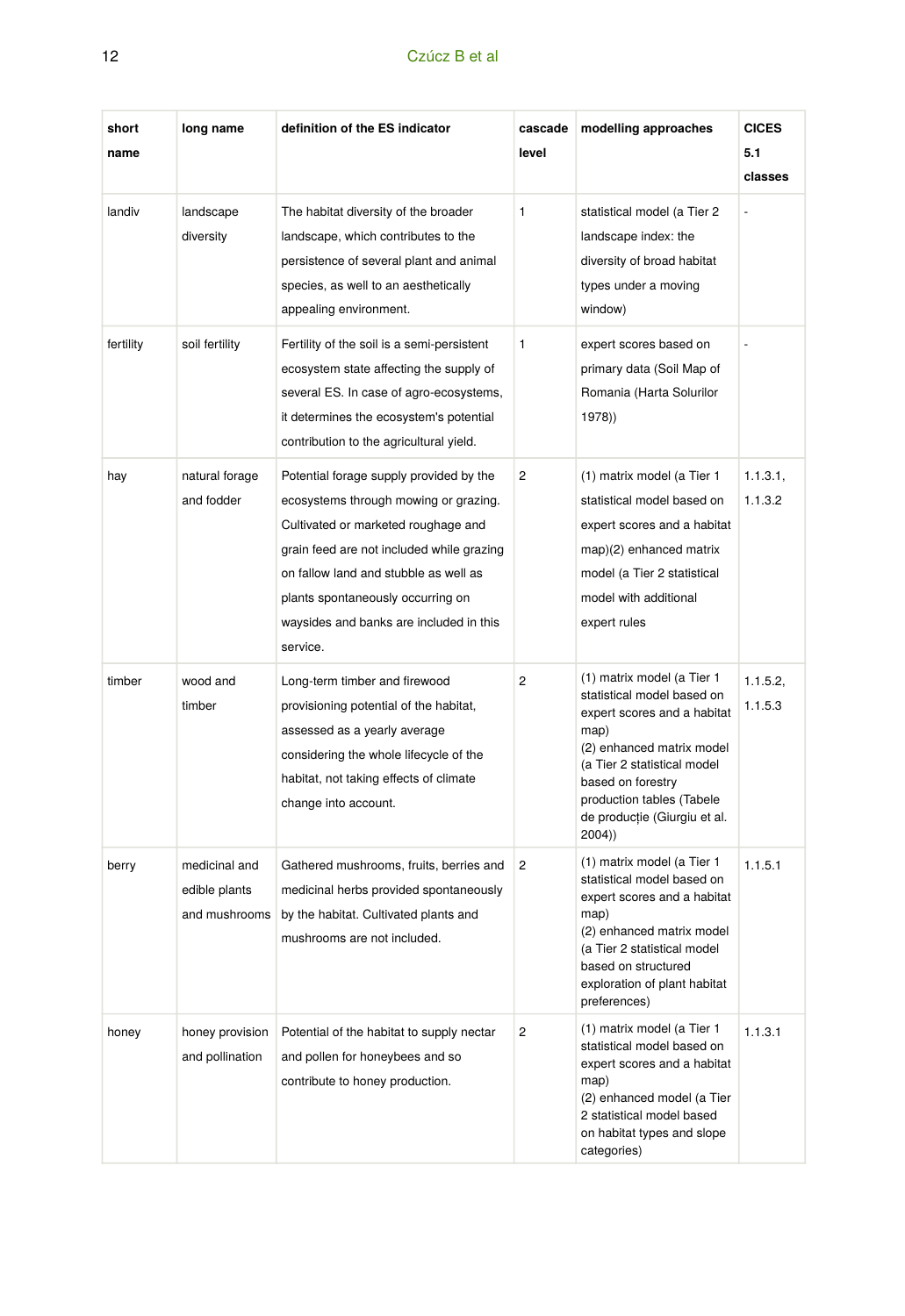| short name | long name | definition of the ES indicator | cascade level | modelling approaches | CICES 5.1 classes |
|---|---|---|---|---|---|
| landiv | landscape diversity | The habitat diversity of the broader landscape, which contributes to the persistence of several plant and animal species, as well to an aesthetically appealing environment. | 1 | statistical model (a Tier 2 landscape index: the diversity of broad habitat types under a moving window) | - |
| fertility | soil fertility | Fertility of the soil is a semi-persistent ecosystem state affecting the supply of several ES. In case of agro-ecosystems, it determines the ecosystem's potential contribution to the agricultural yield. | 1 | expert scores based on primary data (Soil Map of Romania (Harta Solurilor 1978)) | - |
| hay | natural forage and fodder | Potential forage supply provided by the ecosystems through mowing or grazing. Cultivated or marketed roughage and grain feed are not included while grazing on fallow land and stubble as well as plants spontaneously occurring on waysides and banks are included in this service. | 2 | (1) matrix model (a Tier 1 statistical model based on expert scores and a habitat map)(2) enhanced matrix model (a Tier 2 statistical model with additional expert rules | 1.1.3.1, 1.1.3.2 |
| timber | wood and timber | Long-term timber and firewood provisioning potential of the habitat, assessed as a yearly average considering the whole lifecycle of the habitat, not taking effects of climate change into account. | 2 | (1) matrix model (a Tier 1 statistical model based on expert scores and a habitat map)<br>(2) enhanced matrix model (a Tier 2 statistical model based on forestry production tables (Tabele de producție (Giurgiu et al. 2004)) | 1.1.5.2, 1.1.5.3 |
| berry | medicinal and edible plants and mushrooms | Gathered mushrooms, fruits, berries and medicinal herbs provided spontaneously by the habitat. Cultivated plants and mushrooms are not included. | 2 | (1) matrix model (a Tier 1 statistical model based on expert scores and a habitat map)<br>(2) enhanced matrix model (a Tier 2 statistical model based on structured exploration of plant habitat preferences) | 1.1.5.1 |
| honey | honey provision and pollination | Potential of the habitat to supply nectar and pollen for honeybees and so contribute to honey production. | 2 | (1) matrix model (a Tier 1 statistical model based on expert scores and a habitat map)<br>(2) enhanced model (a Tier 2 statistical model based on habitat types and slope categories) | 1.1.3.1 |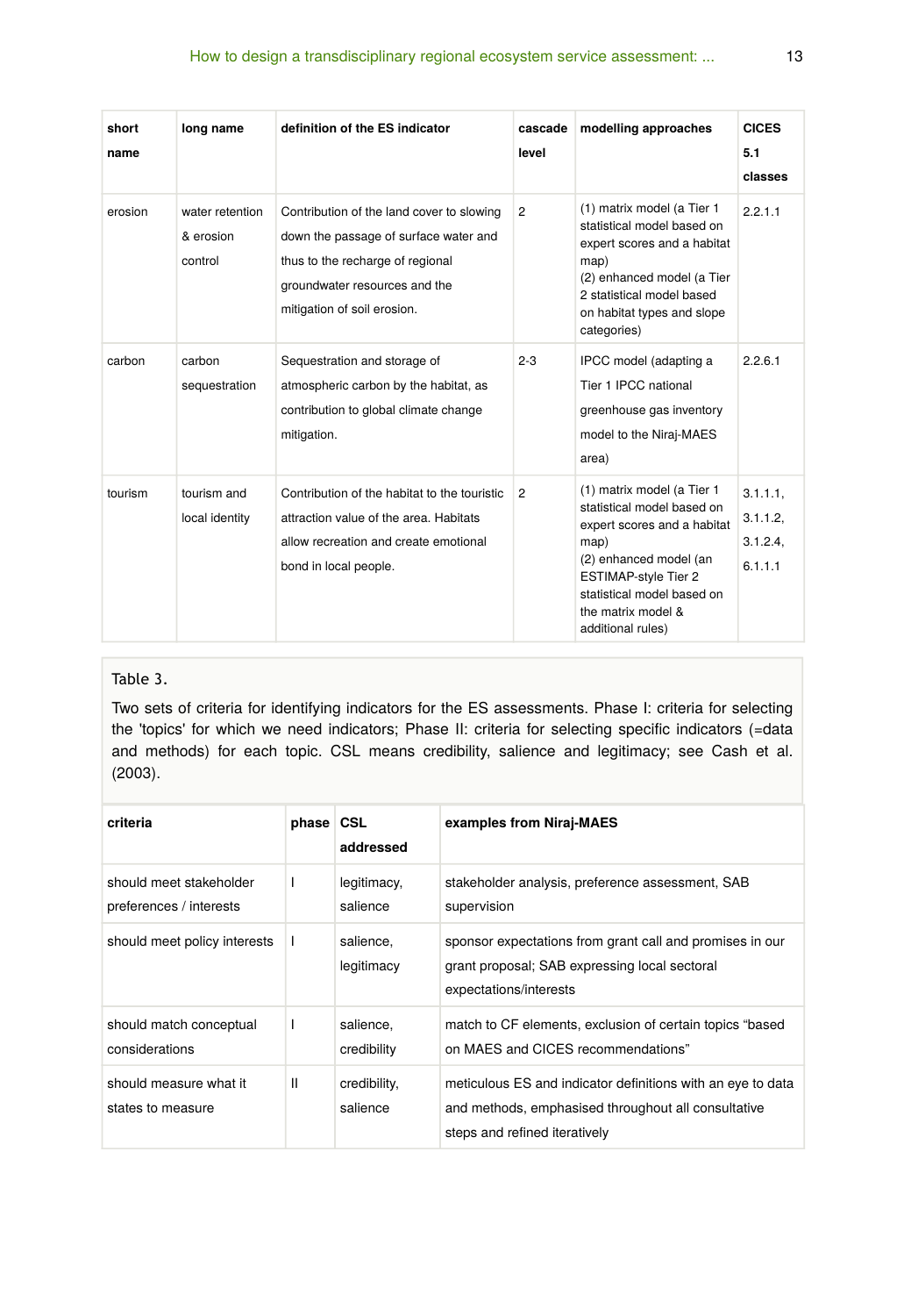| short name | long name | definition of the ES indicator | cascade level | modelling approaches | CICES 5.1 classes |
|---|---|---|---|---|---|
| erosion | water retention & erosion control | Contribution of the land cover to slowing down the passage of surface water and thus to the recharge of regional groundwater resources and the mitigation of soil erosion. | 2 | (1) matrix model (a Tier 1 statistical model based on expert scores and a habitat map)<br>(2) enhanced model (a Tier 2 statistical model based on habitat types and slope categories) | 2.2.1.1 |
| carbon | carbon sequestration | Sequestration and storage of atmospheric carbon by the habitat, as contribution to global climate change mitigation. | 2-3 | IPCC model (adapting a Tier 1 IPCC national greenhouse gas inventory model to the Niraj-MAES area) | 2.2.6.1 |
| tourism | tourism and local identity | Contribution of the habitat to the touristic attraction value of the area. Habitats allow recreation and create emotional bond in local people. | 2 | (1) matrix model (a Tier 1 statistical model based on expert scores and a habitat map)<br>(2) enhanced model (an ESTIMAP-style Tier 2 statistical model based on the matrix model & additional rules) | 3.1.1.1, 3.1.1.2, 3.1.2.4, 6.1.1.1 |

Table 3.

Two sets of criteria for identifying indicators for the ES assessments. Phase I: criteria for selecting the 'topics' for which we need indicators; Phase II: criteria for selecting specific indicators (=data and methods) for each topic. CSL means credibility, salience and legitimacy; see Cash et al. (2003).

| criteria | phase | CSL addressed | examples from Niraj-MAES |
|---|---|---|---|
| should meet stakeholder preferences / interests | I | legitimacy, salience | stakeholder analysis, preference assessment, SAB supervision |
| should meet policy interests | I | salience, legitimacy | sponsor expectations from grant call and promises in our grant proposal; SAB expressing local sectoral expectations/interests |
| should match conceptual considerations | I | salience, credibility | match to CF elements, exclusion of certain topics "based on MAES and CICES recommendations" |
| should measure what it states to measure | II | credibility, salience | meticulous ES and indicator definitions with an eye to data and methods, emphasised throughout all consultative steps and refined iteratively |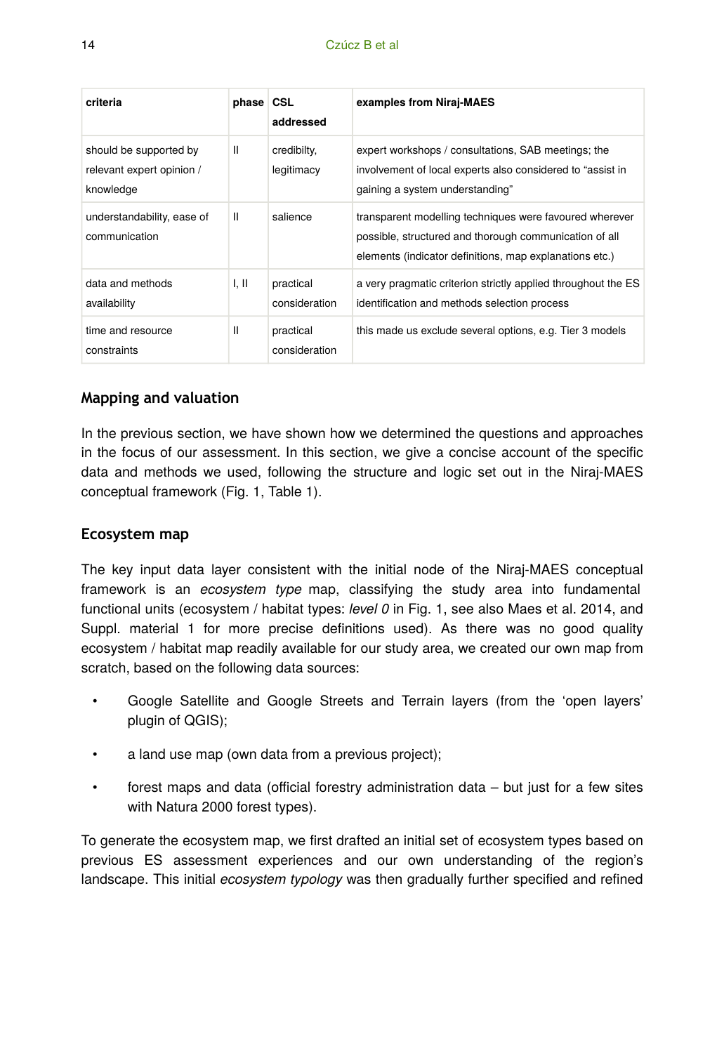| criteria | phase | CSL addressed | examples from Niraj-MAES |
|---|---|---|---|
| should be supported by relevant expert opinion / knowledge | II | credibilty, legitimacy | expert workshops / consultations, SAB meetings; the involvement of local experts also considered to "assist in gaining a system understanding" |
| understandability, ease of communication | II | salience | transparent modelling techniques were favoured wherever possible, structured and thorough communication of all elements (indicator definitions, map explanations etc.) |
| data and methods availability | I, II | practical consideration | a very pragmatic criterion strictly applied throughout the ES identification and methods selection process |
| time and resource constraints | II | practical consideration | this made us exclude several options, e.g. Tier 3 models |

## Mapping and valuation

In the previous section, we have shown how we determined the questions and approaches in the focus of our assessment. In this section, we give a concise account of the specific data and methods we used, following the structure and logic set out in the Niraj-MAES conceptual framework (Fig. 1, Table 1).

## Ecosystem map

The key input data layer consistent with the initial node of the Niraj-MAES conceptual framework is an *ecosystem type* map, classifying the study area into fundamental functional units (ecosystem / habitat types: *level 0* in Fig. 1, see also Maes et al. 2014, and Suppl. material 1 for more precise definitions used). As there was no good quality ecosystem / habitat map readily available for our study area, we created our own map from scratch, based on the following data sources:

- Google Satellite and Google Streets and Terrain layers (from the 'open layers' plugin of QGIS);
- a land use map (own data from a previous project);
- forest maps and data (official forestry administration data – but just for a few sites with Natura 2000 forest types).

To generate the ecosystem map, we first drafted an initial set of ecosystem types based on previous ES assessment experiences and our own understanding of the region's landscape. This initial *ecosystem typology* was then gradually further specified and refined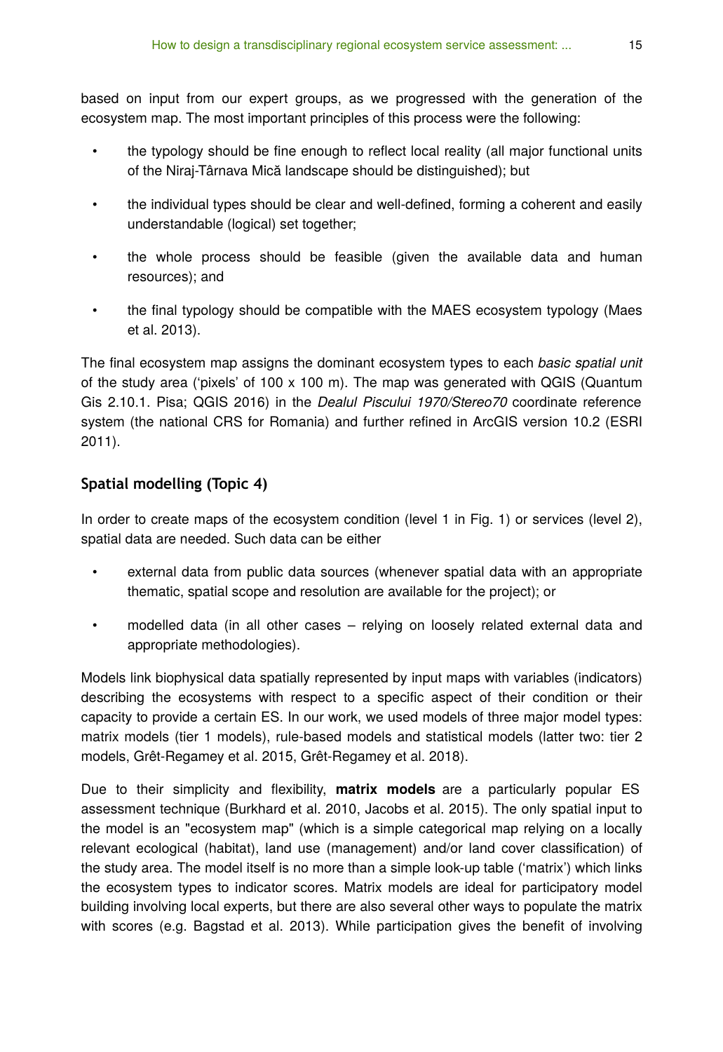based on input from our expert groups, as we progressed with the generation of the ecosystem map. The most important principles of this process were the following:

- the typology should be fine enough to reflect local reality (all major functional units of the Niraj-Târnava Mică landscape should be distinguished); but
- the individual types should be clear and well-defined, forming a coherent and easily understandable (logical) set together;
- the whole process should be feasible (given the available data and human resources); and
- the final typology should be compatible with the MAES ecosystem typology (Maes et al. 2013).

The final ecosystem map assigns the dominant ecosystem types to each *basic spatial unit* of the study area ('pixels' of 100 x 100 m). The map was generated with QGIS (Quantum Gis 2.10.1. Pisa; QGIS 2016) in the *Dealul Piscului 1970/Stereo70* coordinate reference system (the national CRS for Romania) and further refined in ArcGIS version 10.2 (ESRI 2011).

## Spatial modelling (Topic 4)

In order to create maps of the ecosystem condition (level 1 in Fig. 1) or services (level 2), spatial data are needed. Such data can be either

- external data from public data sources (whenever spatial data with an appropriate thematic, spatial scope and resolution are available for the project); or
- modelled data (in all other cases – relying on loosely related external data and appropriate methodologies).

Models link biophysical data spatially represented by input maps with variables (indicators) describing the ecosystems with respect to a specific aspect of their condition or their capacity to provide a certain ES. In our work, we used models of three major model types: matrix models (tier 1 models), rule-based models and statistical models (latter two: tier 2 models, Grêt-Regamey et al. 2015, Grêt-Regamey et al. 2018).

Due to their simplicity and flexibility, **matrix models** are a particularly popular ES assessment technique (Burkhard et al. 2010, Jacobs et al. 2015). The only spatial input to the model is an "ecosystem map" (which is a simple categorical map relying on a locally relevant ecological (habitat), land use (management) and/or land cover classification) of the study area. The model itself is no more than a simple look-up table ('matrix') which links the ecosystem types to indicator scores. Matrix models are ideal for participatory model building involving local experts, but there are also several other ways to populate the matrix with scores (e.g. Bagstad et al. 2013). While participation gives the benefit of involving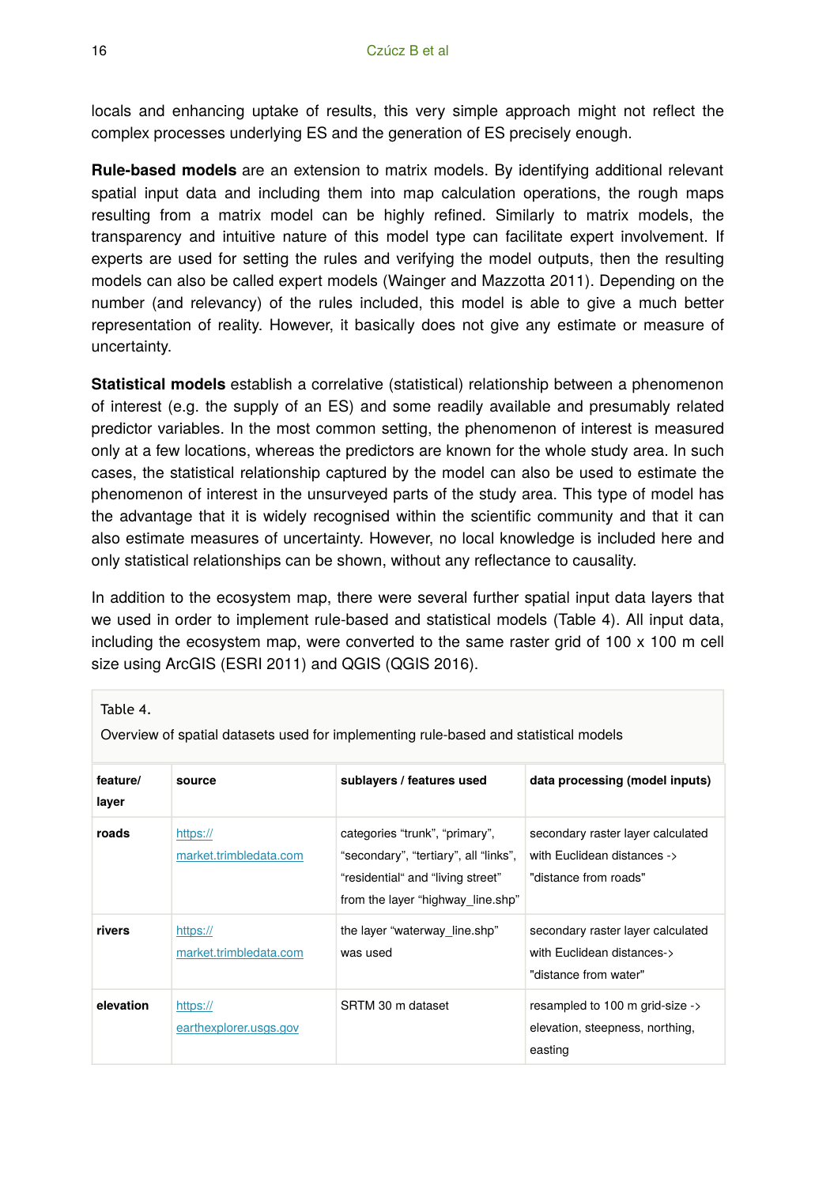locals and enhancing uptake of results, this very simple approach might not reflect the complex processes underlying ES and the generation of ES precisely enough.

**Rule-based models** are an extension to matrix models. By identifying additional relevant spatial input data and including them into map calculation operations, the rough maps resulting from a matrix model can be highly refined. Similarly to matrix models, the transparency and intuitive nature of this model type can facilitate expert involvement. If experts are used for setting the rules and verifying the model outputs, then the resulting models can also be called expert models (Wainger and Mazzotta 2011). Depending on the number (and relevancy) of the rules included, this model is able to give a much better representation of reality. However, it basically does not give any estimate or measure of uncertainty.

**Statistical models** establish a correlative (statistical) relationship between a phenomenon of interest (e.g. the supply of an ES) and some readily available and presumably related predictor variables. In the most common setting, the phenomenon of interest is measured only at a few locations, whereas the predictors are known for the whole study area. In such cases, the statistical relationship captured by the model can also be used to estimate the phenomenon of interest in the unsurveyed parts of the study area. This type of model has the advantage that it is widely recognised within the scientific community and that it can also estimate measures of uncertainty. However, no local knowledge is included here and only statistical relationships can be shown, without any reflectance to causality.

In addition to the ecosystem map, there were several further spatial input data layers that we used in order to implement rule-based and statistical models (Table 4). All input data, including the ecosystem map, were converted to the same raster grid of 100 x 100 m cell size using ArcGIS (ESRI 2011) and QGIS (QGIS 2016).

Table 4.

Overview of spatial datasets used for implementing rule-based and statistical models

| feature/ layer | source | sublayers / features used | data processing (model inputs) |
| --- | --- | --- | --- |
| **roads** | https://market.trimbledata.com | categories “trunk”, “primary”, “secondary”, “tertiary”, all “links”, “residential“ and “living street” from the layer “highway_line.shp” | secondary raster layer calculated with Euclidean distances -> "distance from roads" |
| **rivers** | https://market.trimbledata.com | the layer “waterway_line.shp” was used | secondary raster layer calculated with Euclidean distances-> "distance from water" |
| **elevation** | https://earthexplorer.usgs.gov | SRTM 30 m dataset | resampled to 100 m grid-size -> elevation, steepness, northing, easting |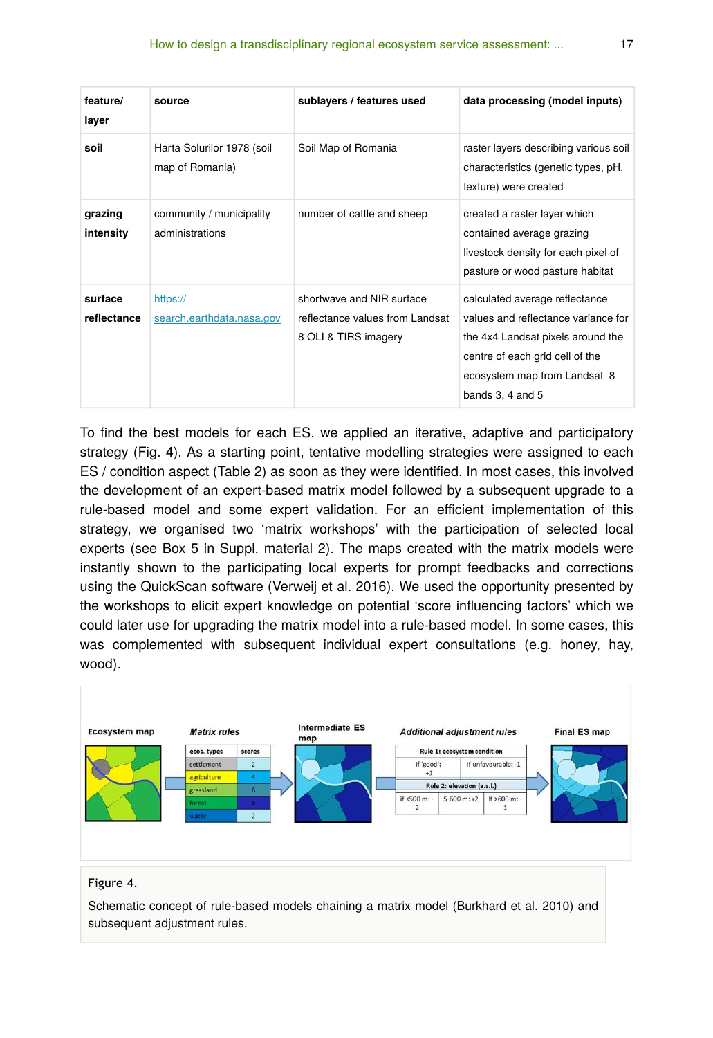| feature/ layer | source | sublayers / features used | data processing (model inputs) |
|---|---|---|---|
| **soil** | Harta Solurilor 1978 (soil map of Romania) | Soil Map of Romania | raster layers describing various soil characteristics (genetic types, pH, texture) were created |
| **grazing intensity** | community / municipality administrations | number of cattle and sheep | created a raster layer which contained average grazing livestock density for each pixel of pasture or wood pasture habitat |
| **surface reflectance** | https://search.earthdata.nasa.gov | shortwave and NIR surface reflectance values from Landsat 8 OLI & TIRS imagery | calculated average reflectance values and reflectance variance for the 4x4 Landsat pixels around the centre of each grid cell of the ecosystem map from Landsat_8 bands 3, 4 and 5 |

To find the best models for each ES, we applied an iterative, adaptive and participatory strategy (Fig. 4). As a starting point, tentative modelling strategies were assigned to each ES / condition aspect (Table 2) as soon as they were identified. In most cases, this involved the development of an expert-based matrix model followed by a subsequent upgrade to a rule-based model and some expert validation. For an efficient implementation of this strategy, we organised two 'matrix workshops' with the participation of selected local experts (see Box 5 in Suppl. material 2). The maps created with the matrix models were instantly shown to the participating local experts for prompt feedbacks and corrections using the QuickScan software (Verweij et al. 2016). We used the opportunity presented by the workshops to elicit expert knowledge on potential 'score influencing factors' which we could later use for upgrading the matrix model into a rule-based model. In some cases, this was complemented with subsequent individual expert consultations (e.g. honey, hay, wood).

Figure 4.

Schematic concept of rule-based models chaining a matrix model (Burkhard et al. 2010) and subsequent adjustment rules.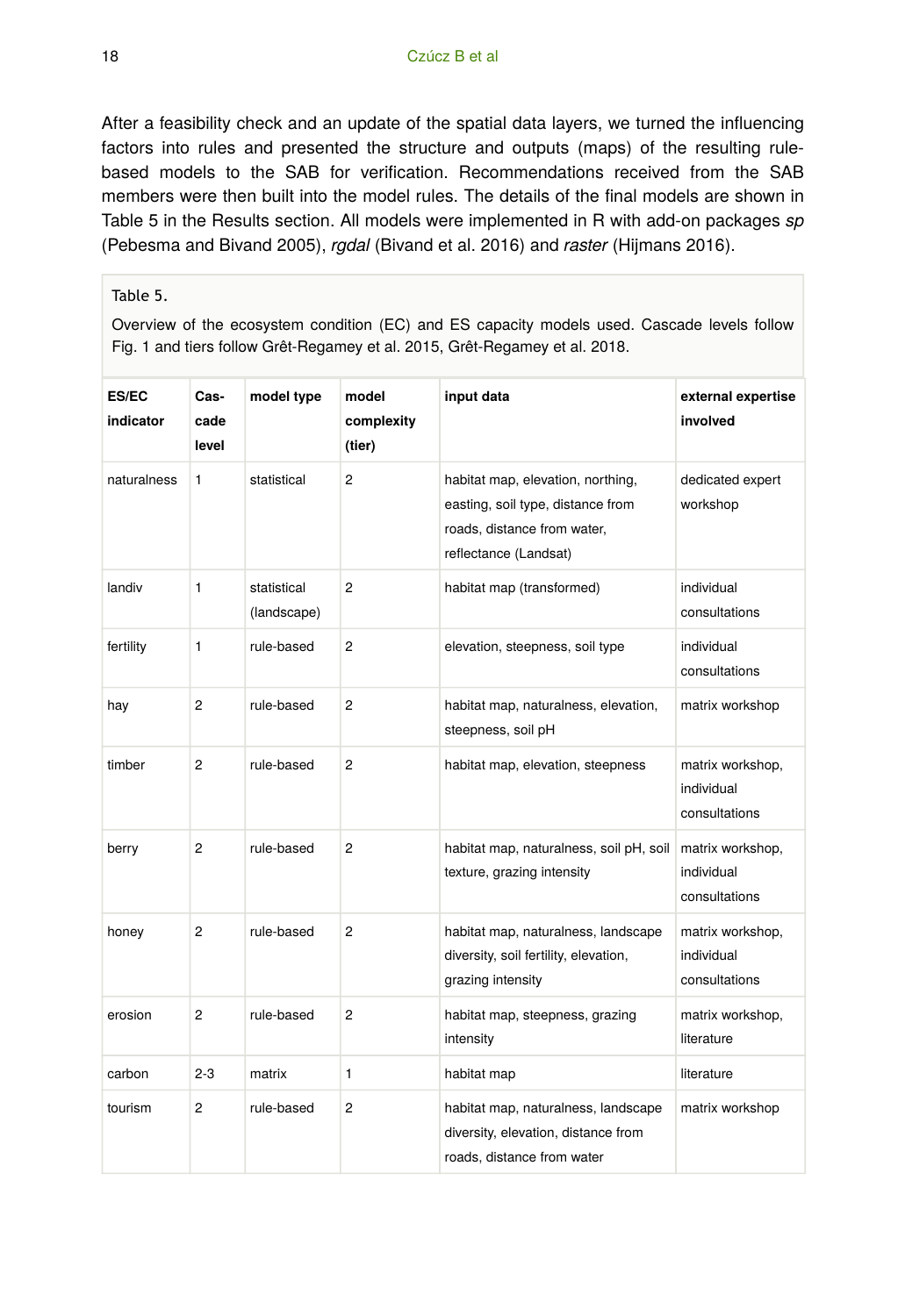After a feasibility check and an update of the spatial data layers, we turned the influencing factors into rules and presented the structure and outputs (maps) of the resulting rule-based models to the SAB for verification. Recommendations received from the SAB members were then built into the model rules. The details of the final models are shown in Table 5 in the Results section. All models were implemented in R with add-on packages *sp* (Pebesma and Bivand 2005), *rgdal* (Bivand et al. 2016) and *raster* (Hijmans 2016).

Table 5.

Overview of the ecosystem condition (EC) and ES capacity models used. Cascade levels follow Fig. 1 and tiers follow Grêt-Regamey et al. 2015, Grêt-Regamey et al. 2018.

| ES/EC indicator | Cascade level | model type | model complexity (tier) | input data | external expertise involved |
|---|---|---|---|---|---|
| naturalness | 1 | statistical | 2 | habitat map, elevation, northing, easting, soil type, distance from roads, distance from water, reflectance (Landsat) | dedicated expert workshop |
| landiv | 1 | statistical (landscape) | 2 | habitat map (transformed) | individual consultations |
| fertility | 1 | rule-based | 2 | elevation, steepness, soil type | individual consultations |
| hay | 2 | rule-based | 2 | habitat map, naturalness, elevation, steepness, soil pH | matrix workshop |
| timber | 2 | rule-based | 2 | habitat map, elevation, steepness | matrix workshop, individual consultations |
| berry | 2 | rule-based | 2 | habitat map, naturalness, soil pH, soil texture, grazing intensity | matrix workshop, individual consultations |
| honey | 2 | rule-based | 2 | habitat map, naturalness, landscape diversity, soil fertility, elevation, grazing intensity | matrix workshop, individual consultations |
| erosion | 2 | rule-based | 2 | habitat map, steepness, grazing intensity | matrix workshop, literature |
| carbon | 2-3 | matrix | 1 | habitat map | literature |
| tourism | 2 | rule-based | 2 | habitat map, naturalness, landscape diversity, elevation, distance from roads, distance from water | matrix workshop |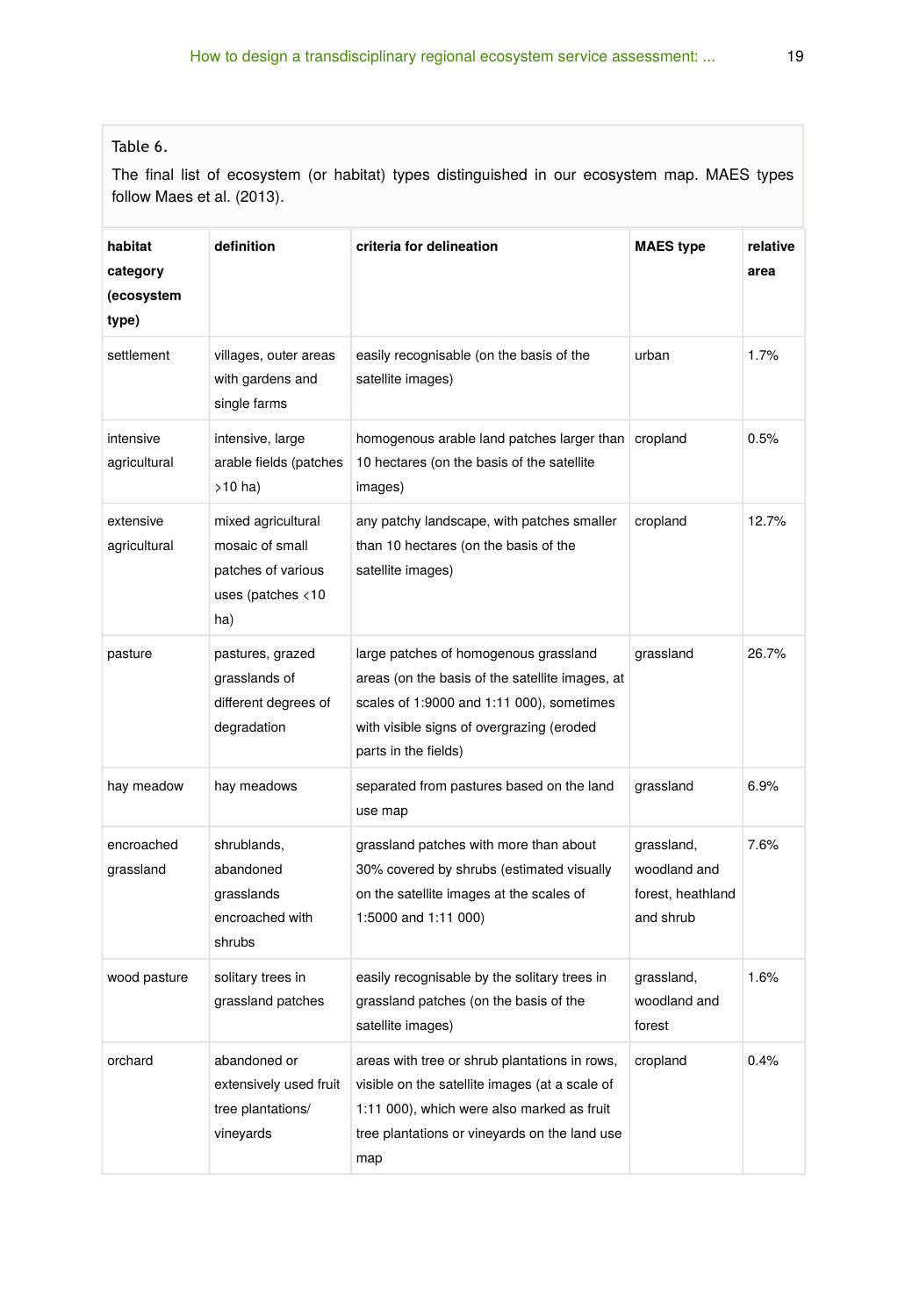Table 6.

The final list of ecosystem (or habitat) types distinguished in our ecosystem map. MAES types follow Maes et al. (2013).

| habitat category (ecosystem type) | definition | criteria for delineation | MAES type | relative area |
| --- | --- | --- | --- | --- |
| settlement | villages, outer areas with gardens and single farms | easily recognisable (on the basis of the satellite images) | urban | 1.7% |
| intensive agricultural | intensive, large arable fields (patches >10 ha) | homogenous arable land patches larger than 10 hectares (on the basis of the satellite images) | cropland | 0.5% |
| extensive agricultural | mixed agricultural mosaic of small patches of various uses (patches <10 ha) | any patchy landscape, with patches smaller than 10 hectares (on the basis of the satellite images) | cropland | 12.7% |
| pasture | pastures, grazed grasslands of different degrees of degradation | large patches of homogenous grassland areas (on the basis of the satellite images, at scales of 1:9000 and 1:11 000), sometimes with visible signs of overgrazing (eroded parts in the fields) | grassland | 26.7% |
| hay meadow | hay meadows | separated from pastures based on the land use map | grassland | 6.9% |
| encroached grassland | shrublands, abandoned grasslands encroached with shrubs | grassland patches with more than about 30% covered by shrubs (estimated visually on the satellite images at the scales of 1:5000 and 1:11 000) | grassland, woodland and forest, heathland and shrub | 7.6% |
| wood pasture | solitary trees in grassland patches | easily recognisable by the solitary trees in grassland patches (on the basis of the satellite images) | grassland, woodland and forest | 1.6% |
| orchard | abandoned or extensively used fruit tree plantations/ vineyards | areas with tree or shrub plantations in rows, visible on the satellite images (at a scale of 1:11 000), which were also marked as fruit tree plantations or vineyards on the land use map | cropland | 0.4% |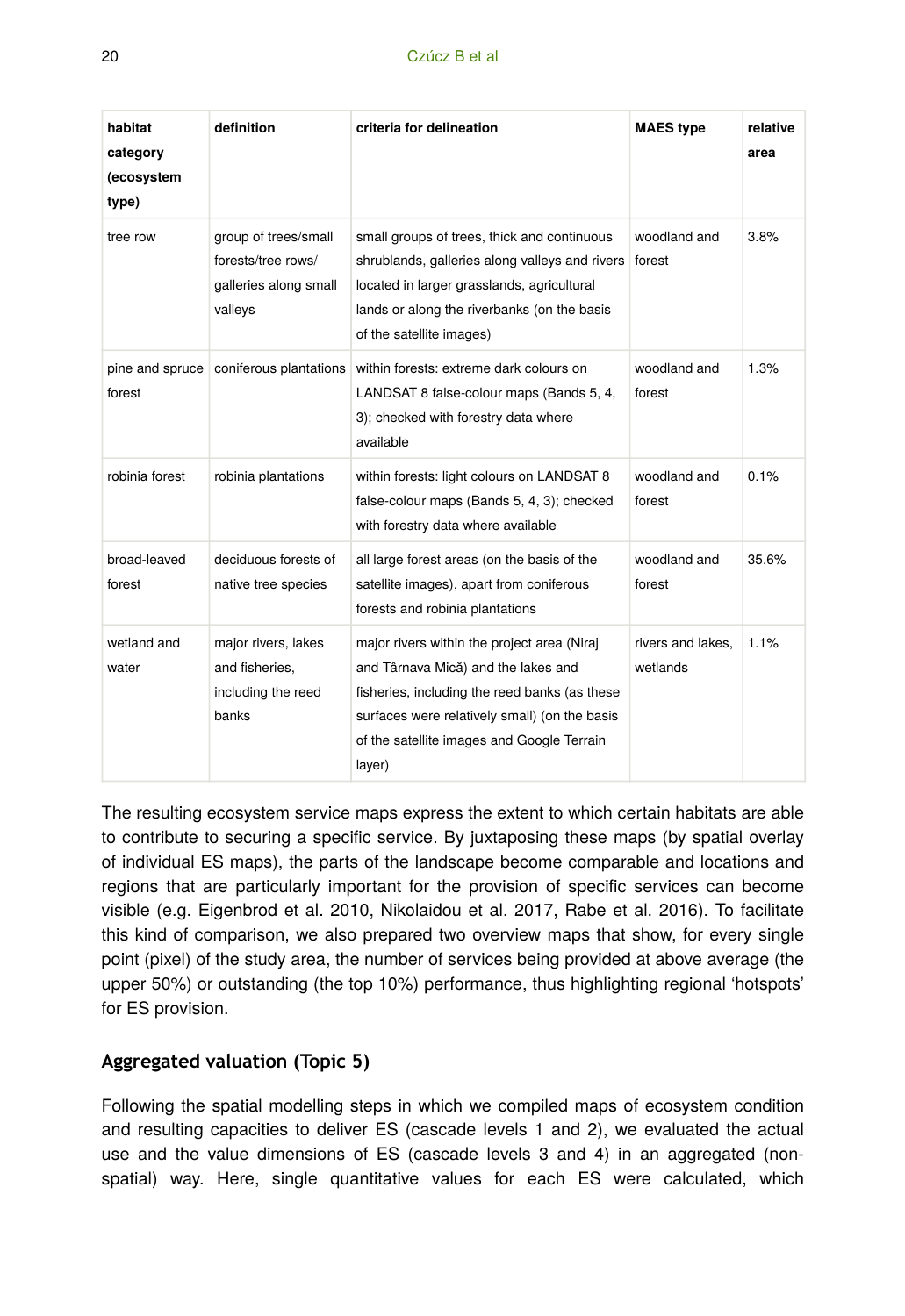| habitat category (ecosystem type) | definition | criteria for delineation | MAES type | relative area |
| --- | --- | --- | --- | --- |
| tree row | group of trees/small forests/tree rows/ galleries along small valleys | small groups of trees, thick and continuous shrublands, galleries along valleys and rivers located in larger grasslands, agricultural lands or along the riverbanks (on the basis of the satellite images) | woodland and forest | 3.8% |
| pine and spruce forest | coniferous plantations | within forests: extreme dark colours on LANDSAT 8 false-colour maps (Bands 5, 4, 3); checked with forestry data where available | woodland and forest | 1.3% |
| robinia forest | robinia plantations | within forests: light colours on LANDSAT 8 false-colour maps (Bands 5, 4, 3); checked with forestry data where available | woodland and forest | 0.1% |
| broad-leaved forest | deciduous forests of native tree species | all large forest areas (on the basis of the satellite images), apart from coniferous forests and robinia plantations | woodland and forest | 35.6% |
| wetland and water | major rivers, lakes and fisheries, including the reed banks | major rivers within the project area (Niraj and Târnava Mică) and the lakes and fisheries, including the reed banks (as these surfaces were relatively small) (on the basis of the satellite images and Google Terrain layer) | rivers and lakes, wetlands | 1.1% |

The resulting ecosystem service maps express the extent to which certain habitats are able to contribute to securing a specific service. By juxtaposing these maps (by spatial overlay of individual ES maps), the parts of the landscape become comparable and locations and regions that are particularly important for the provision of specific services can become visible (e.g. Eigenbrod et al. 2010, Nikolaidou et al. 2017, Rabe et al. 2016). To facilitate this kind of comparison, we also prepared two overview maps that show, for every single point (pixel) of the study area, the number of services being provided at above average (the upper 50%) or outstanding (the top 10%) performance, thus highlighting regional 'hotspots' for ES provision.

### Aggregated valuation (Topic 5)

Following the spatial modelling steps in which we compiled maps of ecosystem condition and resulting capacities to deliver ES (cascade levels 1 and 2), we evaluated the actual use and the value dimensions of ES (cascade levels 3 and 4) in an aggregated (non-spatial) way. Here, single quantitative values for each ES were calculated, which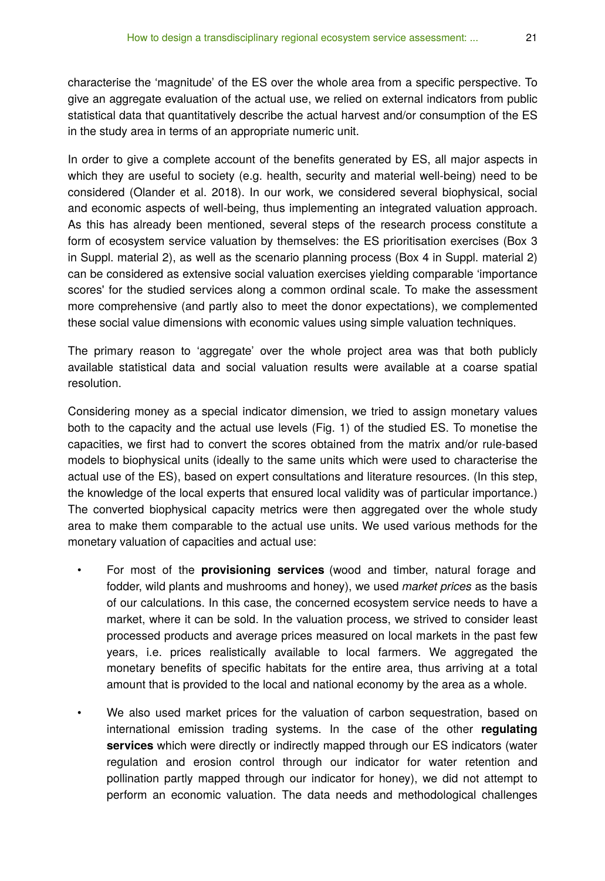characterise the 'magnitude' of the ES over the whole area from a specific perspective. To give an aggregate evaluation of the actual use, we relied on external indicators from public statistical data that quantitatively describe the actual harvest and/or consumption of the ES in the study area in terms of an appropriate numeric unit.

In order to give a complete account of the benefits generated by ES, all major aspects in which they are useful to society (e.g. health, security and material well-being) need to be considered (Olander et al. 2018). In our work, we considered several biophysical, social and economic aspects of well-being, thus implementing an integrated valuation approach. As this has already been mentioned, several steps of the research process constitute a form of ecosystem service valuation by themselves: the ES prioritisation exercises (Box 3 in Suppl. material 2), as well as the scenario planning process (Box 4 in Suppl. material 2) can be considered as extensive social valuation exercises yielding comparable 'importance scores' for the studied services along a common ordinal scale. To make the assessment more comprehensive (and partly also to meet the donor expectations), we complemented these social value dimensions with economic values using simple valuation techniques.

The primary reason to 'aggregate' over the whole project area was that both publicly available statistical data and social valuation results were available at a coarse spatial resolution.

Considering money as a special indicator dimension, we tried to assign monetary values both to the capacity and the actual use levels (Fig. 1) of the studied ES. To monetise the capacities, we first had to convert the scores obtained from the matrix and/or rule-based models to biophysical units (ideally to the same units which were used to characterise the actual use of the ES), based on expert consultations and literature resources. (In this step, the knowledge of the local experts that ensured local validity was of particular importance.) The converted biophysical capacity metrics were then aggregated over the whole study area to make them comparable to the actual use units. We used various methods for the monetary valuation of capacities and actual use:

- For most of the **provisioning services** (wood and timber, natural forage and fodder, wild plants and mushrooms and honey), we used *market prices* as the basis of our calculations. In this case, the concerned ecosystem service needs to have a market, where it can be sold. In the valuation process, we strived to consider least processed products and average prices measured on local markets in the past few years, i.e. prices realistically available to local farmers. We aggregated the monetary benefits of specific habitats for the entire area, thus arriving at a total amount that is provided to the local and national economy by the area as a whole.
- We also used market prices for the valuation of carbon sequestration, based on international emission trading systems. In the case of the other **regulating services** which were directly or indirectly mapped through our ES indicators (water regulation and erosion control through our indicator for water retention and pollination partly mapped through our indicator for honey), we did not attempt to perform an economic valuation. The data needs and methodological challenges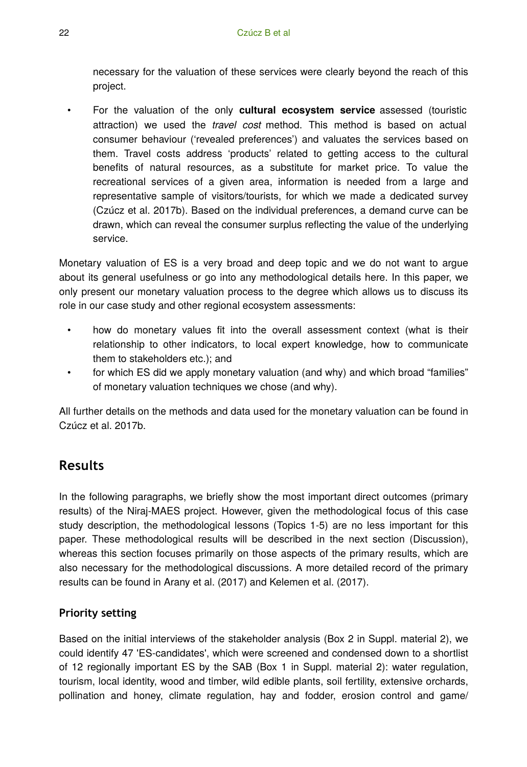necessary for the valuation of these services were clearly beyond the reach of this project.

- For the valuation of the only **cultural ecosystem service** assessed (touristic attraction) we used the *travel cost* method. This method is based on actual consumer behaviour ('revealed preferences') and valuates the services based on them. Travel costs address 'products' related to getting access to the cultural benefits of natural resources, as a substitute for market price. To value the recreational services of a given area, information is needed from a large and representative sample of visitors/tourists, for which we made a dedicated survey (Czúcz et al. 2017b). Based on the individual preferences, a demand curve can be drawn, which can reveal the consumer surplus reflecting the value of the underlying service.

Monetary valuation of ES is a very broad and deep topic and we do not want to argue about its general usefulness or go into any methodological details here. In this paper, we only present our monetary valuation process to the degree which allows us to discuss its role in our case study and other regional ecosystem assessments:

- how do monetary values fit into the overall assessment context (what is their relationship to other indicators, to local expert knowledge, how to communicate them to stakeholders etc.); and
- for which ES did we apply monetary valuation (and why) and which broad "families" of monetary valuation techniques we chose (and why).

All further details on the methods and data used for the monetary valuation can be found in Czúcz et al. 2017b.

## Results

In the following paragraphs, we briefly show the most important direct outcomes (primary results) of the Niraj-MAES project. However, given the methodological focus of this case study description, the methodological lessons (Topics 1-5) are no less important for this paper. These methodological results will be described in the next section (Discussion), whereas this section focuses primarily on those aspects of the primary results, which are also necessary for the methodological discussions. A more detailed record of the primary results can be found in Arany et al. (2017) and Kelemen et al. (2017).

### Priority setting

Based on the initial interviews of the stakeholder analysis (Box 2 in Suppl. material 2), we could identify 47 'ES-candidates', which were screened and condensed down to a shortlist of 12 regionally important ES by the SAB (Box 1 in Suppl. material 2): water regulation, tourism, local identity, wood and timber, wild edible plants, soil fertility, extensive orchards, pollination and honey, climate regulation, hay and fodder, erosion control and game/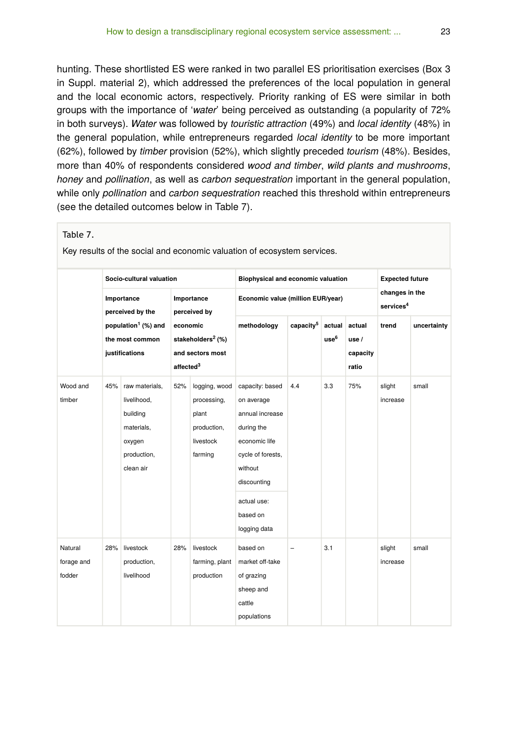hunting. These shortlisted ES were ranked in two parallel ES prioritisation exercises (Box 3 in Suppl. material 2), which addressed the preferences of the local population in general and the local economic actors, respectively. Priority ranking of ES were similar in both groups with the importance of '*water*' being perceived as outstanding (a popularity of 72% in both surveys). *Water* was followed by *touristic attraction* (49%) and *local identity* (48%) in the general population, while entrepreneurs regarded *local identity* to be more important (62%), followed by *timber* provision (52%), which slightly preceded *tourism* (48%). Besides, more than 40% of respondents considered *wood and timber*, *wild plants and mushrooms*, *honey* and *pollination*, as well as *carbon sequestration* important in the general population, while only *pollination* and *carbon sequestration* reached this threshold within entrepreneurs (see the detailed outcomes below in Table 7).

Table 7.

Key results of the social and economic valuation of ecosystem services.

| | Socio-cultural valuation | | | | Biophysical and economic valuation | | | | Expected future changes in the services[4] | |
|---|---|---|---|---|---|---|---|---|---|---|
| | Importance perceived by the population[1] (%) and the most common justifications | | Importance perceived by economic stakeholders[2] (%) and sectors most affected[3] | | Economic value (million EUR/year) | | | | | |
| | | | | | methodology | capacity[5] | actual use[6] | actual use / capacity ratio | trend | uncertainty |
| Wood and timber | 45% | raw materials, livelihood, building materials, oxygen production, clean air | 52% | logging, wood processing, plant production, livestock farming | capacity: based on average annual increase during the economic life cycle of forests, without discounting<br>actual use: based on logging data | 4.4 | 3.3 | 75% | slight increase | small |
| Natural forage and fodder | 28% | livestock production, livelihood | 28% | livestock farming, plant production | based on market off-take of grazing sheep and cattle populations | – | 3.1 | | slight increase | small |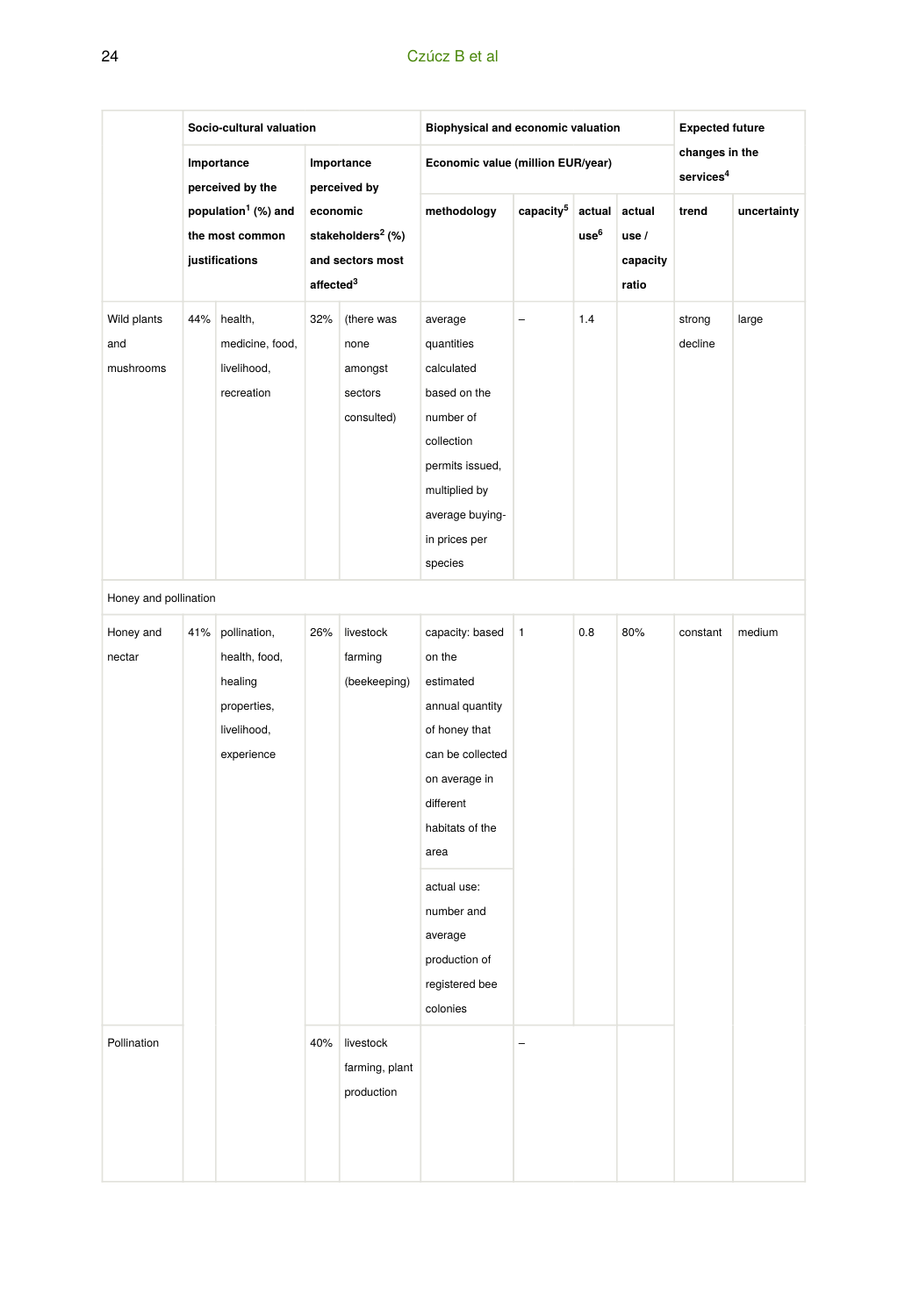| | Socio-cultural valuation | | | | Biophysical and economic valuation | | | | Expected future changes in the services[4] | |
|---|---|---|---|---|---|---|---|---|---|---|
| | Importance perceived by the population[1] (%) and the most common justifications | | Importance perceived by economic stakeholders[2] (%) and sectors most affected[3] | | Economic value (million EUR/year) | | | | | |
| | | | | | methodology | capacity[5] | actual use[6] | actual use / capacity ratio | trend | uncertainty |
| Wild plants and mushrooms | 44% | health, medicine, food, livelihood, recreation | 32% | (there was none amongst sectors consulted) | average quantities calculated based on the number of collection permits issued, multiplied by average buying-in prices per species | – | 1.4 | | strong decline | large |
| Honey and pollination | | | | | | | | | | |
| Honey and nectar | 41% | pollination, health, food, healing properties, livelihood, experience | 26% | livestock farming (beekeeping) | capacity: based on the estimated annual quantity of honey that can be collected on average in different habitats of the area<br>actual use: number and average production of registered bee colonies | 1 | 0.8 | 80% | constant | medium |
| Pollination | | | 40% | livestock farming, plant production | | – | | | | |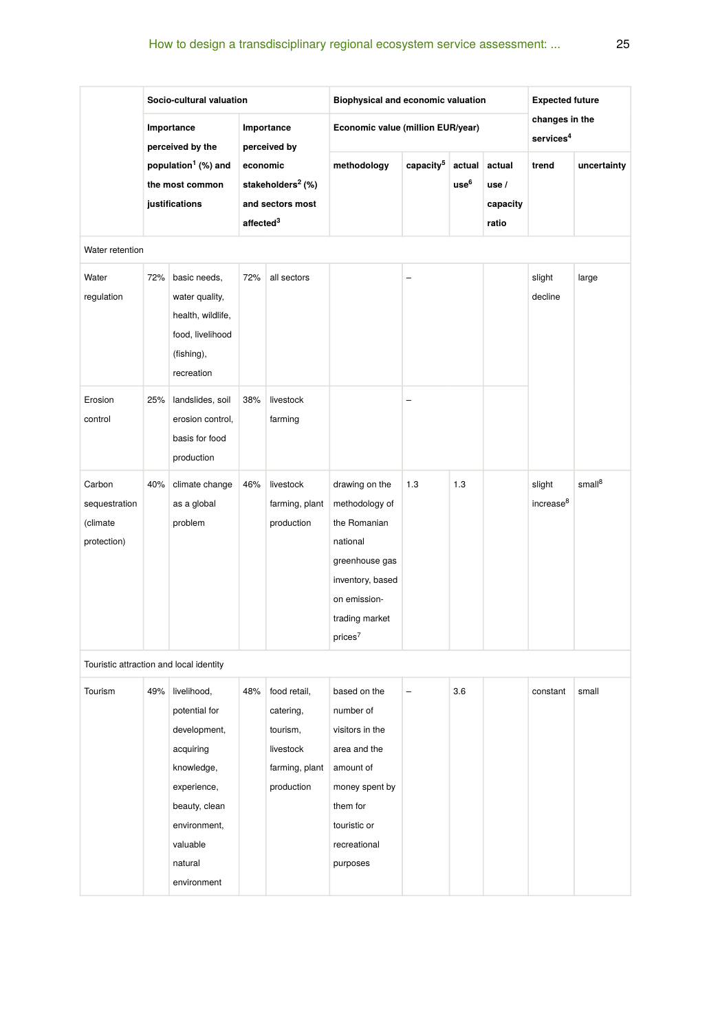| | Socio-cultural valuation | | | | Biophysical and economic valuation | | | | Expected future changes in the services[4] | |
|---|---|---|---|---|---|---|---|---|---|---|
| | Importance perceived by the population[1] (%) and the most common justifications | | Importance perceived by economic stakeholders[2] (%) and sectors most affected[3] | | Economic value (million EUR/year) | | | | | |
| | | | | | methodology | capacity[5] | actual use[6] | actual use / capacity ratio | trend | uncertainty |
| Water retention | | | | | | | | | | |
| Water regulation | 72% | basic needs, water quality, health, wildlife, food, livelihood (fishing), recreation | 72% | all sectors | | – | | | slight decline | large |
| Erosion control | 25% | landslides, soil erosion control, basis for food production | 38% | livestock farming | | – | | | | |
| Carbon sequestration (climate protection) | 40% | climate change as a global problem | 46% | livestock farming, plant production | drawing on the methodology of the Romanian national greenhouse gas inventory, based on emission-trading market prices[7] | 1.3 | 1.3 | | slight increase[8] | small[8] |
| Touristic attraction and local identity | | | | | | | | | | |
| Tourism | 49% | livelihood, potential for development, acquiring knowledge, experience, beauty, clean environment, valuable natural environment | 48% | food retail, catering, tourism, livestock farming, plant production | based on the number of visitors in the area and the amount of money spent by them for touristic or recreational purposes | – | 3.6 | | constant | small |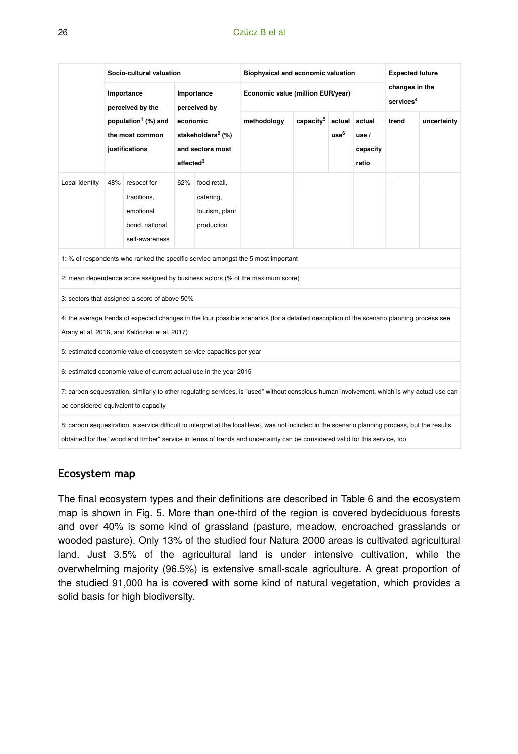| | Socio-cultural valuation | | | | Biophysical and economic valuation | | | | Expected future changes in the services[4] | |
|---|---|---|---|---|---|---|---|---|---|---|
| | Importance perceived by the population[1] (%) and the most common justifications | | Importance perceived by economic stakeholders[2] (%) and sectors most affected[3] | | Economic value (million EUR/year) | | | | | |
| | | | | | methodology | capacity[5] | actual use[6] | actual use / capacity ratio | trend | uncertainty |
| Local identity | 48% | respect for traditions, emotional bond, national self-awareness | 62% | food retail, catering, tourism, plant production | | – | | | – | – |
| 1: % of respondents who ranked the specific service amongst the 5 most important | | | | | | | | | | |
| 2: mean dependence score assigned by business actors (% of the maximum score) | | | | | | | | | | |
| 3: sectors that assigned a score of above 50% | | | | | | | | | | |
| 4: the average trends of expected changes in the four possible scenarios (for a detailed description of the scenario planning process see Arany et al. 2016, and Kalóczkai et al. 2017) | | | | | | | | | | |
| 5: estimated economic value of ecosystem service capacities per year | | | | | | | | | | |
| 6: estimated economic value of current actual use in the year 2015 | | | | | | | | | | |
| 7: carbon sequestration, similarly to other regulating services, is "used" without conscious human involvement, which is why actual use can be considered equivalent to capacity | | | | | | | | | | |
| 8: carbon sequestration, a service difficult to interpret at the local level, was not included in the scenario planning process, but the results obtained for the "wood and timber" service in terms of trends and uncertainty can be considered valid for this service, too | | | | | | | | | | |

## Ecosystem map

The final ecosystem types and their definitions are described in Table 6 and the ecosystem map is shown in Fig. 5. More than one-third of the region is covered bydeciduous forests and over 40% is some kind of grassland (pasture, meadow, encroached grasslands or wooded pasture). Only 13% of the studied four Natura 2000 areas is cultivated agricultural land. Just 3.5% of the agricultural land is under intensive cultivation, while the overwhelming majority (96.5%) is extensive small-scale agriculture. A great proportion of the studied 91,000 ha is covered with some kind of natural vegetation, which provides a solid basis for high biodiversity.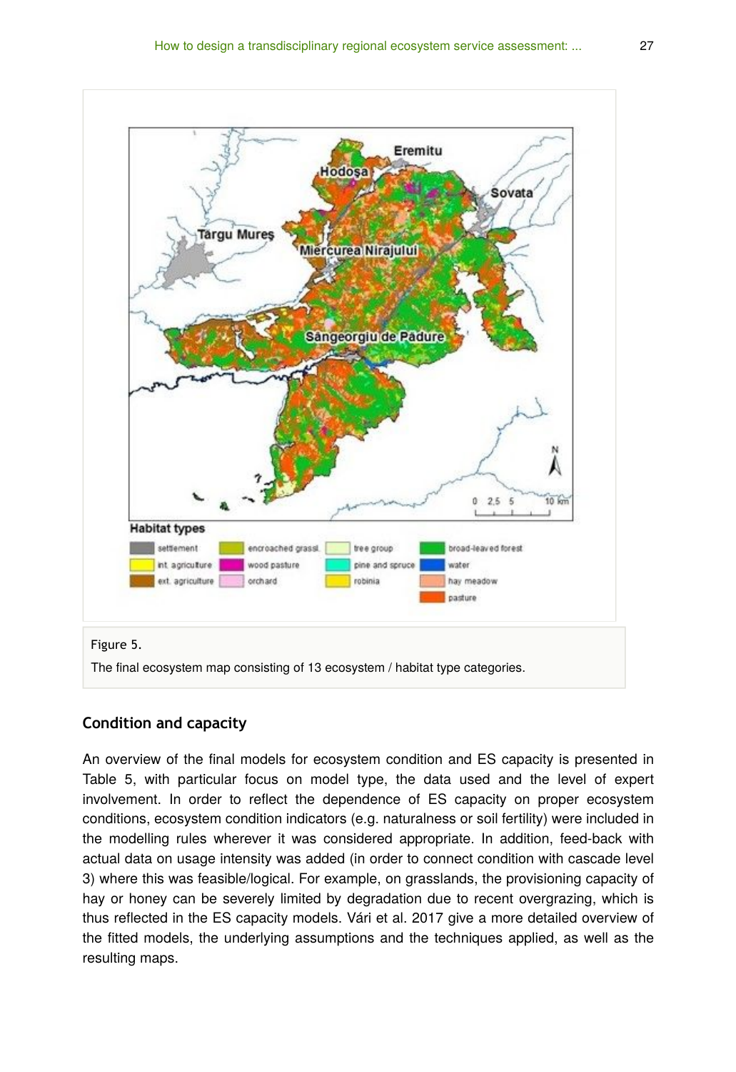Figure 5.

The final ecosystem map consisting of 13 ecosystem / habitat type categories.

### Condition and capacity

An overview of the final models for ecosystem condition and ES capacity is presented in Table 5, with particular focus on model type, the data used and the level of expert involvement. In order to reflect the dependence of ES capacity on proper ecosystem conditions, ecosystem condition indicators (e.g. naturalness or soil fertility) were included in the modelling rules wherever it was considered appropriate. In addition, feed-back with actual data on usage intensity was added (in order to connect condition with cascade level 3) where this was feasible/logical. For example, on grasslands, the provisioning capacity of hay or honey can be severely limited by degradation due to recent overgrazing, which is thus reflected in the ES capacity models. Vári et al. 2017 give a more detailed overview of the fitted models, the underlying assumptions and the techniques applied, as well as the resulting maps.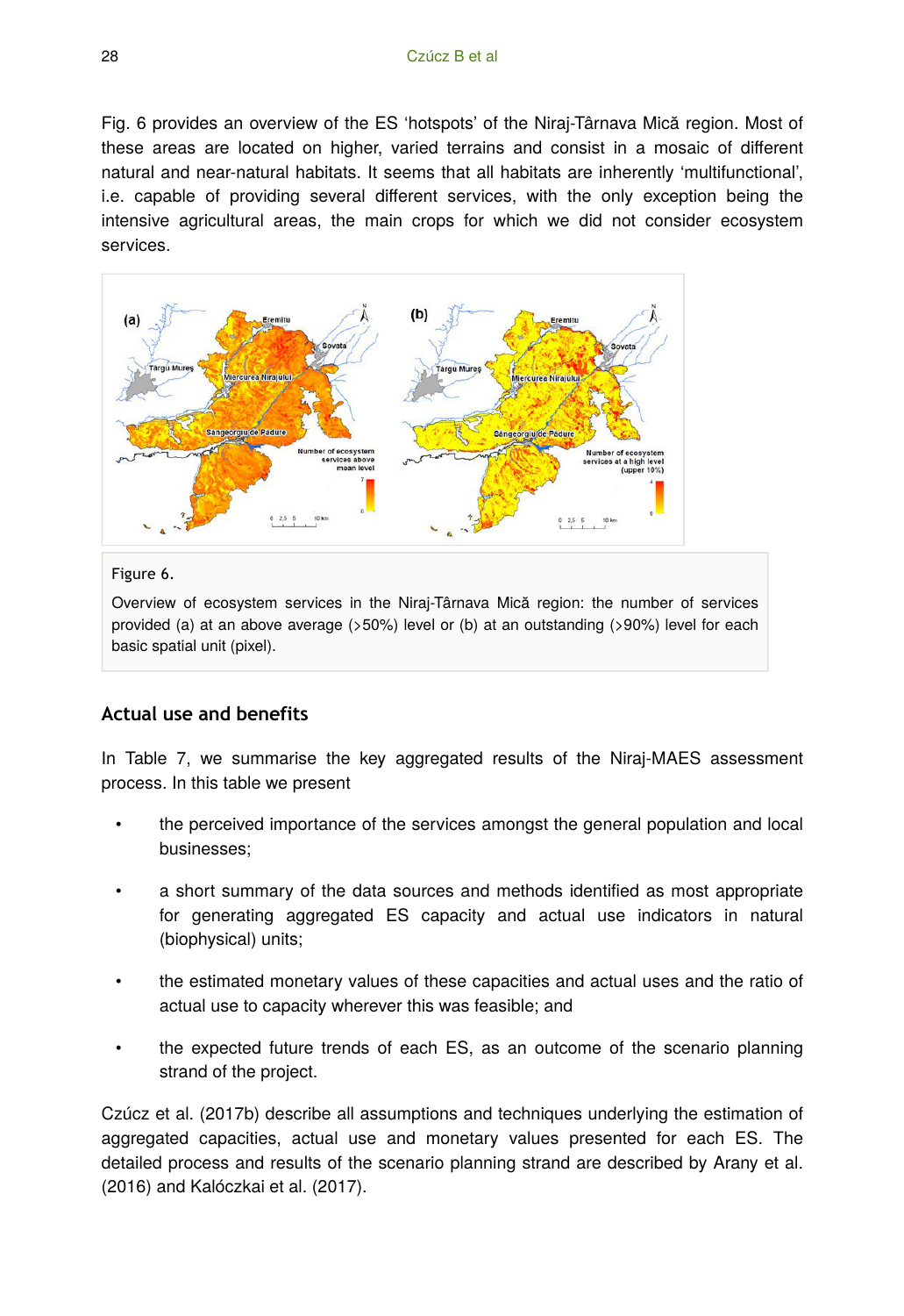Fig. 6 provides an overview of the ES 'hotspots' of the Niraj-Târnava Mică region. Most of these areas are located on higher, varied terrains and consist in a mosaic of different natural and near-natural habitats. It seems that all habitats are inherently 'multifunctional', i.e. capable of providing several different services, with the only exception being the intensive agricultural areas, the main crops for which we did not consider ecosystem services.

Figure 6.

Overview of ecosystem services in the Niraj-Târnava Mică region: the number of services provided (a) at an above average (>50%) level or (b) at an outstanding (>90%) level for each basic spatial unit (pixel).

## Actual use and benefits

In Table 7, we summarise the key aggregated results of the Niraj-MAES assessment process. In this table we present

- the perceived importance of the services amongst the general population and local businesses;
- a short summary of the data sources and methods identified as most appropriate for generating aggregated ES capacity and actual use indicators in natural (biophysical) units;
- the estimated monetary values of these capacities and actual uses and the ratio of actual use to capacity wherever this was feasible; and
- the expected future trends of each ES, as an outcome of the scenario planning strand of the project.

Czúcz et al. (2017b) describe all assumptions and techniques underlying the estimation of aggregated capacities, actual use and monetary values presented for each ES. The detailed process and results of the scenario planning strand are described by Arany et al. (2016) and Kalóczkai et al. (2017).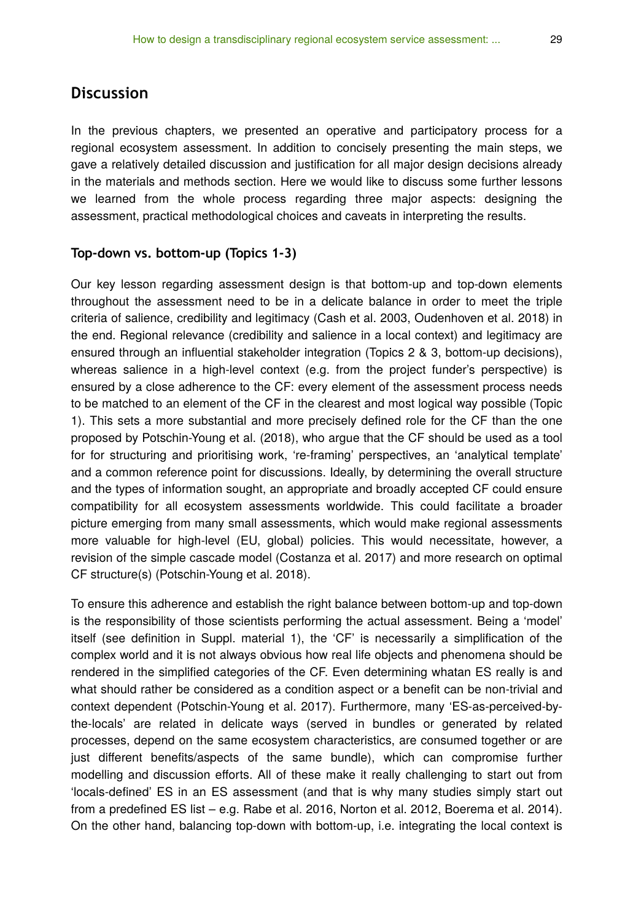## Discussion

In the previous chapters, we presented an operative and participatory process for a regional ecosystem assessment. In addition to concisely presenting the main steps, we gave a relatively detailed discussion and justification for all major design decisions already in the materials and methods section. Here we would like to discuss some further lessons we learned from the whole process regarding three major aspects: designing the assessment, practical methodological choices and caveats in interpreting the results.

### Top-down vs. bottom-up (Topics 1-3)

Our key lesson regarding assessment design is that bottom-up and top-down elements throughout the assessment need to be in a delicate balance in order to meet the triple criteria of salience, credibility and legitimacy (Cash et al. 2003, Oudenhoven et al. 2018) in the end. Regional relevance (credibility and salience in a local context) and legitimacy are ensured through an influential stakeholder integration (Topics 2 & 3, bottom-up decisions), whereas salience in a high-level context (e.g. from the project funder's perspective) is ensured by a close adherence to the CF: every element of the assessment process needs to be matched to an element of the CF in the clearest and most logical way possible (Topic 1). This sets a more substantial and more precisely defined role for the CF than the one proposed by Potschin-Young et al. (2018), who argue that the CF should be used as a tool for for structuring and prioritising work, 're-framing' perspectives, an 'analytical template' and a common reference point for discussions. Ideally, by determining the overall structure and the types of information sought, an appropriate and broadly accepted CF could ensure compatibility for all ecosystem assessments worldwide. This could facilitate a broader picture emerging from many small assessments, which would make regional assessments more valuable for high-level (EU, global) policies. This would necessitate, however, a revision of the simple cascade model (Costanza et al. 2017) and more research on optimal CF structure(s) (Potschin-Young et al. 2018).

To ensure this adherence and establish the right balance between bottom-up and top-down is the responsibility of those scientists performing the actual assessment. Being a 'model' itself (see definition in Suppl. material 1), the 'CF' is necessarily a simplification of the complex world and it is not always obvious how real life objects and phenomena should be rendered in the simplified categories of the CF. Even determining whatan ES really is and what should rather be considered as a condition aspect or a benefit can be non-trivial and context dependent (Potschin-Young et al. 2017). Furthermore, many 'ES-as-perceived-by-the-locals' are related in delicate ways (served in bundles or generated by related processes, depend on the same ecosystem characteristics, are consumed together or are just different benefits/aspects of the same bundle), which can compromise further modelling and discussion efforts. All of these make it really challenging to start out from 'locals-defined' ES in an ES assessment (and that is why many studies simply start out from a predefined ES list – e.g. Rabe et al. 2016, Norton et al. 2012, Boerema et al. 2014). On the other hand, balancing top-down with bottom-up, i.e. integrating the local context is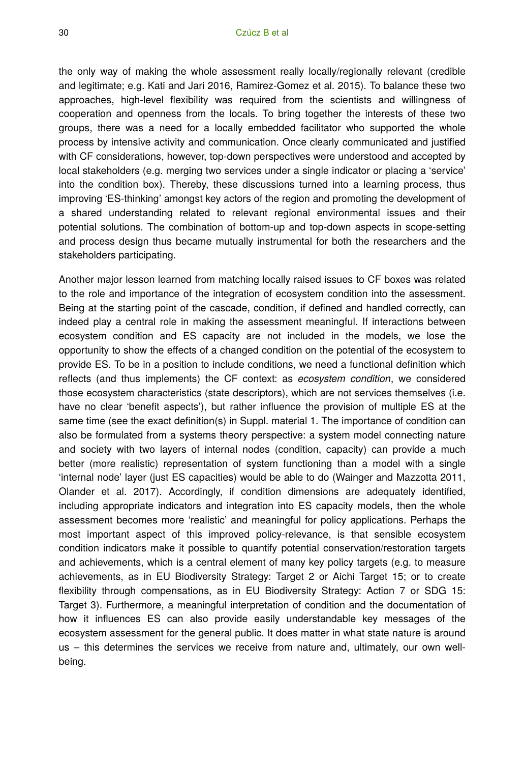the only way of making the whole assessment really locally/regionally relevant (credible and legitimate; e.g. Kati and Jari 2016, Ramirez-Gomez et al. 2015). To balance these two approaches, high-level flexibility was required from the scientists and willingness of cooperation and openness from the locals. To bring together the interests of these two groups, there was a need for a locally embedded facilitator who supported the whole process by intensive activity and communication. Once clearly communicated and justified with CF considerations, however, top-down perspectives were understood and accepted by local stakeholders (e.g. merging two services under a single indicator or placing a 'service' into the condition box). Thereby, these discussions turned into a learning process, thus improving 'ES-thinking' amongst key actors of the region and promoting the development of a shared understanding related to relevant regional environmental issues and their potential solutions. The combination of bottom-up and top-down aspects in scope-setting and process design thus became mutually instrumental for both the researchers and the stakeholders participating.

Another major lesson learned from matching locally raised issues to CF boxes was related to the role and importance of the integration of ecosystem condition into the assessment. Being at the starting point of the cascade, condition, if defined and handled correctly, can indeed play a central role in making the assessment meaningful. If interactions between ecosystem condition and ES capacity are not included in the models, we lose the opportunity to show the effects of a changed condition on the potential of the ecosystem to provide ES. To be in a position to include conditions, we need a functional definition which reflects (and thus implements) the CF context: as *ecosystem condition*, we considered those ecosystem characteristics (state descriptors), which are not services themselves (i.e. have no clear 'benefit aspects'), but rather influence the provision of multiple ES at the same time (see the exact definition(s) in Suppl. material 1. The importance of condition can also be formulated from a systems theory perspective: a system model connecting nature and society with two layers of internal nodes (condition, capacity) can provide a much better (more realistic) representation of system functioning than a model with a single 'internal node' layer (just ES capacities) would be able to do (Wainger and Mazzotta 2011, Olander et al. 2017). Accordingly, if condition dimensions are adequately identified, including appropriate indicators and integration into ES capacity models, then the whole assessment becomes more 'realistic' and meaningful for policy applications. Perhaps the most important aspect of this improved policy-relevance, is that sensible ecosystem condition indicators make it possible to quantify potential conservation/restoration targets and achievements, which is a central element of many key policy targets (e.g. to measure achievements, as in EU Biodiversity Strategy: Target 2 or Aichi Target 15; or to create flexibility through compensations, as in EU Biodiversity Strategy: Action 7 or SDG 15: Target 3). Furthermore, a meaningful interpretation of condition and the documentation of how it influences ES can also provide easily understandable key messages of the ecosystem assessment for the general public. It does matter in what state nature is around us – this determines the services we receive from nature and, ultimately, our own well-being.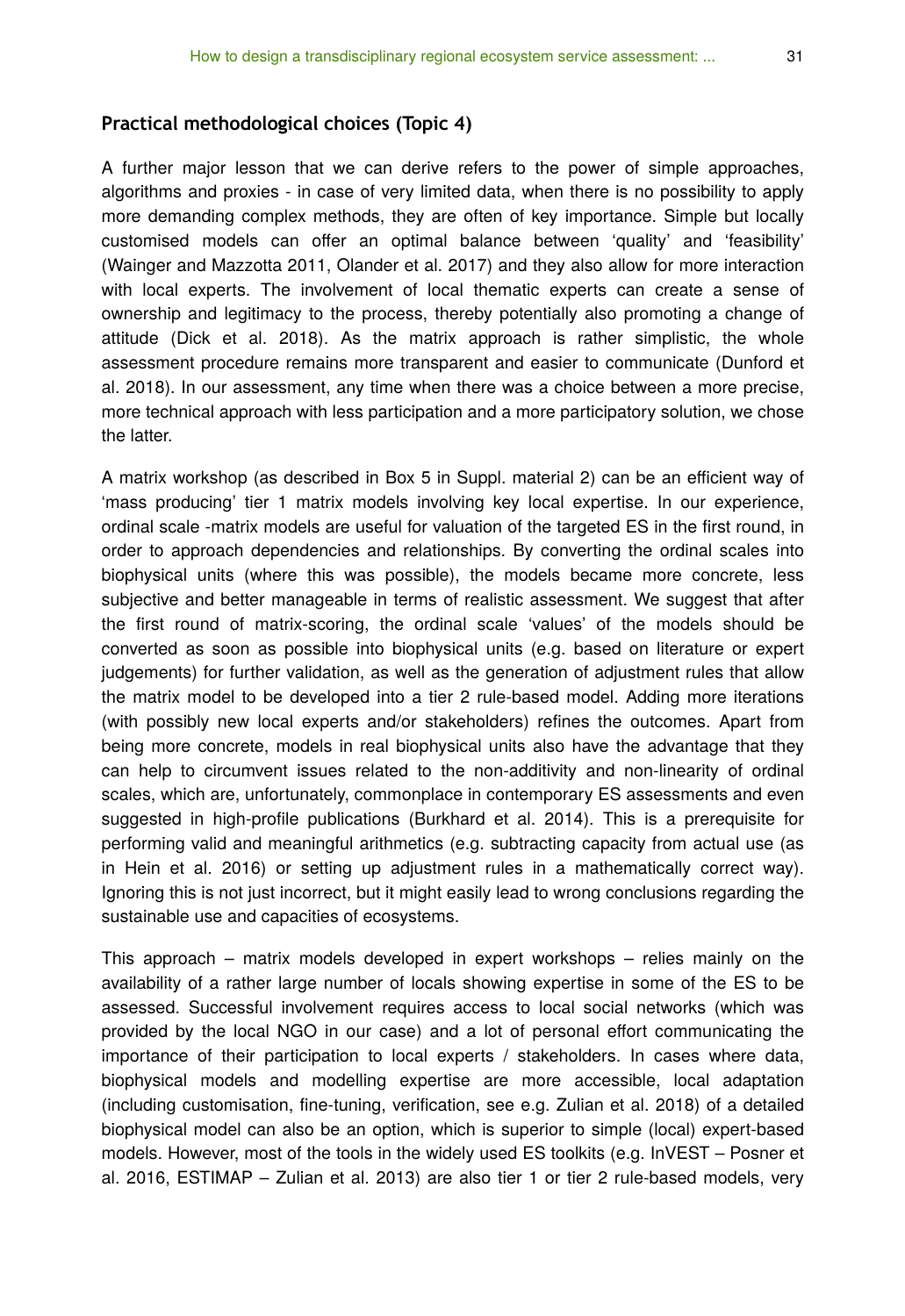### Practical methodological choices (Topic 4)

A further major lesson that we can derive refers to the power of simple approaches, algorithms and proxies - in case of very limited data, when there is no possibility to apply more demanding complex methods, they are often of key importance. Simple but locally customised models can offer an optimal balance between 'quality' and 'feasibility' (Wainger and Mazzotta 2011, Olander et al. 2017) and they also allow for more interaction with local experts. The involvement of local thematic experts can create a sense of ownership and legitimacy to the process, thereby potentially also promoting a change of attitude (Dick et al. 2018). As the matrix approach is rather simplistic, the whole assessment procedure remains more transparent and easier to communicate (Dunford et al. 2018). In our assessment, any time when there was a choice between a more precise, more technical approach with less participation and a more participatory solution, we chose the latter.

A matrix workshop (as described in Box 5 in Suppl. material 2) can be an efficient way of 'mass producing' tier 1 matrix models involving key local expertise. In our experience, ordinal scale -matrix models are useful for valuation of the targeted ES in the first round, in order to approach dependencies and relationships. By converting the ordinal scales into biophysical units (where this was possible), the models became more concrete, less subjective and better manageable in terms of realistic assessment. We suggest that after the first round of matrix-scoring, the ordinal scale 'values' of the models should be converted as soon as possible into biophysical units (e.g. based on literature or expert judgements) for further validation, as well as the generation of adjustment rules that allow the matrix model to be developed into a tier 2 rule-based model. Adding more iterations (with possibly new local experts and/or stakeholders) refines the outcomes. Apart from being more concrete, models in real biophysical units also have the advantage that they can help to circumvent issues related to the non-additivity and non-linearity of ordinal scales, which are, unfortunately, commonplace in contemporary ES assessments and even suggested in high-profile publications (Burkhard et al. 2014). This is a prerequisite for performing valid and meaningful arithmetics (e.g. subtracting capacity from actual use (as in Hein et al. 2016) or setting up adjustment rules in a mathematically correct way). Ignoring this is not just incorrect, but it might easily lead to wrong conclusions regarding the sustainable use and capacities of ecosystems.

This approach – matrix models developed in expert workshops – relies mainly on the availability of a rather large number of locals showing expertise in some of the ES to be assessed. Successful involvement requires access to local social networks (which was provided by the local NGO in our case) and a lot of personal effort communicating the importance of their participation to local experts / stakeholders. In cases where data, biophysical models and modelling expertise are more accessible, local adaptation (including customisation, fine-tuning, verification, see e.g. Zulian et al. 2018) of a detailed biophysical model can also be an option, which is superior to simple (local) expert-based models. However, most of the tools in the widely used ES toolkits (e.g. InVEST – Posner et al. 2016, ESTIMAP – Zulian et al. 2013) are also tier 1 or tier 2 rule-based models, very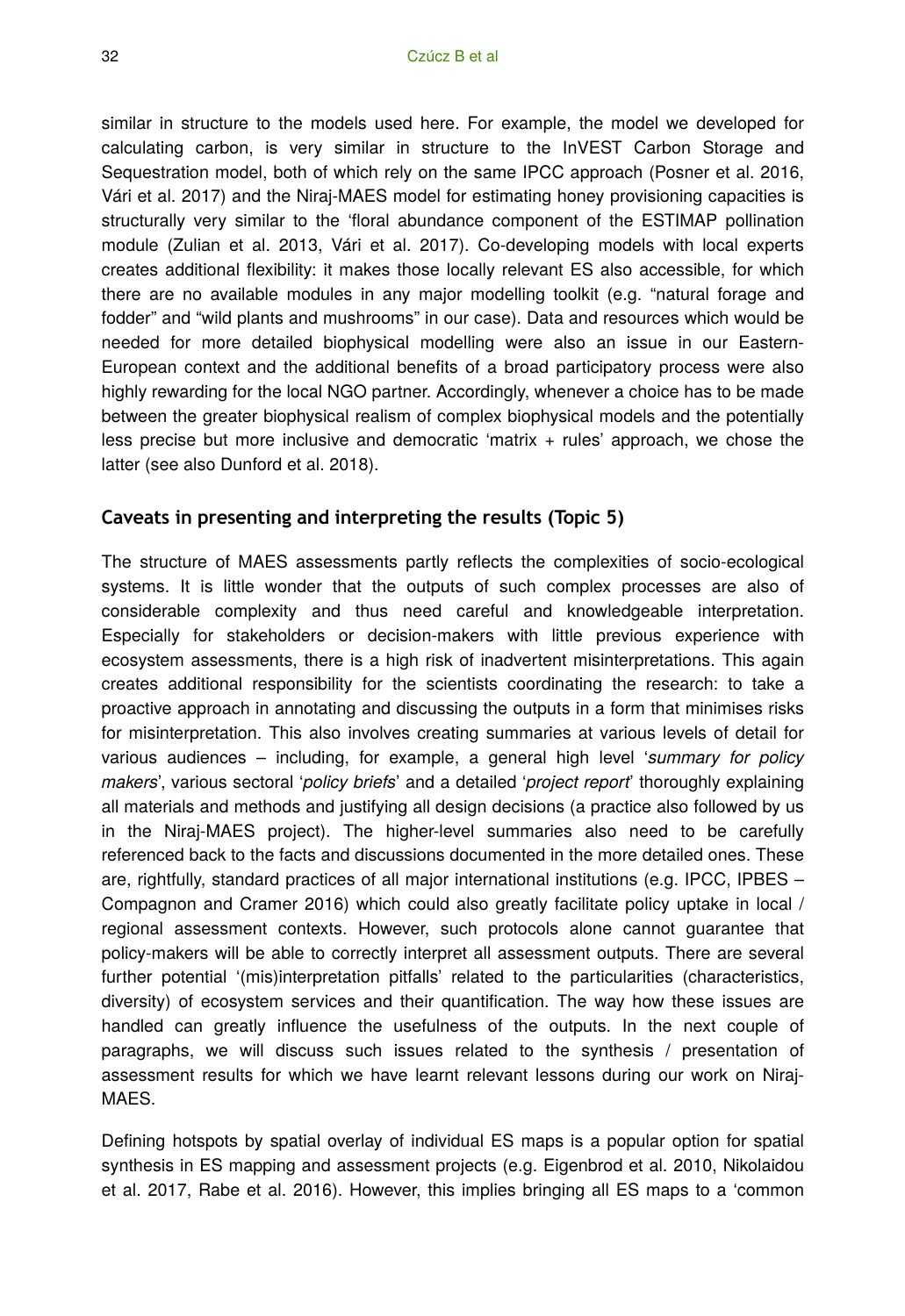similar in structure to the models used here. For example, the model we developed for calculating carbon, is very similar in structure to the InVEST Carbon Storage and Sequestration model, both of which rely on the same IPCC approach (Posner et al. 2016, Vári et al. 2017) and the Niraj-MAES model for estimating honey provisioning capacities is structurally very similar to the 'floral abundance component of the ESTIMAP pollination module (Zulian et al. 2013, Vári et al. 2017). Co-developing models with local experts creates additional flexibility: it makes those locally relevant ES also accessible, for which there are no available modules in any major modelling toolkit (e.g. "natural forage and fodder" and "wild plants and mushrooms" in our case). Data and resources which would be needed for more detailed biophysical modelling were also an issue in our Eastern-European context and the additional benefits of a broad participatory process were also highly rewarding for the local NGO partner. Accordingly, whenever a choice has to be made between the greater biophysical realism of complex biophysical models and the potentially less precise but more inclusive and democratic 'matrix + rules' approach, we chose the latter (see also Dunford et al. 2018).

### Caveats in presenting and interpreting the results (Topic 5)

The structure of MAES assessments partly reflects the complexities of socio-ecological systems. It is little wonder that the outputs of such complex processes are also of considerable complexity and thus need careful and knowledgeable interpretation. Especially for stakeholders or decision-makers with little previous experience with ecosystem assessments, there is a high risk of inadvertent misinterpretations. This again creates additional responsibility for the scientists coordinating the research: to take a proactive approach in annotating and discussing the outputs in a form that minimises risks for misinterpretation. This also involves creating summaries at various levels of detail for various audiences – including, for example, a general high level '*summary for policy makers*', various sectoral '*policy briefs*' and a detailed '*project report*' thoroughly explaining all materials and methods and justifying all design decisions (a practice also followed by us in the Niraj-MAES project). The higher-level summaries also need to be carefully referenced back to the facts and discussions documented in the more detailed ones. These are, rightfully, standard practices of all major international institutions (e.g. IPCC, IPBES – Compagnon and Cramer 2016) which could also greatly facilitate policy uptake in local / regional assessment contexts. However, such protocols alone cannot guarantee that policy-makers will be able to correctly interpret all assessment outputs. There are several further potential '(mis)interpretation pitfalls' related to the particularities (characteristics, diversity) of ecosystem services and their quantification. The way how these issues are handled can greatly influence the usefulness of the outputs. In the next couple of paragraphs, we will discuss such issues related to the synthesis / presentation of assessment results for which we have learnt relevant lessons during our work on Niraj-MAES.

Defining hotspots by spatial overlay of individual ES maps is a popular option for spatial synthesis in ES mapping and assessment projects (e.g. Eigenbrod et al. 2010, Nikolaidou et al. 2017, Rabe et al. 2016). However, this implies bringing all ES maps to a 'common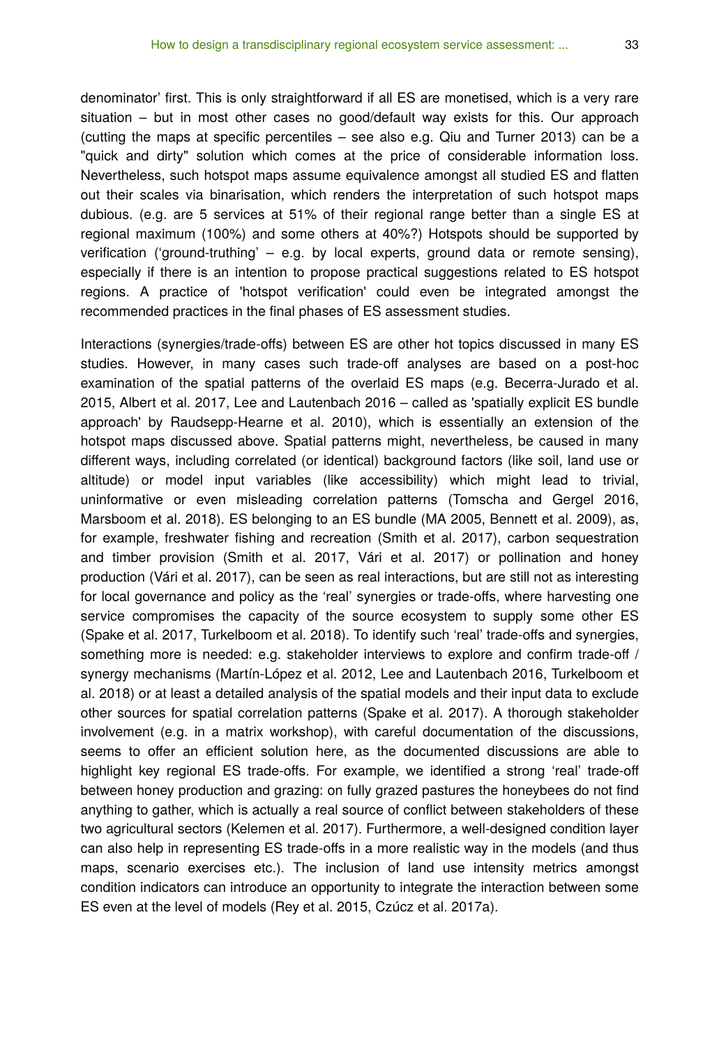denominator' first. This is only straightforward if all ES are monetised, which is a very rare situation – but in most other cases no good/default way exists for this. Our approach (cutting the maps at specific percentiles – see also e.g. Qiu and Turner 2013) can be a "quick and dirty" solution which comes at the price of considerable information loss. Nevertheless, such hotspot maps assume equivalence amongst all studied ES and flatten out their scales via binarisation, which renders the interpretation of such hotspot maps dubious. (e.g. are 5 services at 51% of their regional range better than a single ES at regional maximum (100%) and some others at 40%?) Hotspots should be supported by verification ('ground-truthing' – e.g. by local experts, ground data or remote sensing), especially if there is an intention to propose practical suggestions related to ES hotspot regions. A practice of 'hotspot verification' could even be integrated amongst the recommended practices in the final phases of ES assessment studies.

Interactions (synergies/trade-offs) between ES are other hot topics discussed in many ES studies. However, in many cases such trade-off analyses are based on a post-hoc examination of the spatial patterns of the overlaid ES maps (e.g. Becerra-Jurado et al. 2015, Albert et al. 2017, Lee and Lautenbach 2016 – called as 'spatially explicit ES bundle approach' by Raudsepp-Hearne et al. 2010), which is essentially an extension of the hotspot maps discussed above. Spatial patterns might, nevertheless, be caused in many different ways, including correlated (or identical) background factors (like soil, land use or altitude) or model input variables (like accessibility) which might lead to trivial, uninformative or even misleading correlation patterns (Tomscha and Gergel 2016, Marsboom et al. 2018). ES belonging to an ES bundle (MA 2005, Bennett et al. 2009), as, for example, freshwater fishing and recreation (Smith et al. 2017), carbon sequestration and timber provision (Smith et al. 2017, Vári et al. 2017) or pollination and honey production (Vári et al. 2017), can be seen as real interactions, but are still not as interesting for local governance and policy as the 'real' synergies or trade-offs, where harvesting one service compromises the capacity of the source ecosystem to supply some other ES (Spake et al. 2017, Turkelboom et al. 2018). To identify such 'real' trade-offs and synergies, something more is needed: e.g. stakeholder interviews to explore and confirm trade-off / synergy mechanisms (Martín-López et al. 2012, Lee and Lautenbach 2016, Turkelboom et al. 2018) or at least a detailed analysis of the spatial models and their input data to exclude other sources for spatial correlation patterns (Spake et al. 2017). A thorough stakeholder involvement (e.g. in a matrix workshop), with careful documentation of the discussions, seems to offer an efficient solution here, as the documented discussions are able to highlight key regional ES trade-offs. For example, we identified a strong 'real' trade-off between honey production and grazing: on fully grazed pastures the honeybees do not find anything to gather, which is actually a real source of conflict between stakeholders of these two agricultural sectors (Kelemen et al. 2017). Furthermore, a well-designed condition layer can also help in representing ES trade-offs in a more realistic way in the models (and thus maps, scenario exercises etc.). The inclusion of land use intensity metrics amongst condition indicators can introduce an opportunity to integrate the interaction between some ES even at the level of models (Rey et al. 2015, Czúcz et al. 2017a).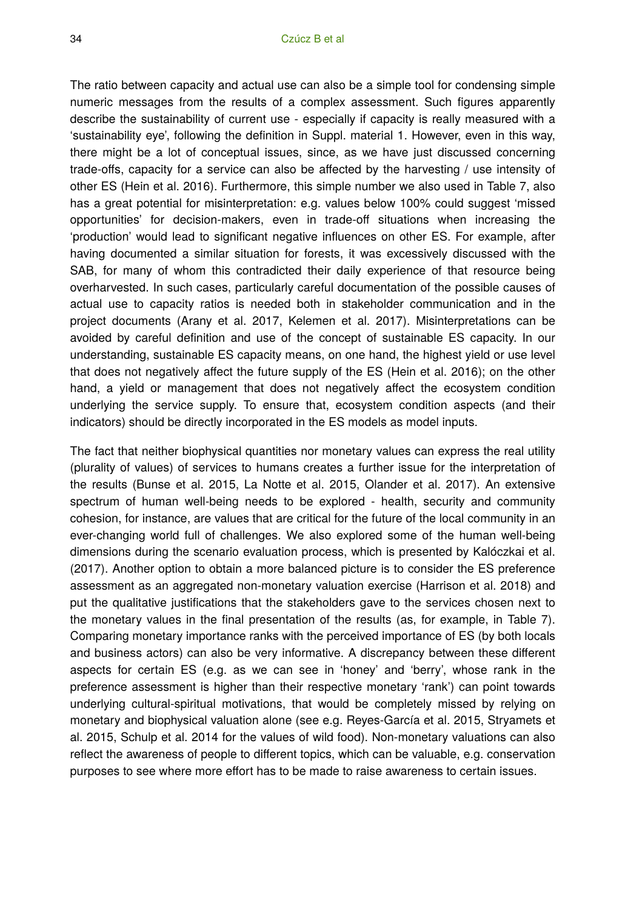The ratio between capacity and actual use can also be a simple tool for condensing simple numeric messages from the results of a complex assessment. Such figures apparently describe the sustainability of current use - especially if capacity is really measured with a 'sustainability eye', following the definition in Suppl. material 1. However, even in this way, there might be a lot of conceptual issues, since, as we have just discussed concerning trade-offs, capacity for a service can also be affected by the harvesting / use intensity of other ES (Hein et al. 2016). Furthermore, this simple number we also used in Table 7, also has a great potential for misinterpretation: e.g. values below 100% could suggest 'missed opportunities' for decision-makers, even in trade-off situations when increasing the 'production' would lead to significant negative influences on other ES. For example, after having documented a similar situation for forests, it was excessively discussed with the SAB, for many of whom this contradicted their daily experience of that resource being overharvested. In such cases, particularly careful documentation of the possible causes of actual use to capacity ratios is needed both in stakeholder communication and in the project documents (Arany et al. 2017, Kelemen et al. 2017). Misinterpretations can be avoided by careful definition and use of the concept of sustainable ES capacity. In our understanding, sustainable ES capacity means, on one hand, the highest yield or use level that does not negatively affect the future supply of the ES (Hein et al. 2016); on the other hand, a yield or management that does not negatively affect the ecosystem condition underlying the service supply. To ensure that, ecosystem condition aspects (and their indicators) should be directly incorporated in the ES models as model inputs.

The fact that neither biophysical quantities nor monetary values can express the real utility (plurality of values) of services to humans creates a further issue for the interpretation of the results (Bunse et al. 2015, La Notte et al. 2015, Olander et al. 2017). An extensive spectrum of human well-being needs to be explored - health, security and community cohesion, for instance, are values that are critical for the future of the local community in an ever-changing world full of challenges. We also explored some of the human well-being dimensions during the scenario evaluation process, which is presented by Kalóczkai et al. (2017). Another option to obtain a more balanced picture is to consider the ES preference assessment as an aggregated non-monetary valuation exercise (Harrison et al. 2018) and put the qualitative justifications that the stakeholders gave to the services chosen next to the monetary values in the final presentation of the results (as, for example, in Table 7). Comparing monetary importance ranks with the perceived importance of ES (by both locals and business actors) can also be very informative. A discrepancy between these different aspects for certain ES (e.g. as we can see in 'honey' and 'berry', whose rank in the preference assessment is higher than their respective monetary 'rank') can point towards underlying cultural-spiritual motivations, that would be completely missed by relying on monetary and biophysical valuation alone (see e.g. Reyes-García et al. 2015, Stryamets et al. 2015, Schulp et al. 2014 for the values of wild food). Non-monetary valuations can also reflect the awareness of people to different topics, which can be valuable, e.g. conservation purposes to see where more effort has to be made to raise awareness to certain issues.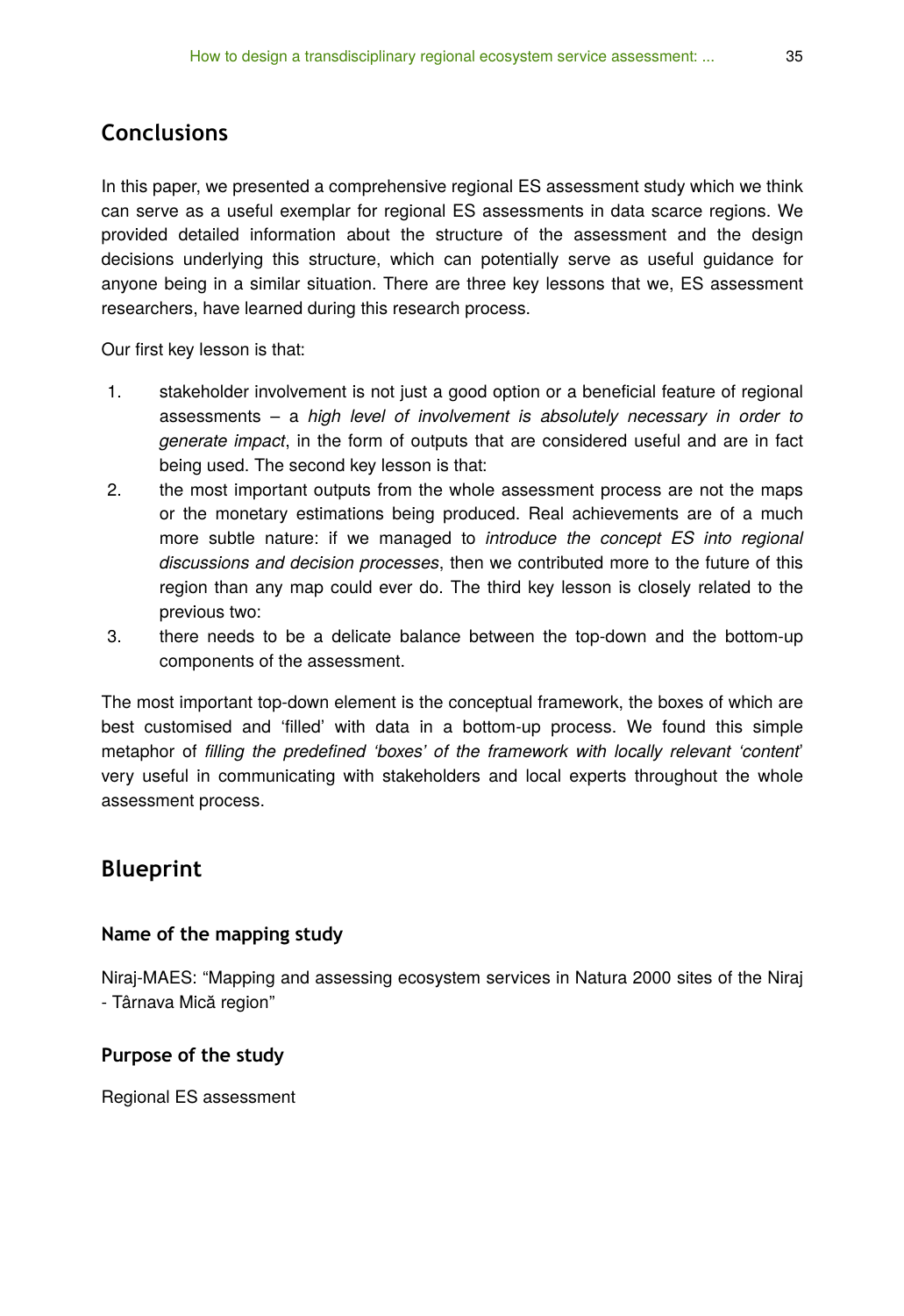## Conclusions

In this paper, we presented a comprehensive regional ES assessment study which we think can serve as a useful exemplar for regional ES assessments in data scarce regions. We provided detailed information about the structure of the assessment and the design decisions underlying this structure, which can potentially serve as useful guidance for anyone being in a similar situation. There are three key lessons that we, ES assessment researchers, have learned during this research process.

Our first key lesson is that:

1. stakeholder involvement is not just a good option or a beneficial feature of regional assessments – a *high level of involvement is absolutely necessary in order to generate impact*, in the form of outputs that are considered useful and are in fact being used. The second key lesson is that:
2. the most important outputs from the whole assessment process are not the maps or the monetary estimations being produced. Real achievements are of a much more subtle nature: if we managed to *introduce the concept ES into regional discussions and decision processes*, then we contributed more to the future of this region than any map could ever do. The third key lesson is closely related to the previous two:
3. there needs to be a delicate balance between the top-down and the bottom-up components of the assessment.

The most important top-down element is the conceptual framework, the boxes of which are best customised and 'filled' with data in a bottom-up process. We found this simple metaphor of *filling the predefined 'boxes' of the framework with locally relevant 'content'* very useful in communicating with stakeholders and local experts throughout the whole assessment process.

## Blueprint

### Name of the mapping study

Niraj-MAES: "Mapping and assessing ecosystem services in Natura 2000 sites of the Niraj - Târnava Mică region"

### Purpose of the study

Regional ES assessment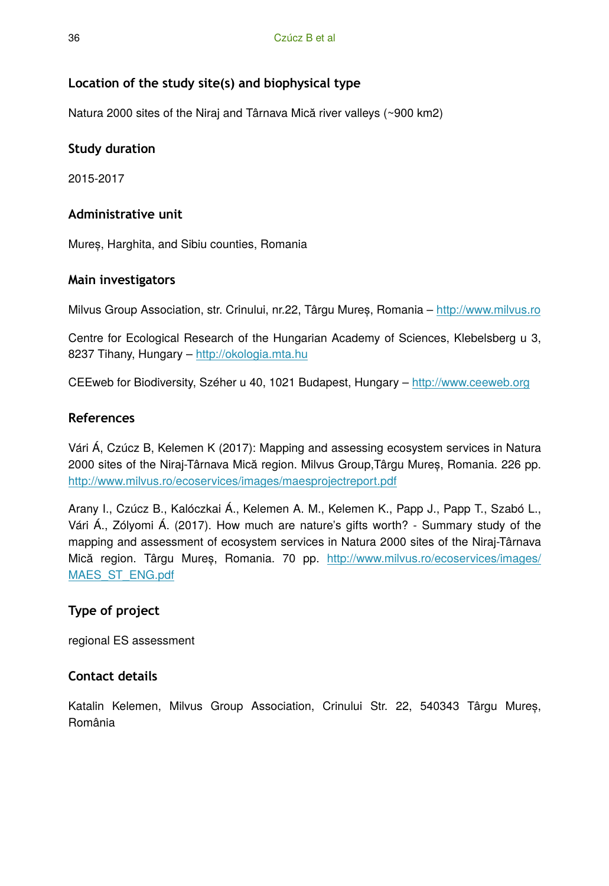### Location of the study site(s) and biophysical type

Natura 2000 sites of the Niraj and Târnava Mică river valleys (~900 km2)

### Study duration

2015-2017

### Administrative unit

Mureș, Harghita, and Sibiu counties, Romania

### Main investigators

Milvus Group Association, str. Crinului, nr.22, Târgu Mureș, Romania – http://www.milvus.ro

Centre for Ecological Research of the Hungarian Academy of Sciences, Klebelsberg u 3, 8237 Tihany, Hungary – http://okologia.mta.hu

CEEweb for Biodiversity, Széher u 40, 1021 Budapest, Hungary – http://www.ceeweb.org

### References

Vári Á, Czúcz B, Kelemen K (2017): Mapping and assessing ecosystem services in Natura 2000 sites of the Niraj-Târnava Mică region. Milvus Group,Târgu Mureș, Romania. 226 pp. http://www.milvus.ro/ecoservices/images/maesprojectreport.pdf

Arany I., Czúcz B., Kalóczkai Á., Kelemen A. M., Kelemen K., Papp J., Papp T., Szabó L., Vári Á., Zólyomi Á. (2017). How much are nature's gifts worth? - Summary study of the mapping and assessment of ecosystem services in Natura 2000 sites of the Niraj-Târnava Mică region. Târgu Mureș, Romania. 70 pp. http://www.milvus.ro/ecoservices/images/MAES_ST_ENG.pdf

### Type of project

regional ES assessment

### Contact details

Katalin Kelemen, Milvus Group Association, Crinului Str. 22, 540343 Târgu Mureș, România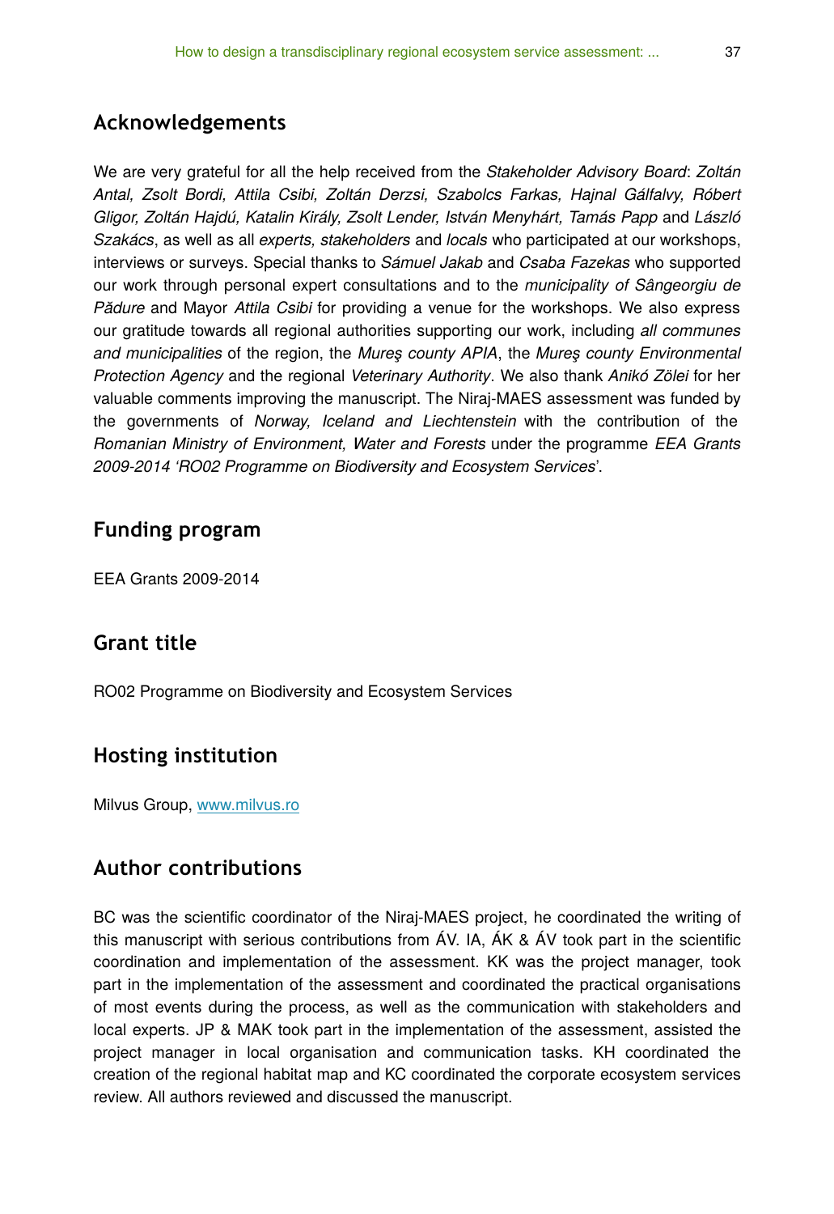## Acknowledgements

We are very grateful for all the help received from the *Stakeholder Advisory Board*: *Zoltán Antal, Zsolt Bordi, Attila Csibi, Zoltán Derzsi, Szabolcs Farkas, Hajnal Gálfalvy, Róbert Gligor, Zoltán Hajdú, Katalin Király, Zsolt Lender, István Menyhárt, Tamás Papp* and *László Szakács*, as well as all *experts, stakeholders* and *locals* who participated at our workshops, interviews or surveys. Special thanks to *Sámuel Jakab* and *Csaba Fazekas* who supported our work through personal expert consultations and to the *municipality of Sângeorgiu de Pădure* and Mayor *Attila Csibi* for providing a venue for the workshops. We also express our gratitude towards all regional authorities supporting our work, including *all communes and municipalities* of the region, the *Mureş county APIA*, the *Mureş county Environmental Protection Agency* and the regional *Veterinary Authority*. We also thank *Anikó Zölei* for her valuable comments improving the manuscript. The Niraj-MAES assessment was funded by the governments of *Norway, Iceland and Liechtenstein* with the contribution of the *Romanian Ministry of Environment, Water and Forests* under the programme *EEA Grants 2009-2014 'RO02 Programme on Biodiversity and Ecosystem Services*'.

## Funding program

EEA Grants 2009-2014

## Grant title

RO02 Programme on Biodiversity and Ecosystem Services

## Hosting institution

Milvus Group, [www.milvus.ro](www.milvus.ro)

## Author contributions

BC was the scientific coordinator of the Niraj-MAES project, he coordinated the writing of this manuscript with serious contributions from ÁV. IA, ÁK & ÁV took part in the scientific coordination and implementation of the assessment. KK was the project manager, took part in the implementation of the assessment and coordinated the practical organisations of most events during the process, as well as the communication with stakeholders and local experts. JP & MAK took part in the implementation of the assessment, assisted the project manager in local organisation and communication tasks. KH coordinated the creation of the regional habitat map and KC coordinated the corporate ecosystem services review. All authors reviewed and discussed the manuscript.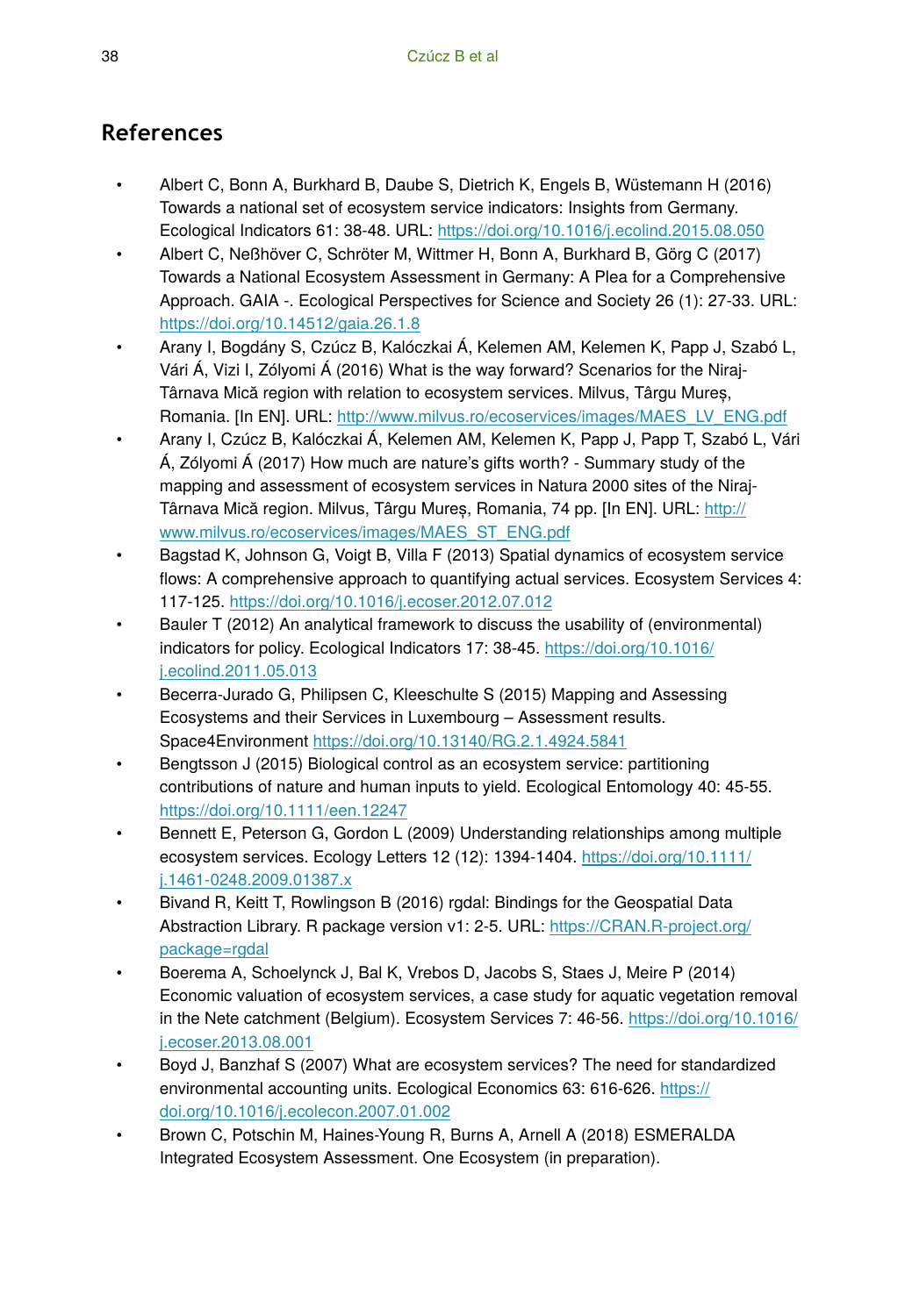## References

- Albert C, Bonn A, Burkhard B, Daube S, Dietrich K, Engels B, Wüstemann H (2016) Towards a national set of ecosystem service indicators: Insights from Germany. Ecological Indicators 61: 38-48. URL: https://doi.org/10.1016/j.ecolind.2015.08.050
- Albert C, Neßhöver C, Schröter M, Wittmer H, Bonn A, Burkhard B, Görg C (2017) Towards a National Ecosystem Assessment in Germany: A Plea for a Comprehensive Approach. GAIA -. Ecological Perspectives for Science and Society 26 (1): 27-33. URL: https://doi.org/10.14512/gaia.26.1.8
- Arany I, Bogdány S, Czúcz B, Kalóczkai Á, Kelemen AM, Kelemen K, Papp J, Szabó L, Vári Á, Vizi I, Zólyomi Á (2016) What is the way forward? Scenarios for the Niraj-Târnava Mică region with relation to ecosystem services. Milvus, Târgu Mureș, Romania. [In EN]. URL: http://www.milvus.ro/ecoservices/images/MAES_LV_ENG.pdf
- Arany I, Czúcz B, Kalóczkai Á, Kelemen AM, Kelemen K, Papp J, Papp T, Szabó L, Vári Á, Zólyomi Á (2017) How much are nature's gifts worth? - Summary study of the mapping and assessment of ecosystem services in Natura 2000 sites of the Niraj-Târnava Mică region. Milvus, Târgu Mureș, Romania, 74 pp. [In EN]. URL: http://www.milvus.ro/ecoservices/images/MAES_ST_ENG.pdf
- Bagstad K, Johnson G, Voigt B, Villa F (2013) Spatial dynamics of ecosystem service flows: A comprehensive approach to quantifying actual services. Ecosystem Services 4: 117-125. https://doi.org/10.1016/j.ecoser.2012.07.012
- Bauler T (2012) An analytical framework to discuss the usability of (environmental) indicators for policy. Ecological Indicators 17: 38-45. https://doi.org/10.1016/j.ecolind.2011.05.013
- Becerra-Jurado G, Philipsen C, Kleeschulte S (2015) Mapping and Assessing Ecosystems and their Services in Luxembourg – Assessment results. Space4Environment https://doi.org/10.13140/RG.2.1.4924.5841
- Bengtsson J (2015) Biological control as an ecosystem service: partitioning contributions of nature and human inputs to yield. Ecological Entomology 40: 45-55. https://doi.org/10.1111/een.12247
- Bennett E, Peterson G, Gordon L (2009) Understanding relationships among multiple ecosystem services. Ecology Letters 12 (12): 1394-1404. https://doi.org/10.1111/j.1461-0248.2009.01387.x
- Bivand R, Keitt T, Rowlingson B (2016) rgdal: Bindings for the Geospatial Data Abstraction Library. R package version v1: 2-5. URL: https://CRAN.R-project.org/package=rgdal
- Boerema A, Schoelynck J, Bal K, Vrebos D, Jacobs S, Staes J, Meire P (2014) Economic valuation of ecosystem services, a case study for aquatic vegetation removal in the Nete catchment (Belgium). Ecosystem Services 7: 46-56. https://doi.org/10.1016/j.ecoser.2013.08.001
- Boyd J, Banzhaf S (2007) What are ecosystem services? The need for standardized environmental accounting units. Ecological Economics 63: 616-626. https://doi.org/10.1016/j.ecolecon.2007.01.002
- Brown C, Potschin M, Haines-Young R, Burns A, Arnell A (2018) ESMERALDA Integrated Ecosystem Assessment. One Ecosystem (in preparation).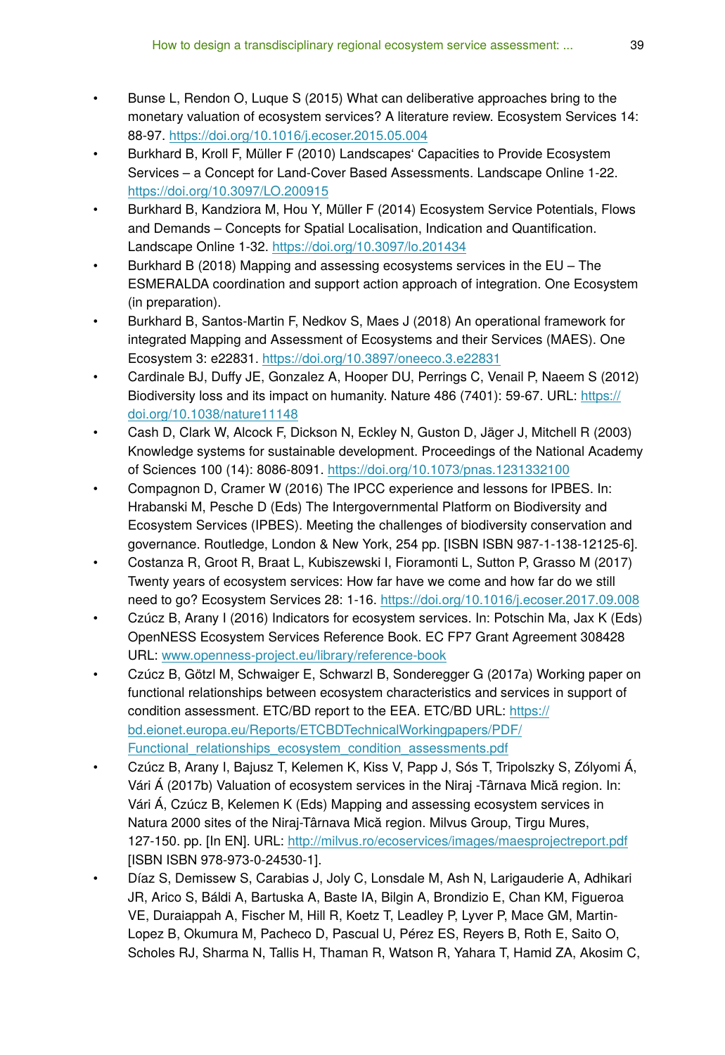- Bunse L, Rendon O, Luque S (2015) What can deliberative approaches bring to the monetary valuation of ecosystem services? A literature review. Ecosystem Services 14: 88-97. https://doi.org/10.1016/j.ecoser.2015.05.004
- Burkhard B, Kroll F, Müller F (2010) Landscapes' Capacities to Provide Ecosystem Services – a Concept for Land-Cover Based Assessments. Landscape Online 1-22. https://doi.org/10.3097/LO.200915
- Burkhard B, Kandziora M, Hou Y, Müller F (2014) Ecosystem Service Potentials, Flows and Demands – Concepts for Spatial Localisation, Indication and Quantification. Landscape Online 1-32. https://doi.org/10.3097/lo.201434
- Burkhard B (2018) Mapping and assessing ecosystems services in the EU – The ESMERALDA coordination and support action approach of integration. One Ecosystem (in preparation).
- Burkhard B, Santos-Martin F, Nedkov S, Maes J (2018) An operational framework for integrated Mapping and Assessment of Ecosystems and their Services (MAES). One Ecosystem 3: e22831. https://doi.org/10.3897/oneeco.3.e22831
- Cardinale BJ, Duffy JE, Gonzalez A, Hooper DU, Perrings C, Venail P, Naeem S (2012) Biodiversity loss and its impact on humanity. Nature 486 (7401): 59-67. URL: https://doi.org/10.1038/nature11148
- Cash D, Clark W, Alcock F, Dickson N, Eckley N, Guston D, Jäger J, Mitchell R (2003) Knowledge systems for sustainable development. Proceedings of the National Academy of Sciences 100 (14): 8086-8091. https://doi.org/10.1073/pnas.1231332100
- Compagnon D, Cramer W (2016) The IPCC experience and lessons for IPBES. In: Hrabanski M, Pesche D (Eds) The Intergovernmental Platform on Biodiversity and Ecosystem Services (IPBES). Meeting the challenges of biodiversity conservation and governance. Routledge, London & New York, 254 pp. [ISBN ISBN 987-1-138-12125-6].
- Costanza R, Groot R, Braat L, Kubiszewski I, Fioramonti L, Sutton P, Grasso M (2017) Twenty years of ecosystem services: How far have we come and how far do we still need to go? Ecosystem Services 28: 1-16. https://doi.org/10.1016/j.ecoser.2017.09.008
- Czúcz B, Arany I (2016) Indicators for ecosystem services. In: Potschin Ma, Jax K (Eds) OpenNESS Ecosystem Services Reference Book. EC FP7 Grant Agreement 308428 URL: www.openness-project.eu/library/reference-book
- Czúcz B, Götzl M, Schwaiger E, Schwarzl B, Sonderegger G (2017a) Working paper on functional relationships between ecosystem characteristics and services in support of condition assessment. ETC/BD report to the EEA. ETC/BD URL: https://bd.eionet.europa.eu/Reports/ETCBDTechnicalWorkingpapers/PDF/Functional_relationships_ecosystem_condition_assessments.pdf
- Czúcz B, Arany I, Bajusz T, Kelemen K, Kiss V, Papp J, Sós T, Tripolszky S, Zólyomi Á, Vári Á (2017b) Valuation of ecosystem services in the Niraj -Târnava Mică region. In: Vári Á, Czúcz B, Kelemen K (Eds) Mapping and assessing ecosystem services in Natura 2000 sites of the Niraj-Târnava Mică region. Milvus Group, Tirgu Mures, 127-150. pp. [In EN]. URL: http://milvus.ro/ecoservices/images/maesprojectreport.pdf [ISBN ISBN 978-973-0-24530-1].
- Díaz S, Demissew S, Carabias J, Joly C, Lonsdale M, Ash N, Larigauderie A, Adhikari JR, Arico S, Báldi A, Bartuska A, Baste IA, Bilgin A, Brondizio E, Chan KM, Figueroa VE, Duraiappah A, Fischer M, Hill R, Koetz T, Leadley P, Lyver P, Mace GM, Martin-Lopez B, Okumura M, Pacheco D, Pascual U, Pérez ES, Reyers B, Roth E, Saito O, Scholes RJ, Sharma N, Tallis H, Thaman R, Watson R, Yahara T, Hamid ZA, Akosim C,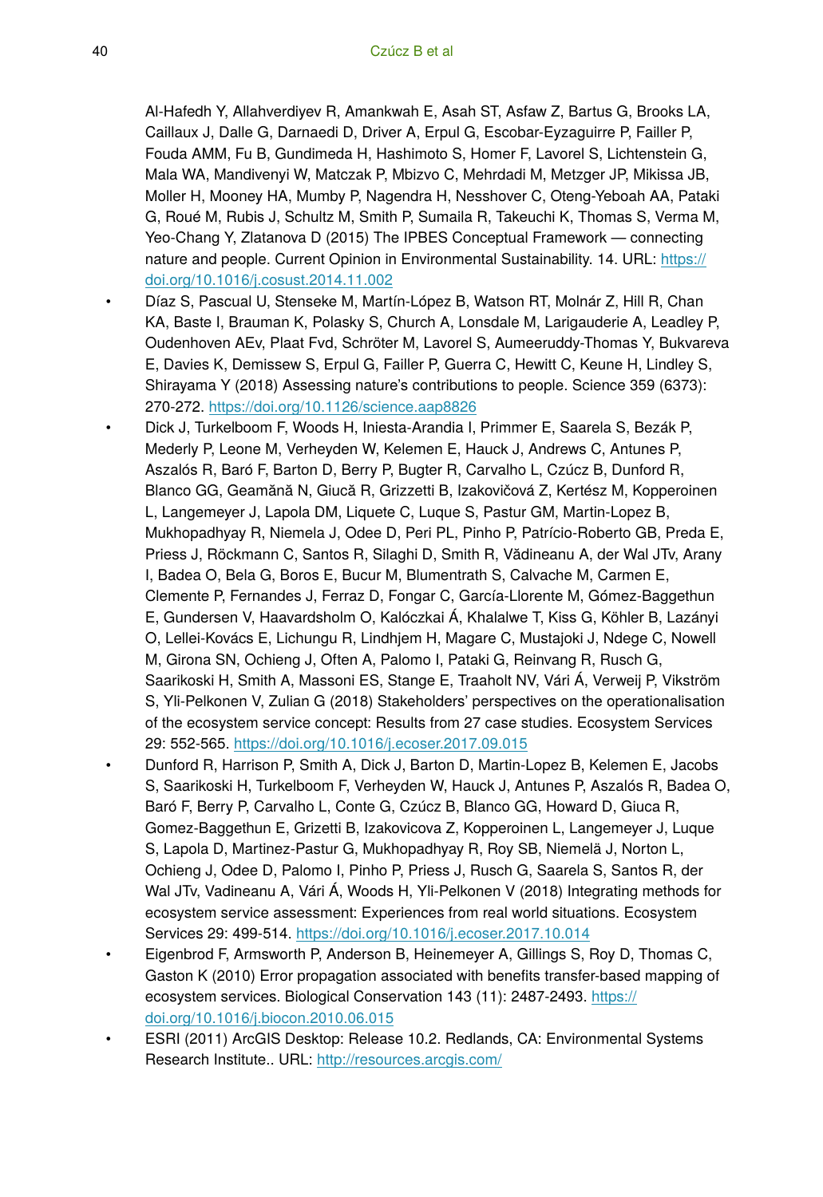Al-Hafedh Y, Allahverdiyev R, Amankwah E, Asah ST, Asfaw Z, Bartus G, Brooks LA, Caillaux J, Dalle G, Darnaedi D, Driver A, Erpul G, Escobar-Eyzaguirre P, Failler P, Fouda AMM, Fu B, Gundimeda H, Hashimoto S, Homer F, Lavorel S, Lichtenstein G, Mala WA, Mandivenyi W, Matczak P, Mbizvo C, Mehrdadi M, Metzger JP, Mikissa JB, Moller H, Mooney HA, Mumby P, Nagendra H, Nesshover C, Oteng-Yeboah AA, Pataki G, Roué M, Rubis J, Schultz M, Smith P, Sumaila R, Takeuchi K, Thomas S, Verma M, Yeo-Chang Y, Zlatanova D (2015) The IPBES Conceptual Framework — connecting nature and people. Current Opinion in Environmental Sustainability. 14. URL: https://doi.org/10.1016/j.cosust.2014.11.002

- Díaz S, Pascual U, Stenseke M, Martín-López B, Watson RT, Molnár Z, Hill R, Chan KA, Baste I, Brauman K, Polasky S, Church A, Lonsdale M, Larigauderie A, Leadley P, Oudenhoven AEv, Plaat Fvd, Schröter M, Lavorel S, Aumeeruddy-Thomas Y, Bukvareva E, Davies K, Demissew S, Erpul G, Failler P, Guerra C, Hewitt C, Keune H, Lindley S, Shirayama Y (2018) Assessing nature's contributions to people. Science 359 (6373): 270-272. https://doi.org/10.1126/science.aap8826
- Dick J, Turkelboom F, Woods H, Iniesta-Arandia I, Primmer E, Saarela S, Bezák P, Mederly P, Leone M, Verheyden W, Kelemen E, Hauck J, Andrews C, Antunes P, Aszalós R, Baró F, Barton D, Berry P, Bugter R, Carvalho L, Czúcz B, Dunford R, Blanco GG, Geamănă N, Giucă R, Grizzetti B, Izakovičová Z, Kertész M, Kopperoinen L, Langemeyer J, Lapola DM, Liquete C, Luque S, Pastur GM, Martin-Lopez B, Mukhopadhyay R, Niemela J, Odee D, Peri PL, Pinho P, Patrício-Roberto GB, Preda E, Priess J, Röckmann C, Santos R, Silaghi D, Smith R, Vădineanu A, der Wal JTv, Arany I, Badea O, Bela G, Boros E, Bucur M, Blumentrath S, Calvache M, Carmen E, Clemente P, Fernandes J, Ferraz D, Fongar C, García-Llorente M, Gómez-Baggethun E, Gundersen V, Haavardsholm O, Kalóczkai Á, Khalalwe T, Kiss G, Köhler B, Lazányi O, Lellei-Kovács E, Lichungu R, Lindhjem H, Magare C, Mustajoki J, Ndege C, Nowell M, Girona SN, Ochieng J, Often A, Palomo I, Pataki G, Reinvang R, Rusch G, Saarikoski H, Smith A, Massoni ES, Stange E, Traaholt NV, Vári Á, Verweij P, Vikström S, Yli-Pelkonen V, Zulian G (2018) Stakeholders' perspectives on the operationalisation of the ecosystem service concept: Results from 27 case studies. Ecosystem Services 29: 552-565. https://doi.org/10.1016/j.ecoser.2017.09.015
- Dunford R, Harrison P, Smith A, Dick J, Barton D, Martin-Lopez B, Kelemen E, Jacobs S, Saarikoski H, Turkelboom F, Verheyden W, Hauck J, Antunes P, Aszalós R, Badea O, Baró F, Berry P, Carvalho L, Conte G, Czúcz B, Blanco GG, Howard D, Giuca R, Gomez-Baggethun E, Grizetti B, Izakovicova Z, Kopperoinen L, Langemeyer J, Luque S, Lapola D, Martinez-Pastur G, Mukhopadhyay R, Roy SB, Niemelä J, Norton L, Ochieng J, Odee D, Palomo I, Pinho P, Priess J, Rusch G, Saarela S, Santos R, der Wal JTv, Vadineanu A, Vári Á, Woods H, Yli-Pelkonen V (2018) Integrating methods for ecosystem service assessment: Experiences from real world situations. Ecosystem Services 29: 499-514. https://doi.org/10.1016/j.ecoser.2017.10.014
- Eigenbrod F, Armsworth P, Anderson B, Heinemeyer A, Gillings S, Roy D, Thomas C, Gaston K (2010) Error propagation associated with benefits transfer-based mapping of ecosystem services. Biological Conservation 143 (11): 2487-2493. https://doi.org/10.1016/j.biocon.2010.06.015
- ESRI (2011) ArcGIS Desktop: Release 10.2. Redlands, CA: Environmental Systems Research Institute.. URL: http://resources.arcgis.com/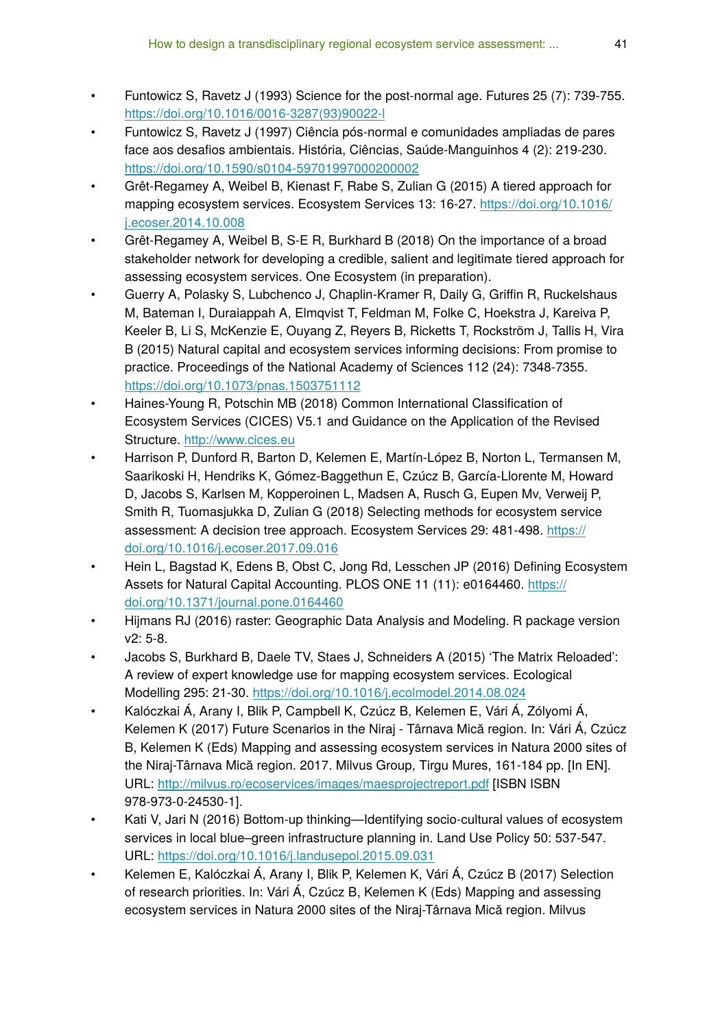- Funtowicz S, Ravetz J (1993) Science for the post-normal age. Futures 25 (7): 739-755. https://doi.org/10.1016/0016-3287(93)90022-l
- Funtowicz S, Ravetz J (1997) Ciência pós-normal e comunidades ampliadas de pares face aos desafios ambientais. História, Ciências, Saúde-Manguinhos 4 (2): 219-230. https://doi.org/10.1590/s0104-59701997000200002
- Grêt-Regamey A, Weibel B, Kienast F, Rabe S, Zulian G (2015) A tiered approach for mapping ecosystem services. Ecosystem Services 13: 16-27. https://doi.org/10.1016/j.ecoser.2014.10.008
- Grêt-Regamey A, Weibel B, S-E R, Burkhard B (2018) On the importance of a broad stakeholder network for developing a credible, salient and legitimate tiered approach for assessing ecosystem services. One Ecosystem (in preparation).
- Guerry A, Polasky S, Lubchenco J, Chaplin-Kramer R, Daily G, Griffin R, Ruckelshaus M, Bateman I, Duraiappah A, Elmqvist T, Feldman M, Folke C, Hoekstra J, Kareiva P, Keeler B, Li S, McKenzie E, Ouyang Z, Reyers B, Ricketts T, Rockström J, Tallis H, Vira B (2015) Natural capital and ecosystem services informing decisions: From promise to practice. Proceedings of the National Academy of Sciences 112 (24): 7348-7355. https://doi.org/10.1073/pnas.1503751112
- Haines-Young R, Potschin MB (2018) Common International Classification of Ecosystem Services (CICES) V5.1 and Guidance on the Application of the Revised Structure. http://www.cices.eu
- Harrison P, Dunford R, Barton D, Kelemen E, Martín-López B, Norton L, Termansen M, Saarikoski H, Hendriks K, Gómez-Baggethun E, Czúcz B, García-Llorente M, Howard D, Jacobs S, Karlsen M, Kopperoinen L, Madsen A, Rusch G, Eupen Mv, Verweij P, Smith R, Tuomasjukka D, Zulian G (2018) Selecting methods for ecosystem service assessment: A decision tree approach. Ecosystem Services 29: 481-498. https://doi.org/10.1016/j.ecoser.2017.09.016
- Hein L, Bagstad K, Edens B, Obst C, Jong Rd, Lesschen JP (2016) Defining Ecosystem Assets for Natural Capital Accounting. PLOS ONE 11 (11): e0164460. https://doi.org/10.1371/journal.pone.0164460
- Hijmans RJ (2016) raster: Geographic Data Analysis and Modeling. R package version v2: 5-8.
- Jacobs S, Burkhard B, Daele TV, Staes J, Schneiders A (2015) 'The Matrix Reloaded': A review of expert knowledge use for mapping ecosystem services. Ecological Modelling 295: 21-30. https://doi.org/10.1016/j.ecolmodel.2014.08.024
- Kalóczkai Á, Arany I, Blik P, Campbell K, Czúcz B, Kelemen E, Vári Á, Zólyomi Á, Kelemen K (2017) Future Scenarios in the Niraj - Târnava Mică region. In: Vári Á, Czúcz B, Kelemen K (Eds) Mapping and assessing ecosystem services in Natura 2000 sites of the Niraj-Târnava Mică region. 2017. Milvus Group, Tirgu Mures, 161-184 pp. [In EN]. URL: http://milvus.ro/ecoservices/images/maesprojectreport.pdf [ISBN ISBN 978-973-0-24530-1].
- Kati V, Jari N (2016) Bottom-up thinking—Identifying socio-cultural values of ecosystem services in local blue–green infrastructure planning in. Land Use Policy 50: 537-547. URL: https://doi.org/10.1016/j.landusepol.2015.09.031
- Kelemen E, Kalóczkai Á, Arany I, Blik P, Kelemen K, Vári Á, Czúcz B (2017) Selection of research priorities. In: Vári Á, Czúcz B, Kelemen K (Eds) Mapping and assessing ecosystem services in Natura 2000 sites of the Niraj-Târnava Mică region. Milvus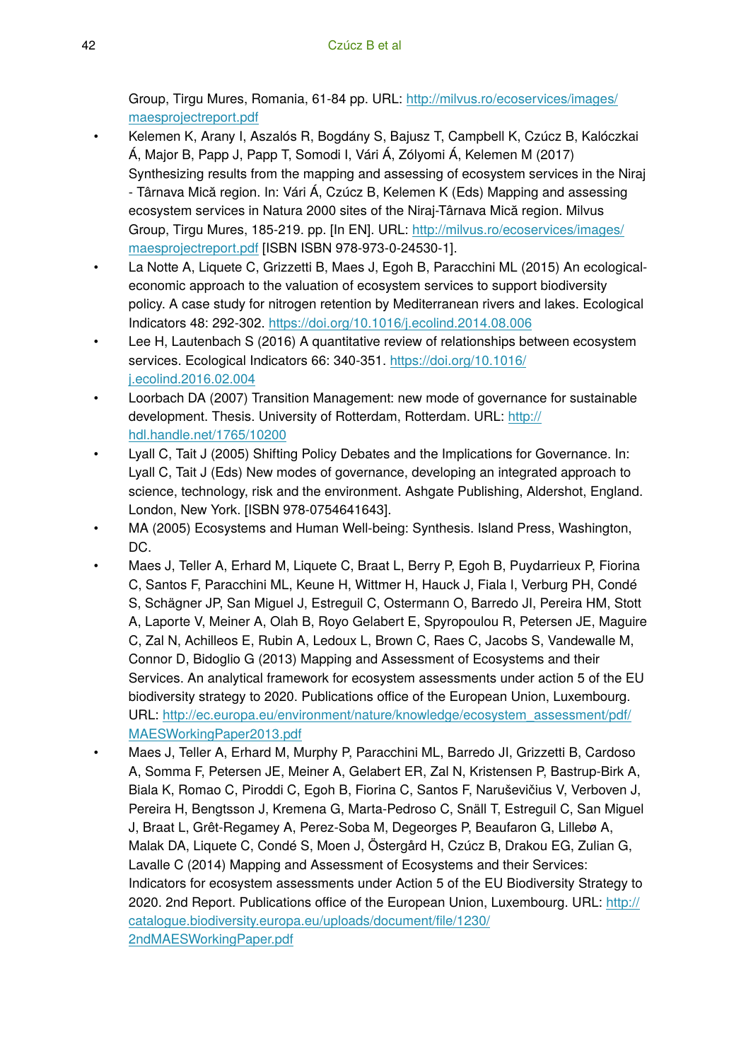Group, Tirgu Mures, Romania, 61-84 pp. URL: http://milvus.ro/ecoservices/images/maesprojectreport.pdf

- Kelemen K, Arany I, Aszalós R, Bogdány S, Bajusz T, Campbell K, Czúcz B, Kalóczkai Á, Major B, Papp J, Papp T, Somodi I, Vári Á, Zólyomi Á, Kelemen M (2017) Synthesizing results from the mapping and assessing of ecosystem services in the Niraj - Târnava Mică region. In: Vári Á, Czúcz B, Kelemen K (Eds) Mapping and assessing ecosystem services in Natura 2000 sites of the Niraj-Târnava Mică region. Milvus Group, Tirgu Mures, 185-219. pp. [In EN]. URL: http://milvus.ro/ecoservices/images/maesprojectreport.pdf [ISBN ISBN 978-973-0-24530-1].
- La Notte A, Liquete C, Grizzetti B, Maes J, Egoh B, Paracchini ML (2015) An ecological-economic approach to the valuation of ecosystem services to support biodiversity policy. A case study for nitrogen retention by Mediterranean rivers and lakes. Ecological Indicators 48: 292-302. https://doi.org/10.1016/j.ecolind.2014.08.006
- Lee H, Lautenbach S (2016) A quantitative review of relationships between ecosystem services. Ecological Indicators 66: 340-351. https://doi.org/10.1016/j.ecolind.2016.02.004
- Loorbach DA (2007) Transition Management: new mode of governance for sustainable development. Thesis. University of Rotterdam, Rotterdam. URL: http://hdl.handle.net/1765/10200
- Lyall C, Tait J (2005) Shifting Policy Debates and the Implications for Governance. In: Lyall C, Tait J (Eds) New modes of governance, developing an integrated approach to science, technology, risk and the environment. Ashgate Publishing, Aldershot, England. London, New York. [ISBN 978-0754641643].
- MA (2005) Ecosystems and Human Well-being: Synthesis. Island Press, Washington, DC.
- Maes J, Teller A, Erhard M, Liquete C, Braat L, Berry P, Egoh B, Puydarrieux P, Fiorina C, Santos F, Paracchini ML, Keune H, Wittmer H, Hauck J, Fiala I, Verburg PH, Condé S, Schägner JP, San Miguel J, Estreguil C, Ostermann O, Barredo JI, Pereira HM, Stott A, Laporte V, Meiner A, Olah B, Royo Gelabert E, Spyropoulou R, Petersen JE, Maguire C, Zal N, Achilleos E, Rubin A, Ledoux L, Brown C, Raes C, Jacobs S, Vandewalle M, Connor D, Bidoglio G (2013) Mapping and Assessment of Ecosystems and their Services. An analytical framework for ecosystem assessments under action 5 of the EU biodiversity strategy to 2020. Publications office of the European Union, Luxembourg. URL: http://ec.europa.eu/environment/nature/knowledge/ecosystem_assessment/pdf/MAESWorkingPaper2013.pdf
- Maes J, Teller A, Erhard M, Murphy P, Paracchini ML, Barredo JI, Grizzetti B, Cardoso A, Somma F, Petersen JE, Meiner A, Gelabert ER, Zal N, Kristensen P, Bastrup-Birk A, Biala K, Romao C, Piroddi C, Egoh B, Fiorina C, Santos F, Naruševičius V, Verboven J, Pereira H, Bengtsson J, Kremena G, Marta-Pedroso C, Snäll T, Estreguil C, San Miguel J, Braat L, Grêt-Regamey A, Perez-Soba M, Degeorges P, Beaufaron G, Lillebø A, Malak DA, Liquete C, Condé S, Moen J, Östergård H, Czúcz B, Drakou EG, Zulian G, Lavalle C (2014) Mapping and Assessment of Ecosystems and their Services: Indicators for ecosystem assessments under Action 5 of the EU Biodiversity Strategy to 2020. 2nd Report. Publications office of the European Union, Luxembourg. URL: http://catalogue.biodiversity.europa.eu/uploads/document/file/1230/2ndMAESWorkingPaper.pdf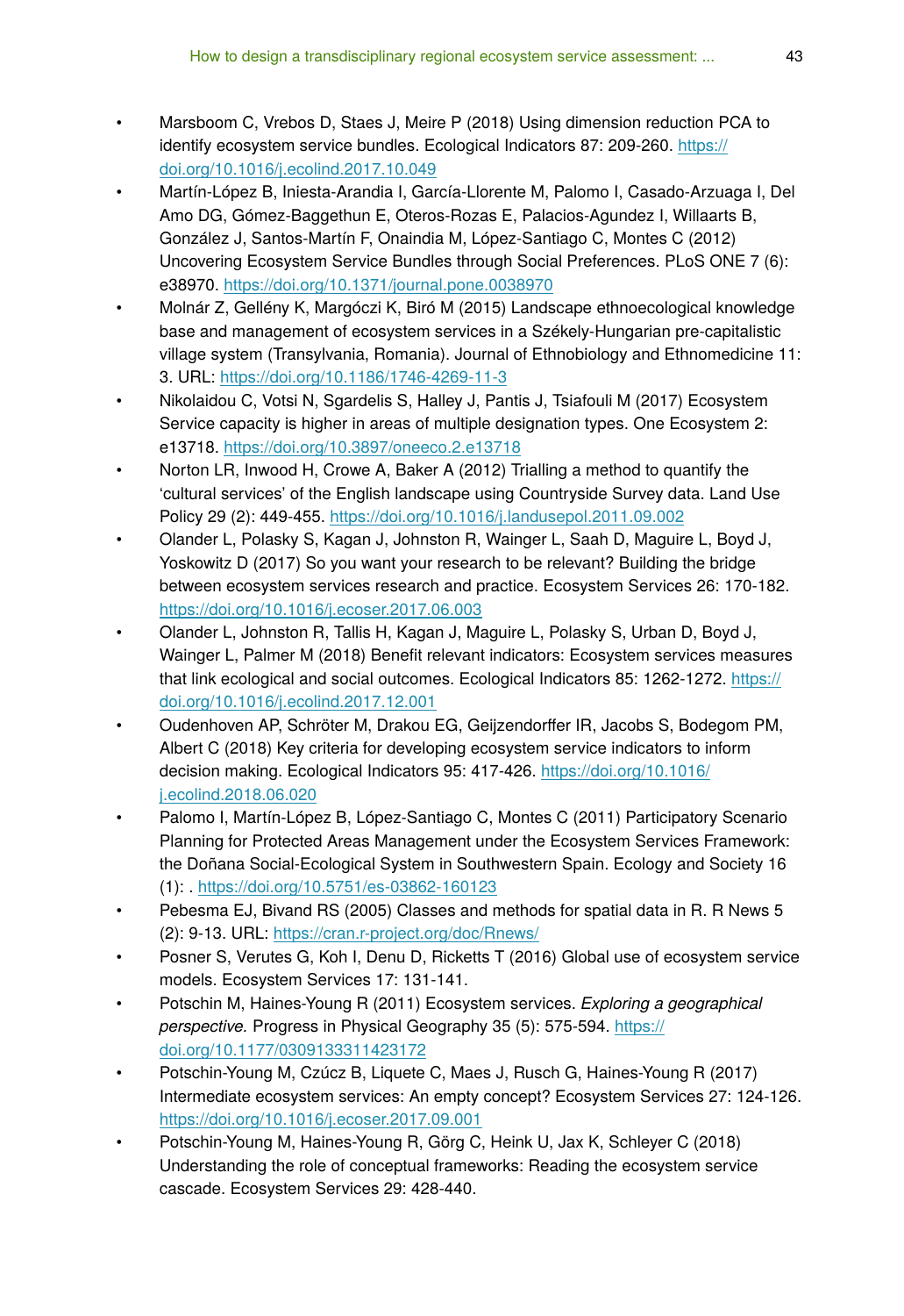- Marsboom C, Vrebos D, Staes J, Meire P (2018) Using dimension reduction PCA to identify ecosystem service bundles. Ecological Indicators 87: 209-260. https://doi.org/10.1016/j.ecolind.2017.10.049
- Martín-López B, Iniesta-Arandia I, García-Llorente M, Palomo I, Casado-Arzuaga I, Del Amo DG, Gómez-Baggethun E, Oteros-Rozas E, Palacios-Agundez I, Willaarts B, González J, Santos-Martín F, Onaindia M, López-Santiago C, Montes C (2012) Uncovering Ecosystem Service Bundles through Social Preferences. PLoS ONE 7 (6): e38970. https://doi.org/10.1371/journal.pone.0038970
- Molnár Z, Gellény K, Margóczi K, Biró M (2015) Landscape ethnoecological knowledge base and management of ecosystem services in a Székely-Hungarian pre-capitalistic village system (Transylvania, Romania). Journal of Ethnobiology and Ethnomedicine 11: 3. URL: https://doi.org/10.1186/1746-4269-11-3
- Nikolaidou C, Votsi N, Sgardelis S, Halley J, Pantis J, Tsiafouli M (2017) Ecosystem Service capacity is higher in areas of multiple designation types. One Ecosystem 2: e13718. https://doi.org/10.3897/oneeco.2.e13718
- Norton LR, Inwood H, Crowe A, Baker A (2012) Trialling a method to quantify the 'cultural services' of the English landscape using Countryside Survey data. Land Use Policy 29 (2): 449-455. https://doi.org/10.1016/j.landusepol.2011.09.002
- Olander L, Polasky S, Kagan J, Johnston R, Wainger L, Saah D, Maguire L, Boyd J, Yoskowitz D (2017) So you want your research to be relevant? Building the bridge between ecosystem services research and practice. Ecosystem Services 26: 170-182. https://doi.org/10.1016/j.ecoser.2017.06.003
- Olander L, Johnston R, Tallis H, Kagan J, Maguire L, Polasky S, Urban D, Boyd J, Wainger L, Palmer M (2018) Benefit relevant indicators: Ecosystem services measures that link ecological and social outcomes. Ecological Indicators 85: 1262-1272. https://doi.org/10.1016/j.ecolind.2017.12.001
- Oudenhoven AP, Schröter M, Drakou EG, Geijzendorffer IR, Jacobs S, Bodegom PM, Albert C (2018) Key criteria for developing ecosystem service indicators to inform decision making. Ecological Indicators 95: 417-426. https://doi.org/10.1016/j.ecolind.2018.06.020
- Palomo I, Martín-López B, López-Santiago C, Montes C (2011) Participatory Scenario Planning for Protected Areas Management under the Ecosystem Services Framework: the Doñana Social-Ecological System in Southwestern Spain. Ecology and Society 16 (1): . https://doi.org/10.5751/es-03862-160123
- Pebesma EJ, Bivand RS (2005) Classes and methods for spatial data in R. R News 5 (2): 9-13. URL: https://cran.r-project.org/doc/Rnews/
- Posner S, Verutes G, Koh I, Denu D, Ricketts T (2016) Global use of ecosystem service models. Ecosystem Services 17: 131-141.
- Potschin M, Haines-Young R (2011) Ecosystem services. *Exploring a geographical perspective.* Progress in Physical Geography 35 (5): 575-594. https://doi.org/10.1177/0309133311423172
- Potschin-Young M, Czúcz B, Liquete C, Maes J, Rusch G, Haines-Young R (2017) Intermediate ecosystem services: An empty concept? Ecosystem Services 27: 124-126. https://doi.org/10.1016/j.ecoser.2017.09.001
- Potschin-Young M, Haines-Young R, Görg C, Heink U, Jax K, Schleyer C (2018) Understanding the role of conceptual frameworks: Reading the ecosystem service cascade. Ecosystem Services 29: 428-440.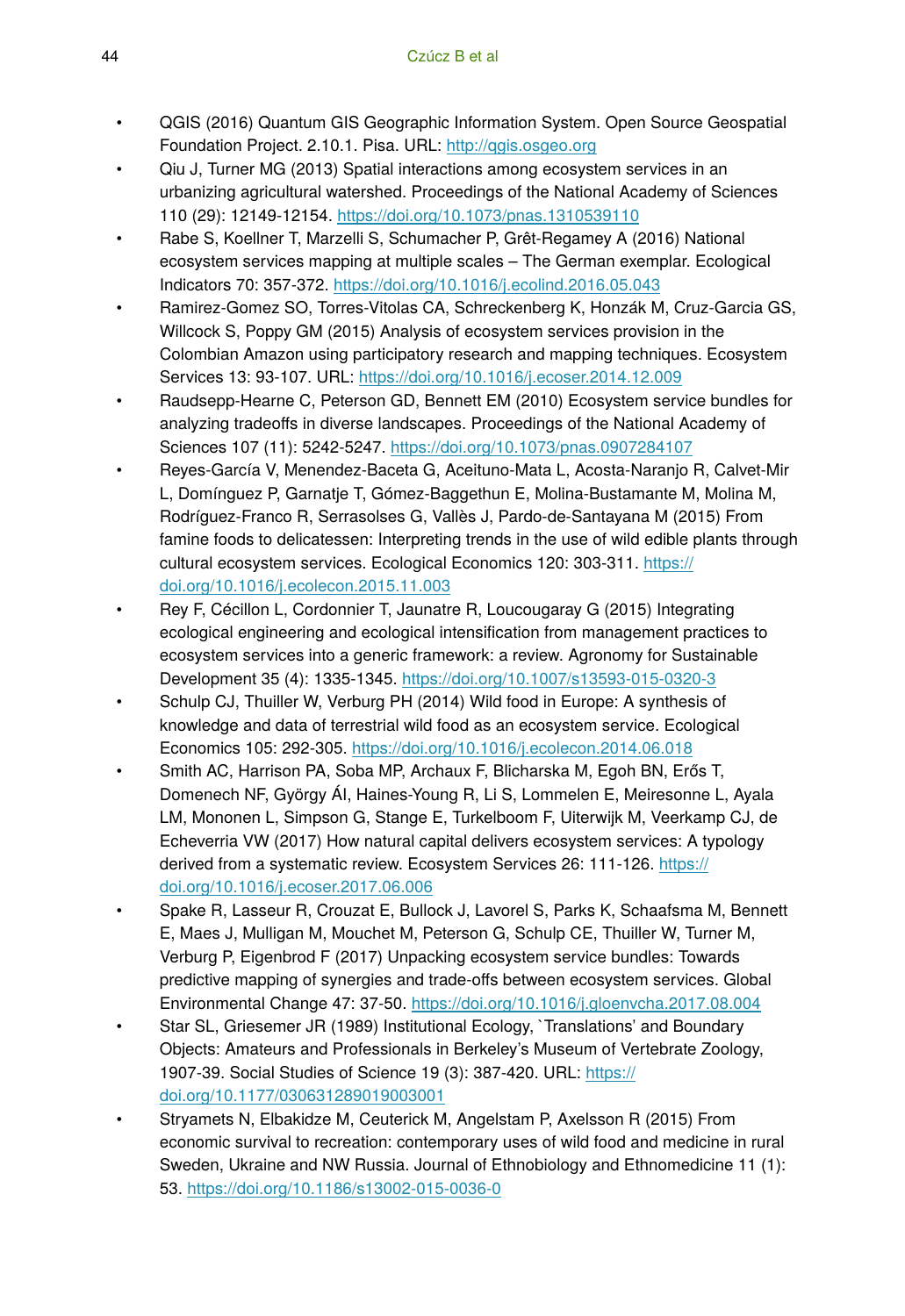- QGIS (2016) Quantum GIS Geographic Information System. Open Source Geospatial Foundation Project. 2.10.1. Pisa. URL: http://qgis.osgeo.org
- Qiu J, Turner MG (2013) Spatial interactions among ecosystem services in an urbanizing agricultural watershed. Proceedings of the National Academy of Sciences 110 (29): 12149-12154. https://doi.org/10.1073/pnas.1310539110
- Rabe S, Koellner T, Marzelli S, Schumacher P, Grêt-Regamey A (2016) National ecosystem services mapping at multiple scales – The German exemplar. Ecological Indicators 70: 357-372. https://doi.org/10.1016/j.ecolind.2016.05.043
- Ramirez-Gomez SO, Torres-Vitolas CA, Schreckenberg K, Honzák M, Cruz-Garcia GS, Willcock S, Poppy GM (2015) Analysis of ecosystem services provision in the Colombian Amazon using participatory research and mapping techniques. Ecosystem Services 13: 93-107. URL: https://doi.org/10.1016/j.ecoser.2014.12.009
- Raudsepp-Hearne C, Peterson GD, Bennett EM (2010) Ecosystem service bundles for analyzing tradeoffs in diverse landscapes. Proceedings of the National Academy of Sciences 107 (11): 5242-5247. https://doi.org/10.1073/pnas.0907284107
- Reyes-García V, Menendez-Baceta G, Aceituno-Mata L, Acosta-Naranjo R, Calvet-Mir L, Domínguez P, Garnatje T, Gómez-Baggethun E, Molina-Bustamante M, Molina M, Rodríguez-Franco R, Serrasolses G, Vallès J, Pardo-de-Santayana M (2015) From famine foods to delicatessen: Interpreting trends in the use of wild edible plants through cultural ecosystem services. Ecological Economics 120: 303-311. https://doi.org/10.1016/j.ecolecon.2015.11.003
- Rey F, Cécillon L, Cordonnier T, Jaunatre R, Loucougaray G (2015) Integrating ecological engineering and ecological intensification from management practices to ecosystem services into a generic framework: a review. Agronomy for Sustainable Development 35 (4): 1335-1345. https://doi.org/10.1007/s13593-015-0320-3
- Schulp CJ, Thuiller W, Verburg PH (2014) Wild food in Europe: A synthesis of knowledge and data of terrestrial wild food as an ecosystem service. Ecological Economics 105: 292-305. https://doi.org/10.1016/j.ecolecon.2014.06.018
- Smith AC, Harrison PA, Soba MP, Archaux F, Blicharska M, Egoh BN, Erős T, Domenech NF, György ÁI, Haines-Young R, Li S, Lommelen E, Meiresonne L, Ayala LM, Mononen L, Simpson G, Stange E, Turkelboom F, Uiterwijk M, Veerkamp CJ, de Echeverria VW (2017) How natural capital delivers ecosystem services: A typology derived from a systematic review. Ecosystem Services 26: 111-126. https://doi.org/10.1016/j.ecoser.2017.06.006
- Spake R, Lasseur R, Crouzat E, Bullock J, Lavorel S, Parks K, Schaafsma M, Bennett E, Maes J, Mulligan M, Mouchet M, Peterson G, Schulp CE, Thuiller W, Turner M, Verburg P, Eigenbrod F (2017) Unpacking ecosystem service bundles: Towards predictive mapping of synergies and trade-offs between ecosystem services. Global Environmental Change 47: 37-50. https://doi.org/10.1016/j.gloenvcha.2017.08.004
- Star SL, Griesemer JR (1989) Institutional Ecology, `Translations' and Boundary Objects: Amateurs and Professionals in Berkeley's Museum of Vertebrate Zoology, 1907-39. Social Studies of Science 19 (3): 387-420. URL: https://doi.org/10.1177/030631289019003001
- Stryamets N, Elbakidze M, Ceuterick M, Angelstam P, Axelsson R (2015) From economic survival to recreation: contemporary uses of wild food and medicine in rural Sweden, Ukraine and NW Russia. Journal of Ethnobiology and Ethnomedicine 11 (1): 53. https://doi.org/10.1186/s13002-015-0036-0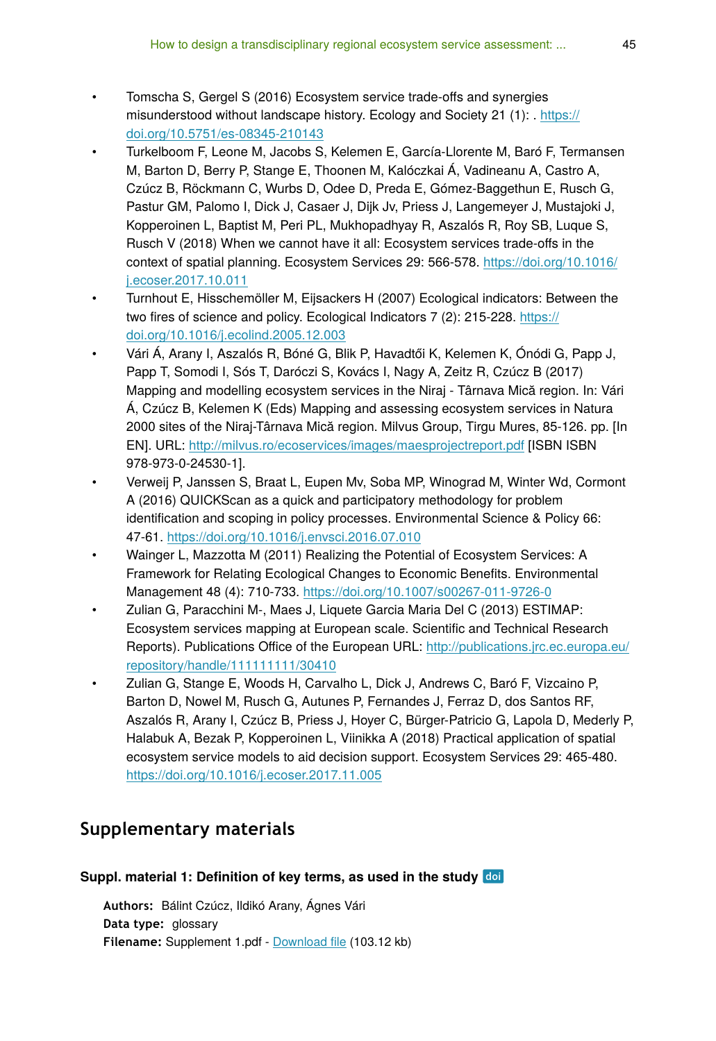- Tomscha S, Gergel S (2016) Ecosystem service trade-offs and synergies misunderstood without landscape history. Ecology and Society 21 (1): . https://doi.org/10.5751/es-08345-210143
- Turkelboom F, Leone M, Jacobs S, Kelemen E, García-Llorente M, Baró F, Termansen M, Barton D, Berry P, Stange E, Thoonen M, Kalóczkai Á, Vadineanu A, Castro A, Czúcz B, Röckmann C, Wurbs D, Odee D, Preda E, Gómez-Baggethun E, Rusch G, Pastur GM, Palomo I, Dick J, Casaer J, Dijk Jv, Priess J, Langemeyer J, Mustajoki J, Kopperoinen L, Baptist M, Peri PL, Mukhopadhyay R, Aszalós R, Roy SB, Luque S, Rusch V (2018) When we cannot have it all: Ecosystem services trade-offs in the context of spatial planning. Ecosystem Services 29: 566-578. https://doi.org/10.1016/j.ecoser.2017.10.011
- Turnhout E, Hisschemöller M, Eijsackers H (2007) Ecological indicators: Between the two fires of science and policy. Ecological Indicators 7 (2): 215-228. https://doi.org/10.1016/j.ecolind.2005.12.003
- Vári Á, Arany I, Aszalós R, Bóné G, Blik P, Havadtői K, Kelemen K, Ónódi G, Papp J, Papp T, Somodi I, Sós T, Daróczi S, Kovács I, Nagy A, Zeitz R, Czúcz B (2017) Mapping and modelling ecosystem services in the Niraj - Târnava Mică region. In: Vári Á, Czúcz B, Kelemen K (Eds) Mapping and assessing ecosystem services in Natura 2000 sites of the Niraj-Târnava Mică region. Milvus Group, Tirgu Mures, 85-126. pp. [In EN]. URL: http://milvus.ro/ecoservices/images/maesprojectreport.pdf [ISBN ISBN 978-973-0-24530-1].
- Verweij P, Janssen S, Braat L, Eupen Mv, Soba MP, Winograd M, Winter Wd, Cormont A (2016) QUICKScan as a quick and participatory methodology for problem identification and scoping in policy processes. Environmental Science & Policy 66: 47-61. https://doi.org/10.1016/j.envsci.2016.07.010
- Wainger L, Mazzotta M (2011) Realizing the Potential of Ecosystem Services: A Framework for Relating Ecological Changes to Economic Benefits. Environmental Management 48 (4): 710-733. https://doi.org/10.1007/s00267-011-9726-0
- Zulian G, Paracchini M-, Maes J, Liquete Garcia Maria Del C (2013) ESTIMAP: Ecosystem services mapping at European scale. Scientific and Technical Research Reports). Publications Office of the European URL: http://publications.jrc.ec.europa.eu/repository/handle/111111111/30410
- Zulian G, Stange E, Woods H, Carvalho L, Dick J, Andrews C, Baró F, Vizcaino P, Barton D, Nowel M, Rusch G, Autunes P, Fernandes J, Ferraz D, dos Santos RF, Aszalós R, Arany I, Czúcz B, Priess J, Hoyer C, Bürger-Patricio G, Lapola D, Mederly P, Halabuk A, Bezak P, Kopperoinen L, Viinikka A (2018) Practical application of spatial ecosystem service models to aid decision support. Ecosystem Services 29: 465-480. https://doi.org/10.1016/j.ecoser.2017.11.005

## Supplementary materials

### Suppl. material 1: Definition of key terms, as used in the study doi

**Authors:** Bálint Czúcz, Ildikó Arany, Ágnes Vári
**Data type:** glossary
**Filename:** Supplement 1.pdf - Download file (103.12 kb)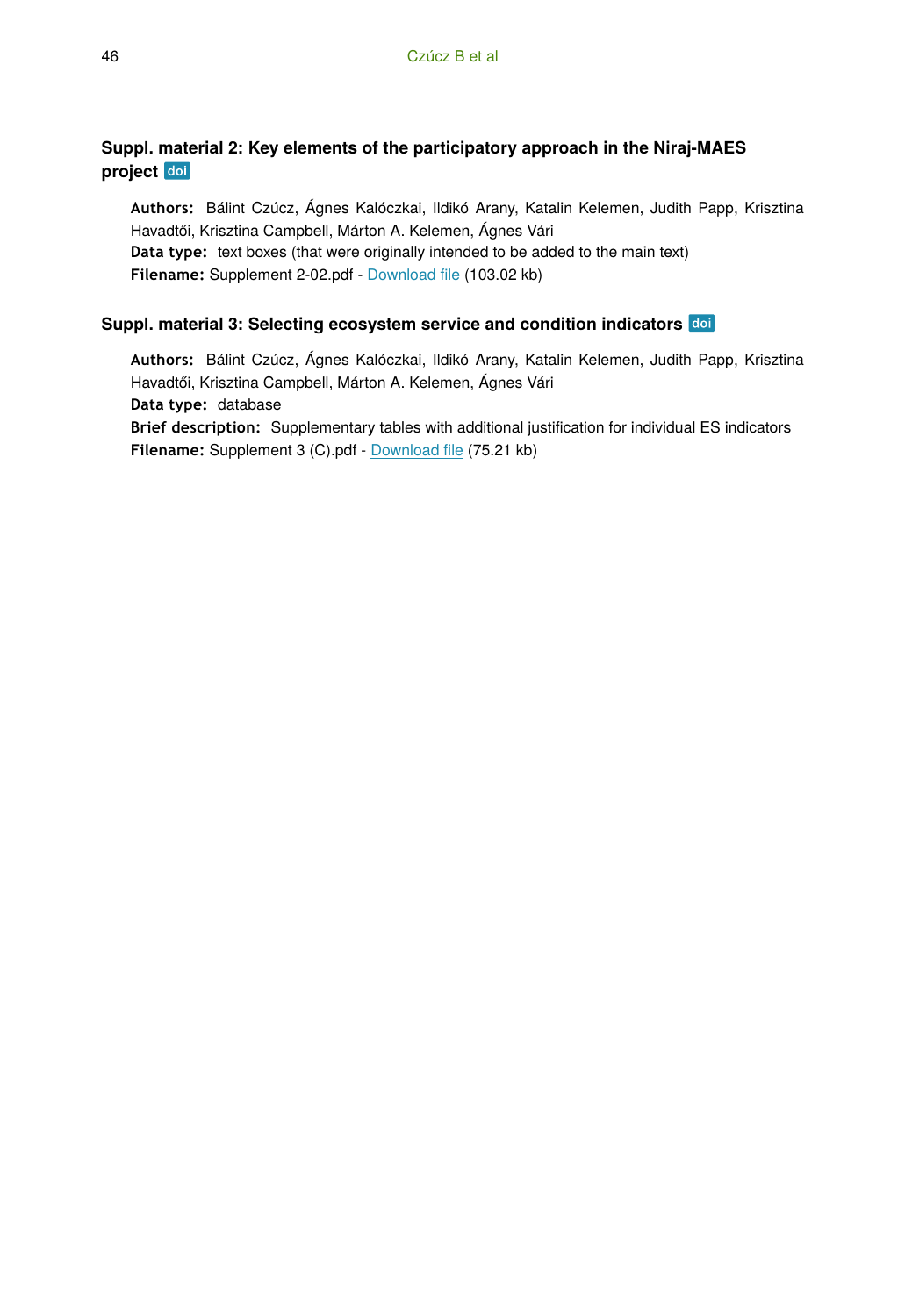### Suppl. material 2: Key elements of the participatory approach in the Niraj-MAES project doi

**Authors:** Bálint Czúcz, Ágnes Kalóczkai, Ildikó Arany, Katalin Kelemen, Judith Papp, Krisztina Havadtői, Krisztina Campbell, Márton A. Kelemen, Ágnes Vári
**Data type:** text boxes (that were originally intended to be added to the main text)
**Filename:** Supplement 2-02.pdf - Download file (103.02 kb)

### Suppl. material 3: Selecting ecosystem service and condition indicators doi

**Authors:** Bálint Czúcz, Ágnes Kalóczkai, Ildikó Arany, Katalin Kelemen, Judith Papp, Krisztina Havadtői, Krisztina Campbell, Márton A. Kelemen, Ágnes Vári
**Data type:** database
**Brief description:** Supplementary tables with additional justification for individual ES indicators
**Filename:** Supplement 3 (C).pdf - Download file (75.21 kb)